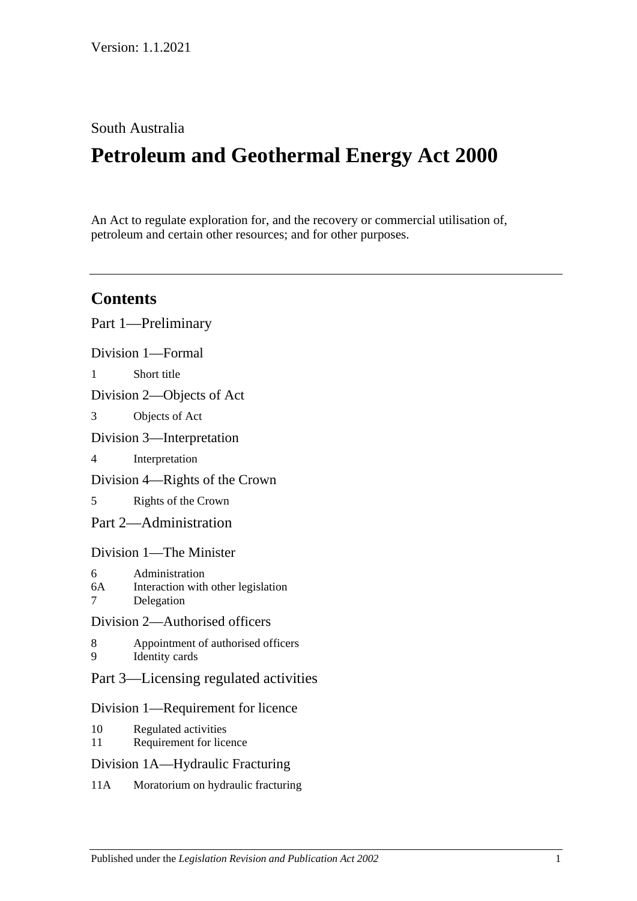Version: 1.1.2021

South Australia

# Petroleum and Geothermal Energy Act 2000

An Act to regulate exploration for, and the recovery or commercial utilisation of, petroleum and certain other resources; and for other purposes.

## Contents

Part 1—Preliminary

Division 1—Formal

1 Short title

Division 2—Objects of Act

3 Objects of Act

Division 3—Interpretation

4 Interpretation

Division 4—Rights of the Crown

5 Rights of the Crown

Part 2—Administration

Division 1—The Minister

6 Administration
6A Interaction with other legislation
7 Delegation

Division 2—Authorised officers

8 Appointment of authorised officers
9 Identity cards

Part 3—Licensing regulated activities

Division 1—Requirement for licence

10 Regulated activities
11 Requirement for licence

Division 1A—Hydraulic Fracturing

11A Moratorium on hydraulic fracturing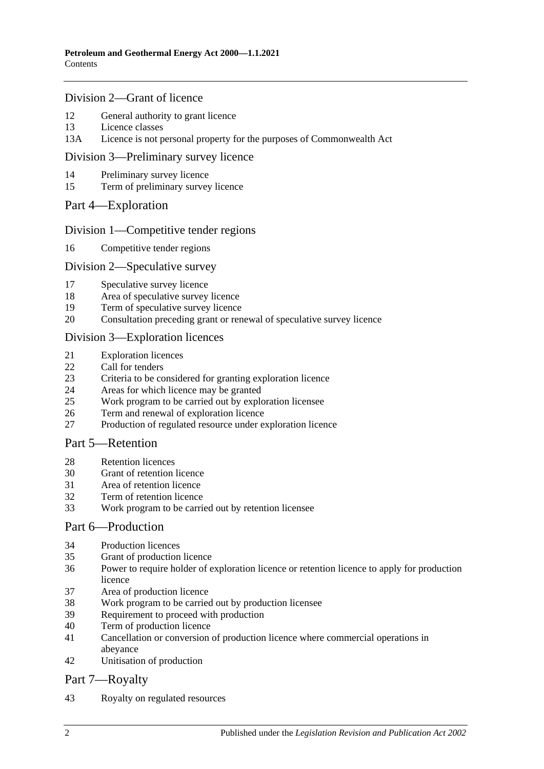## Division 2—Grant of licence

12 General authority to grant licence
13 Licence classes
13A Licence is not personal property for the purposes of Commonwealth Act

## Division 3—Preliminary survey licence

14 Preliminary survey licence
15 Term of preliminary survey licence

# Part 4—Exploration

## Division 1—Competitive tender regions

16 Competitive tender regions

## Division 2—Speculative survey

17 Speculative survey licence
18 Area of speculative survey licence
19 Term of speculative survey licence
20 Consultation preceding grant or renewal of speculative survey licence

## Division 3—Exploration licences

21 Exploration licences
22 Call for tenders
23 Criteria to be considered for granting exploration licence
24 Areas for which licence may be granted
25 Work program to be carried out by exploration licensee
26 Term and renewal of exploration licence
27 Production of regulated resource under exploration licence

# Part 5—Retention

28 Retention licences
30 Grant of retention licence
31 Area of retention licence
32 Term of retention licence
33 Work program to be carried out by retention licensee

# Part 6—Production

34 Production licences
35 Grant of production licence
36 Power to require holder of exploration licence or retention licence to apply for production licence
37 Area of production licence
38 Work program to be carried out by production licensee
39 Requirement to proceed with production
40 Term of production licence
41 Cancellation or conversion of production licence where commercial operations in abeyance
42 Unitisation of production

# Part 7—Royalty

43 Royalty on regulated resources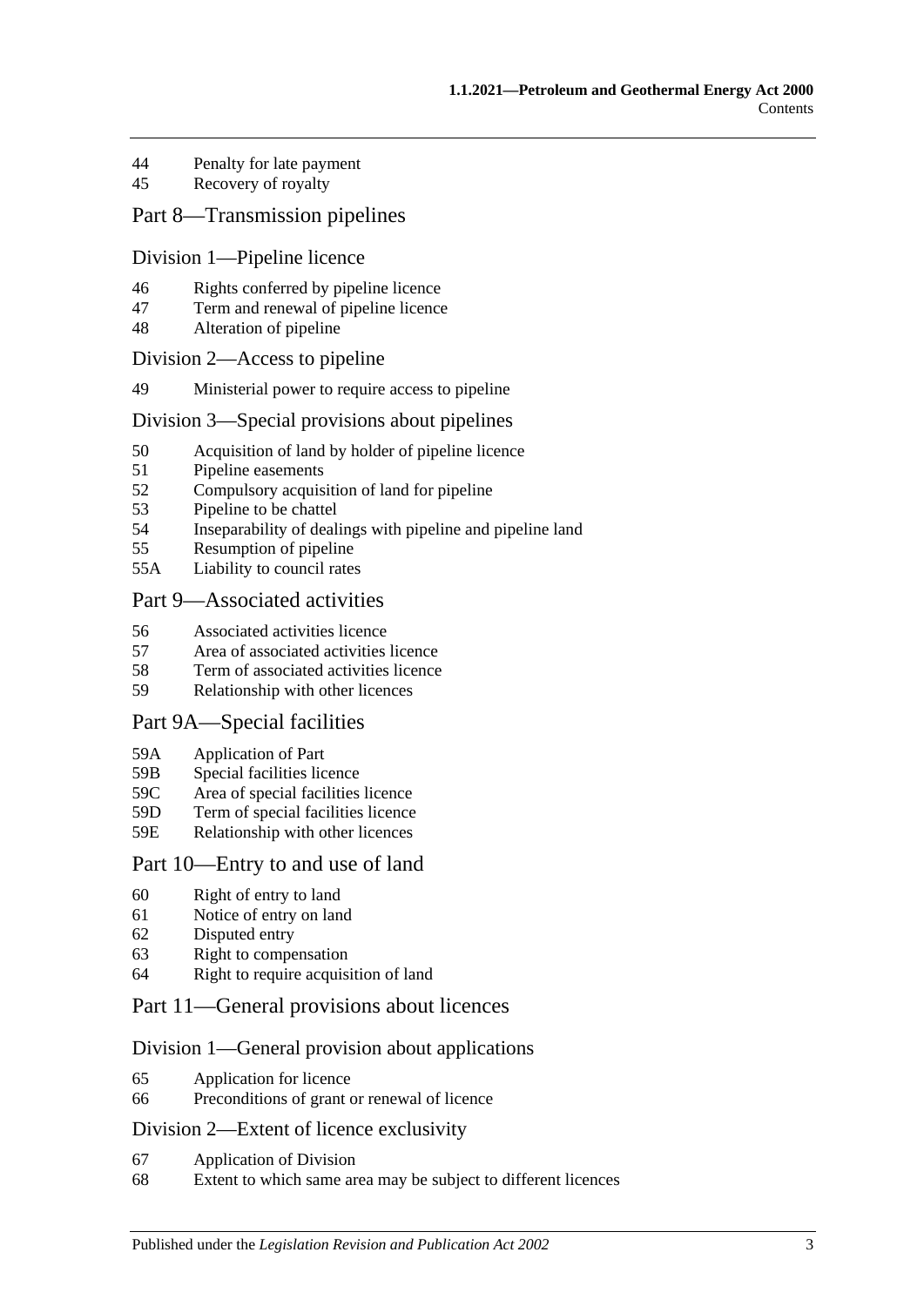44 Penalty for late payment
45 Recovery of royalty

## Part 8—Transmission pipelines

### Division 1—Pipeline licence

46 Rights conferred by pipeline licence
47 Term and renewal of pipeline licence
48 Alteration of pipeline

### Division 2—Access to pipeline

49 Ministerial power to require access to pipeline

### Division 3—Special provisions about pipelines

50 Acquisition of land by holder of pipeline licence
51 Pipeline easements
52 Compulsory acquisition of land for pipeline
53 Pipeline to be chattel
54 Inseparability of dealings with pipeline and pipeline land
55 Resumption of pipeline
55A Liability to council rates

## Part 9—Associated activities

56 Associated activities licence
57 Area of associated activities licence
58 Term of associated activities licence
59 Relationship with other licences

## Part 9A—Special facilities

59A Application of Part
59B Special facilities licence
59C Area of special facilities licence
59D Term of special facilities licence
59E Relationship with other licences

## Part 10—Entry to and use of land

60 Right of entry to land
61 Notice of entry on land
62 Disputed entry
63 Right to compensation
64 Right to require acquisition of land

## Part 11—General provisions about licences

### Division 1—General provision about applications

65 Application for licence
66 Preconditions of grant or renewal of licence

### Division 2—Extent of licence exclusivity

67 Application of Division
68 Extent to which same area may be subject to different licences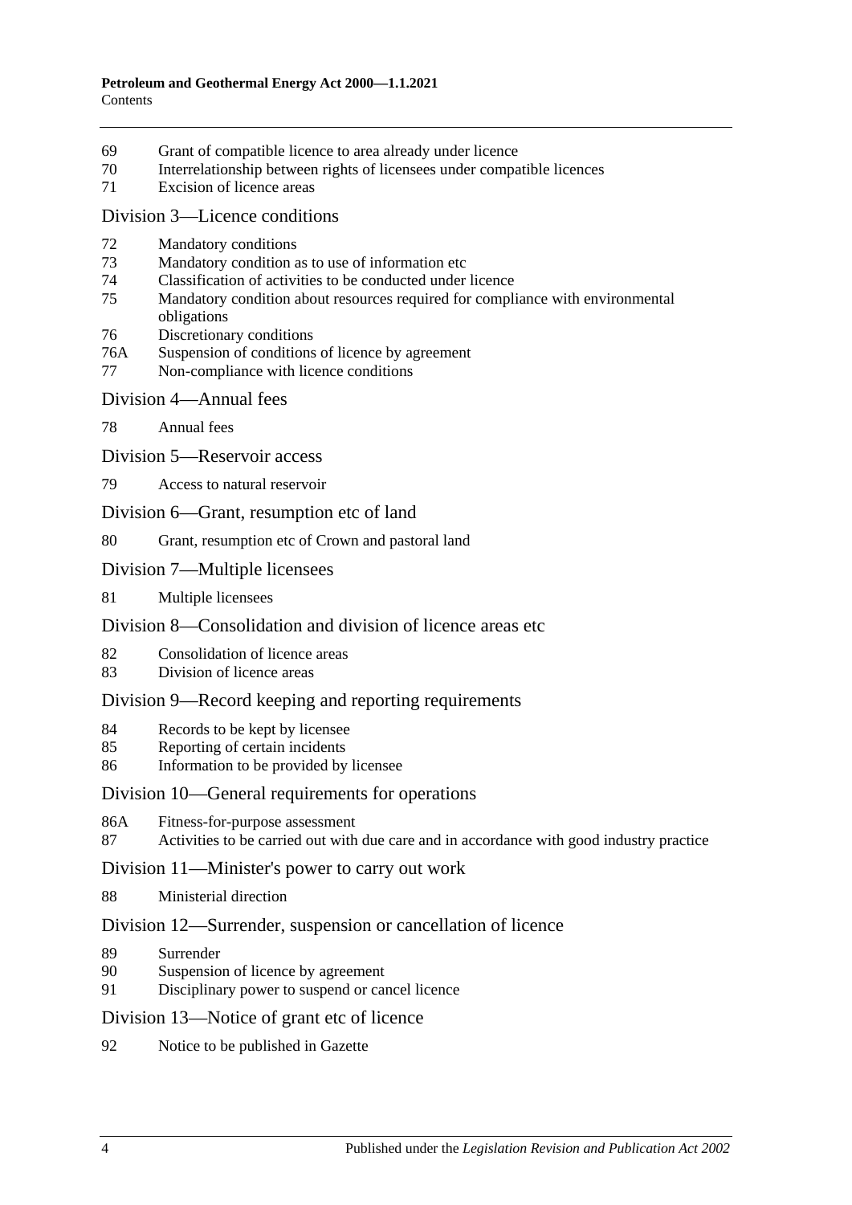69 Grant of compatible licence to area already under licence
70 Interrelationship between rights of licensees under compatible licences
71 Excision of licence areas

## Division 3—Licence conditions

72 Mandatory conditions
73 Mandatory condition as to use of information etc
74 Classification of activities to be conducted under licence
75 Mandatory condition about resources required for compliance with environmental obligations
76 Discretionary conditions
76A Suspension of conditions of licence by agreement
77 Non-compliance with licence conditions

## Division 4—Annual fees

78 Annual fees

## Division 5—Reservoir access

79 Access to natural reservoir

## Division 6—Grant, resumption etc of land

80 Grant, resumption etc of Crown and pastoral land

## Division 7—Multiple licensees

81 Multiple licensees

## Division 8—Consolidation and division of licence areas etc

82 Consolidation of licence areas
83 Division of licence areas

## Division 9—Record keeping and reporting requirements

84 Records to be kept by licensee
85 Reporting of certain incidents
86 Information to be provided by licensee

## Division 10—General requirements for operations

86A Fitness-for-purpose assessment
87 Activities to be carried out with due care and in accordance with good industry practice

## Division 11—Minister's power to carry out work

88 Ministerial direction

## Division 12—Surrender, suspension or cancellation of licence

89 Surrender
90 Suspension of licence by agreement
91 Disciplinary power to suspend or cancel licence

## Division 13—Notice of grant etc of licence

92 Notice to be published in Gazette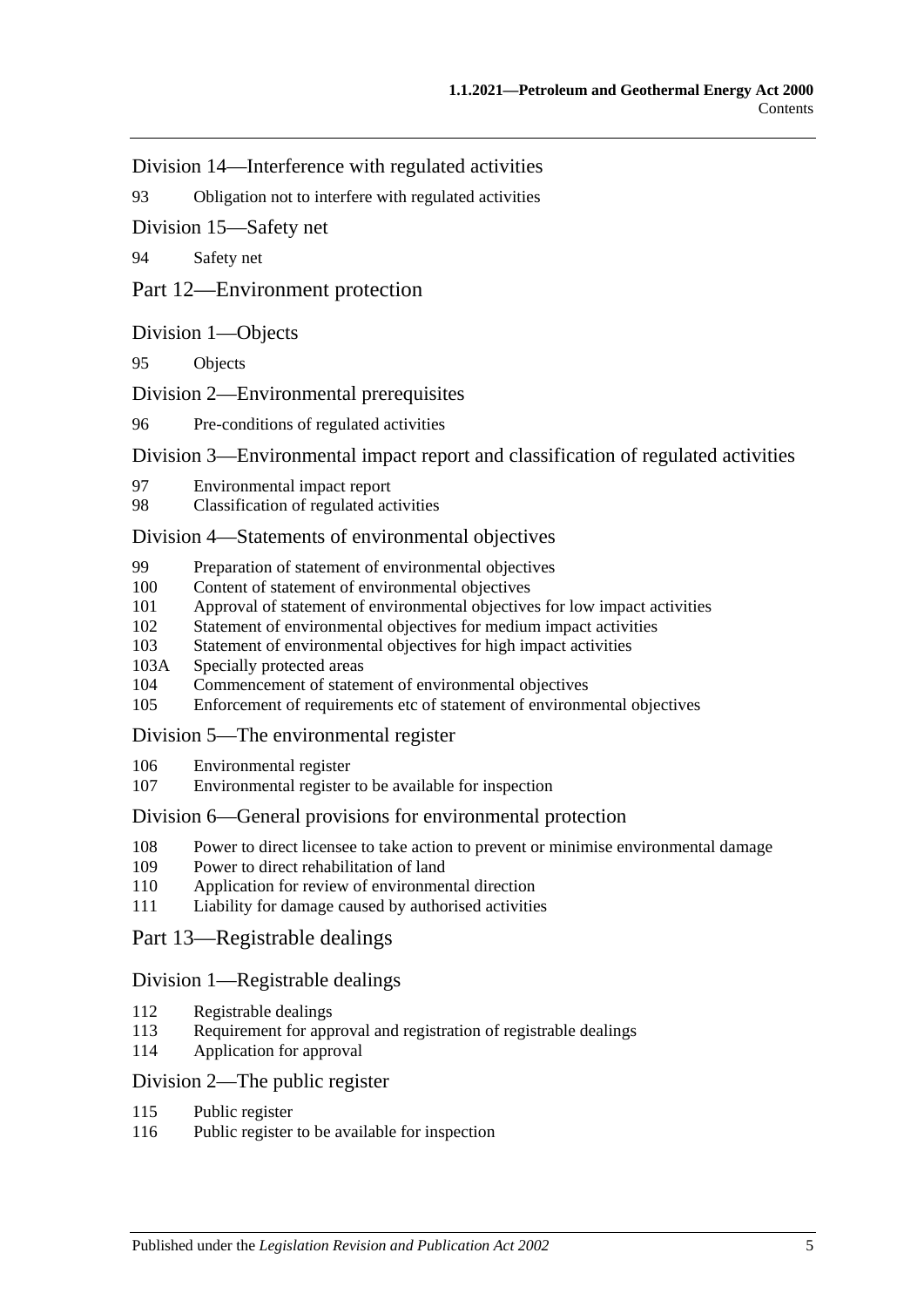## Division 14—Interference with regulated activities

93 Obligation not to interfere with regulated activities

## Division 15—Safety net

94 Safety net

# Part 12—Environment protection

## Division 1—Objects

95 Objects

## Division 2—Environmental prerequisites

96 Pre-conditions of regulated activities

## Division 3—Environmental impact report and classification of regulated activities

97 Environmental impact report
98 Classification of regulated activities

## Division 4—Statements of environmental objectives

99 Preparation of statement of environmental objectives
100 Content of statement of environmental objectives
101 Approval of statement of environmental objectives for low impact activities
102 Statement of environmental objectives for medium impact activities
103 Statement of environmental objectives for high impact activities
103A Specially protected areas
104 Commencement of statement of environmental objectives
105 Enforcement of requirements etc of statement of environmental objectives

## Division 5—The environmental register

106 Environmental register
107 Environmental register to be available for inspection

## Division 6—General provisions for environmental protection

108 Power to direct licensee to take action to prevent or minimise environmental damage
109 Power to direct rehabilitation of land
110 Application for review of environmental direction
111 Liability for damage caused by authorised activities

# Part 13—Registrable dealings

## Division 1—Registrable dealings

112 Registrable dealings
113 Requirement for approval and registration of registrable dealings
114 Application for approval

## Division 2—The public register

115 Public register
116 Public register to be available for inspection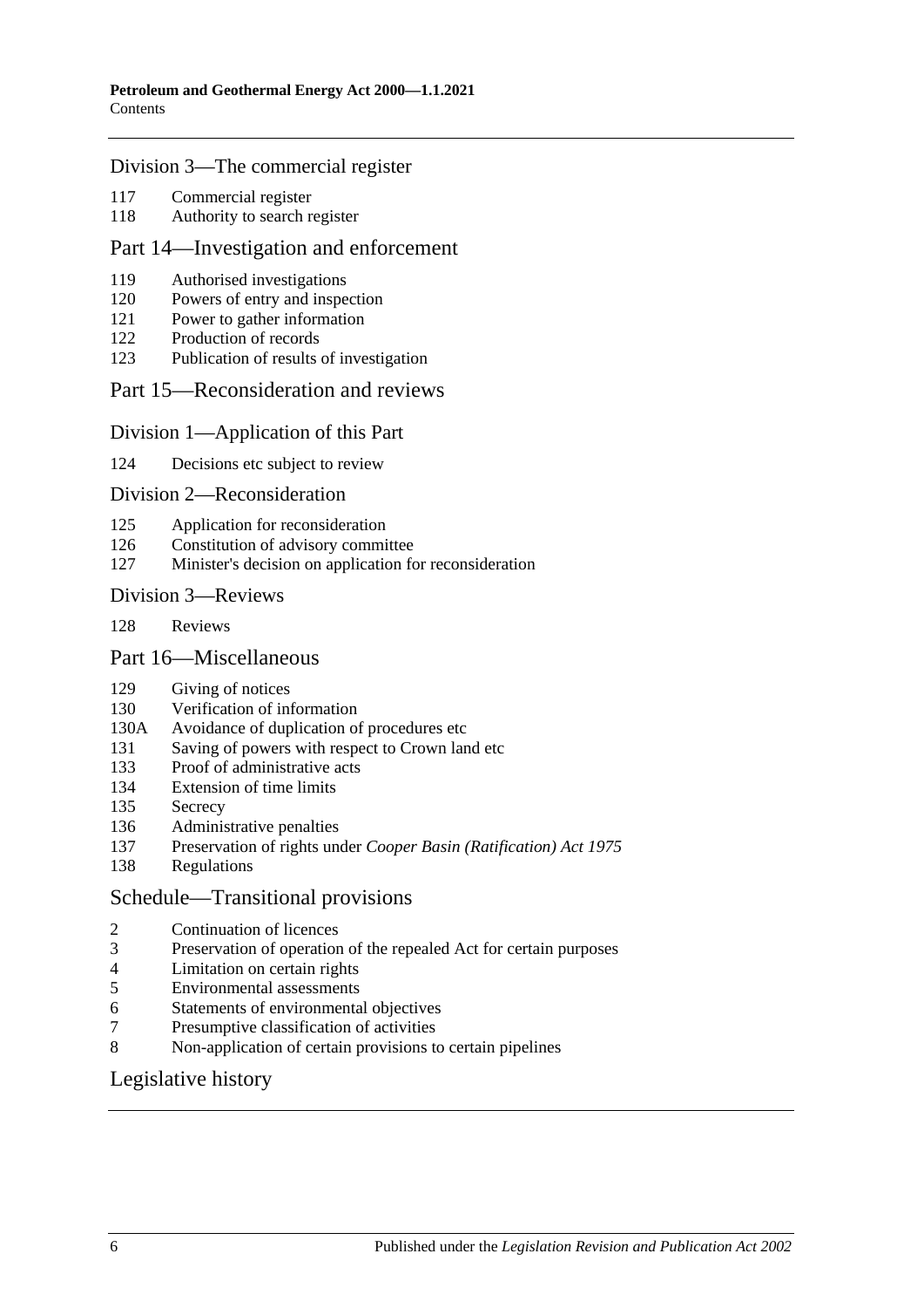## Division 3—The commercial register

117 Commercial register
118 Authority to search register

## Part 14—Investigation and enforcement

119 Authorised investigations
120 Powers of entry and inspection
121 Power to gather information
122 Production of records
123 Publication of results of investigation

## Part 15—Reconsideration and reviews

## Division 1—Application of this Part

124 Decisions etc subject to review

## Division 2—Reconsideration

125 Application for reconsideration
126 Constitution of advisory committee
127 Minister's decision on application for reconsideration

## Division 3—Reviews

128 Reviews

## Part 16—Miscellaneous

129 Giving of notices
130 Verification of information
130A Avoidance of duplication of procedures etc
131 Saving of powers with respect to Crown land etc
133 Proof of administrative acts
134 Extension of time limits
135 Secrecy
136 Administrative penalties
137 Preservation of rights under *Cooper Basin (Ratification) Act 1975*
138 Regulations

## Schedule—Transitional provisions

2 Continuation of licences
3 Preservation of operation of the repealed Act for certain purposes
4 Limitation on certain rights
5 Environmental assessments
6 Statements of environmental objectives
7 Presumptive classification of activities
8 Non-application of certain provisions to certain pipelines

## Legislative history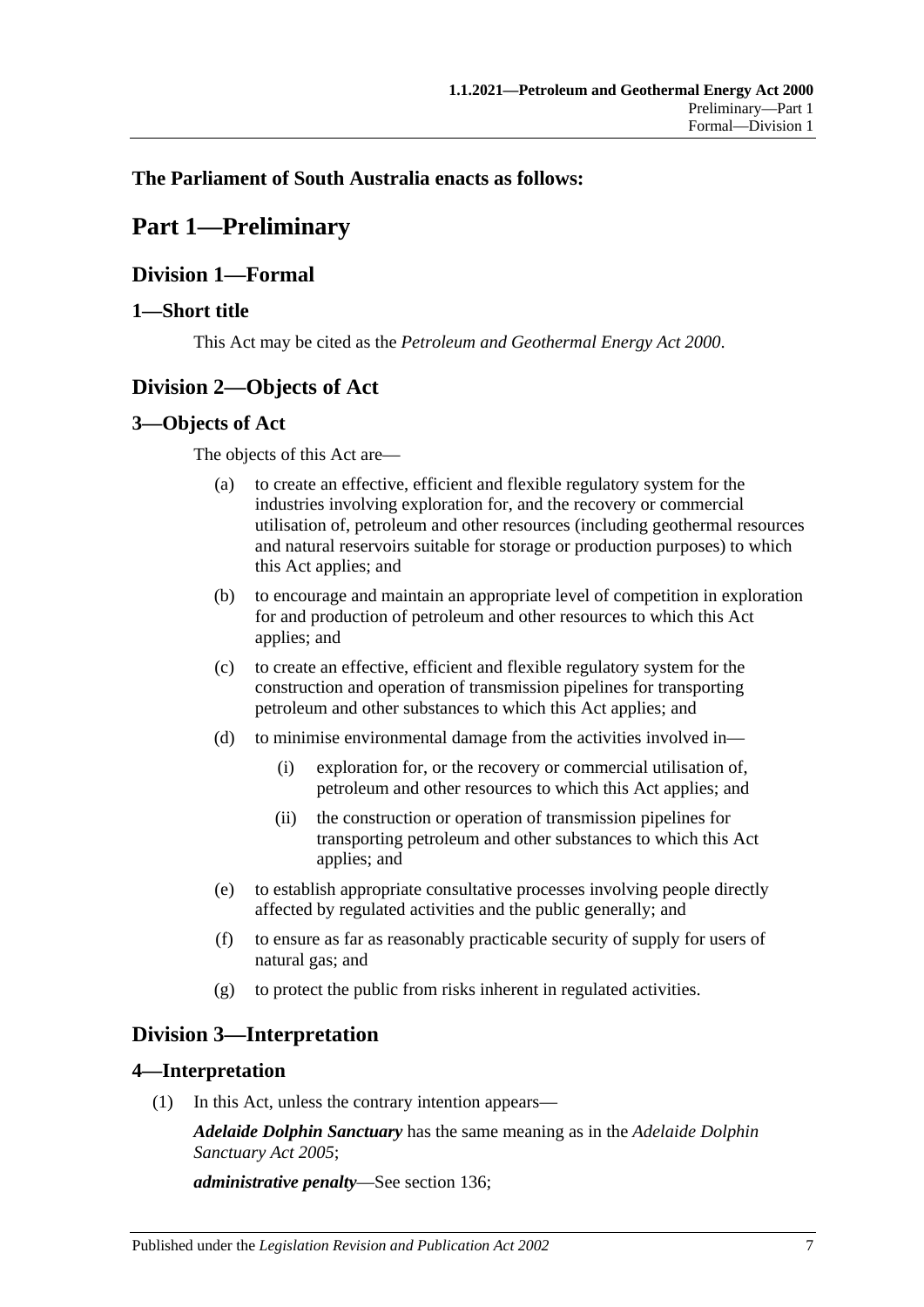**The Parliament of South Australia enacts as follows:**

# Part 1—Preliminary

## Division 1—Formal

### 1—Short title

This Act may be cited as the *Petroleum and Geothermal Energy Act 2000*.

## Division 2—Objects of Act

### 3—Objects of Act

The objects of this Act are—

(a) to create an effective, efficient and flexible regulatory system for the industries involving exploration for, and the recovery or commercial utilisation of, petroleum and other resources (including geothermal resources and natural reservoirs suitable for storage or production purposes) to which this Act applies; and

(b) to encourage and maintain an appropriate level of competition in exploration for and production of petroleum and other resources to which this Act applies; and

(c) to create an effective, efficient and flexible regulatory system for the construction and operation of transmission pipelines for transporting petroleum and other substances to which this Act applies; and

(d) to minimise environmental damage from the activities involved in—

(i) exploration for, or the recovery or commercial utilisation of, petroleum and other resources to which this Act applies; and

(ii) the construction or operation of transmission pipelines for transporting petroleum and other substances to which this Act applies; and

(e) to establish appropriate consultative processes involving people directly affected by regulated activities and the public generally; and

(f) to ensure as far as reasonably practicable security of supply for users of natural gas; and

(g) to protect the public from risks inherent in regulated activities.

## Division 3—Interpretation

### 4—Interpretation

(1) In this Act, unless the contrary intention appears—

***Adelaide Dolphin Sanctuary*** has the same meaning as in the *Adelaide Dolphin Sanctuary Act 2005*;

***administrative penalty***—See section 136;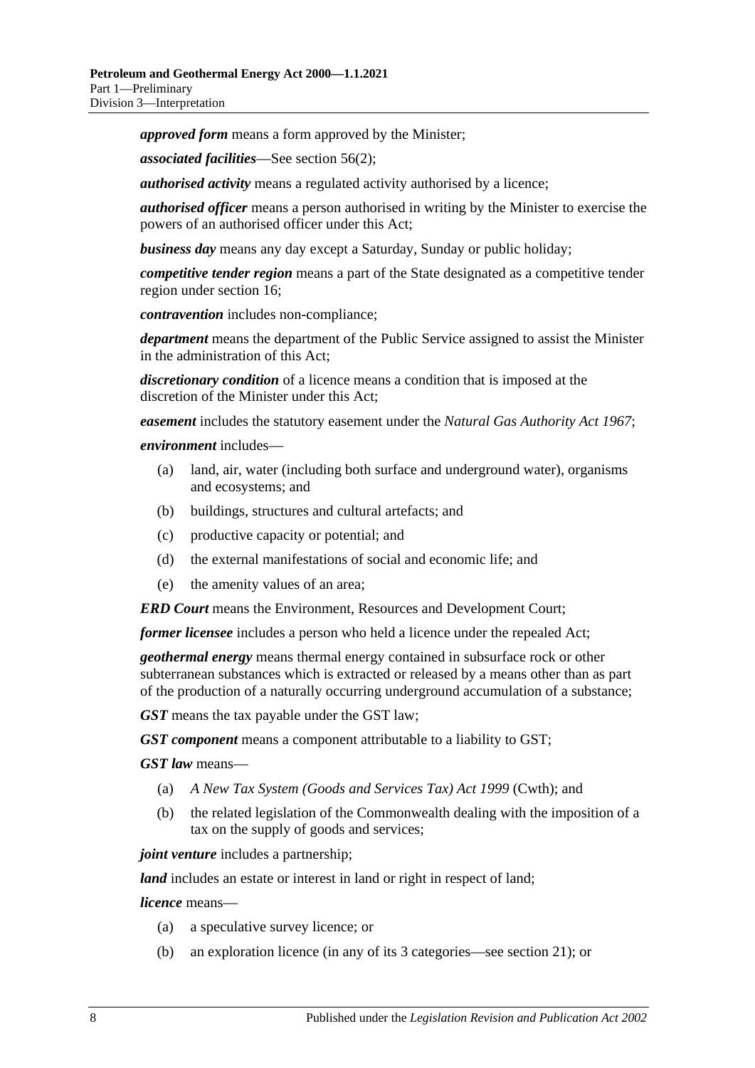***approved form*** means a form approved by the Minister;

***associated facilities***—See section 56(2);

***authorised activity*** means a regulated activity authorised by a licence;

***authorised officer*** means a person authorised in writing by the Minister to exercise the powers of an authorised officer under this Act;

***business day*** means any day except a Saturday, Sunday or public holiday;

***competitive tender region*** means a part of the State designated as a competitive tender region under section 16;

***contravention*** includes non-compliance;

***department*** means the department of the Public Service assigned to assist the Minister in the administration of this Act;

***discretionary condition*** of a licence means a condition that is imposed at the discretion of the Minister under this Act;

***easement*** includes the statutory easement under the *Natural Gas Authority Act 1967*;

***environment*** includes—

- (a) land, air, water (including both surface and underground water), organisms and ecosystems; and
- (b) buildings, structures and cultural artefacts; and
- (c) productive capacity or potential; and
- (d) the external manifestations of social and economic life; and
- (e) the amenity values of an area;

***ERD Court*** means the Environment, Resources and Development Court;

***former licensee*** includes a person who held a licence under the repealed Act;

***geothermal energy*** means thermal energy contained in subsurface rock or other subterranean substances which is extracted or released by a means other than as part of the production of a naturally occurring underground accumulation of a substance;

***GST*** means the tax payable under the GST law;

***GST component*** means a component attributable to a liability to GST;

***GST law*** means—

- (a) *A New Tax System (Goods and Services Tax) Act 1999* (Cwth); and
- (b) the related legislation of the Commonwealth dealing with the imposition of a tax on the supply of goods and services;

***joint venture*** includes a partnership;

***land*** includes an estate or interest in land or right in respect of land;

***licence*** means—

- (a) a speculative survey licence; or
- (b) an exploration licence (in any of its 3 categories—see section 21); or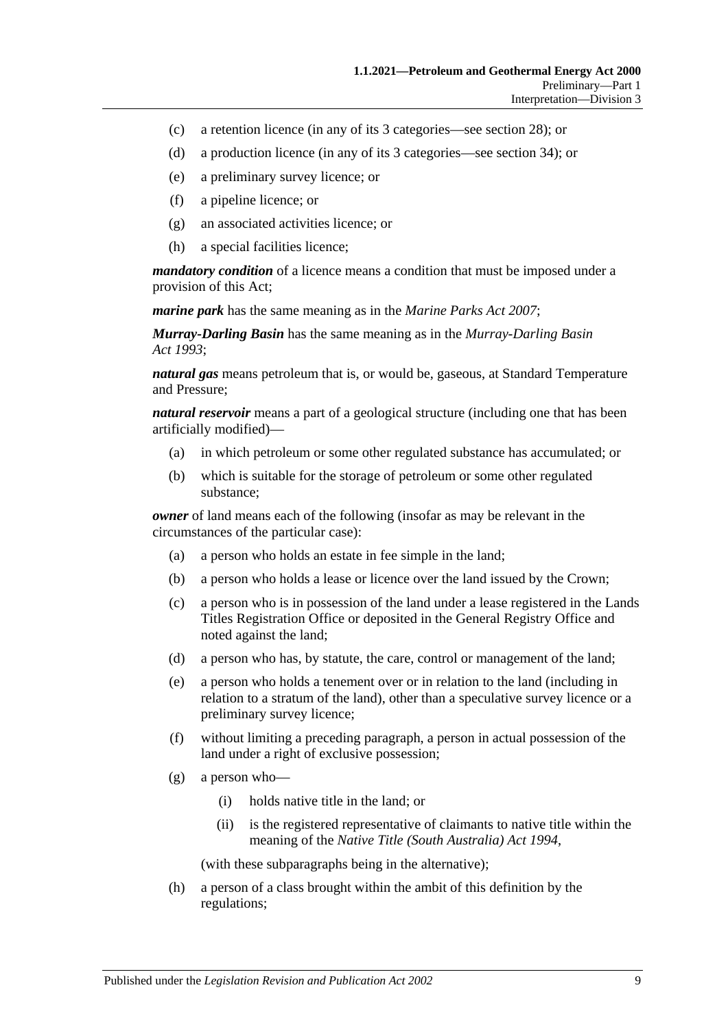(c) a retention licence (in any of its 3 categories—see section 28); or

(d) a production licence (in any of its 3 categories—see section 34); or

(e) a preliminary survey licence; or

(f) a pipeline licence; or

(g) an associated activities licence; or

(h) a special facilities licence;

***mandatory condition*** of a licence means a condition that must be imposed under a provision of this Act;

***marine park*** has the same meaning as in the *Marine Parks Act 2007*;

***Murray-Darling Basin*** has the same meaning as in the *Murray-Darling Basin Act 1993*;

***natural gas*** means petroleum that is, or would be, gaseous, at Standard Temperature and Pressure;

***natural reservoir*** means a part of a geological structure (including one that has been artificially modified)—

(a) in which petroleum or some other regulated substance has accumulated; or

(b) which is suitable for the storage of petroleum or some other regulated substance;

***owner*** of land means each of the following (insofar as may be relevant in the circumstances of the particular case):

(a) a person who holds an estate in fee simple in the land;

(b) a person who holds a lease or licence over the land issued by the Crown;

(c) a person who is in possession of the land under a lease registered in the Lands Titles Registration Office or deposited in the General Registry Office and noted against the land;

(d) a person who has, by statute, the care, control or management of the land;

(e) a person who holds a tenement over or in relation to the land (including in relation to a stratum of the land), other than a speculative survey licence or a preliminary survey licence;

(f) without limiting a preceding paragraph, a person in actual possession of the land under a right of exclusive possession;

(g) a person who—

(i) holds native title in the land; or

(ii) is the registered representative of claimants to native title within the meaning of the *Native Title (South Australia) Act 1994*,

(with these subparagraphs being in the alternative);

(h) a person of a class brought within the ambit of this definition by the regulations;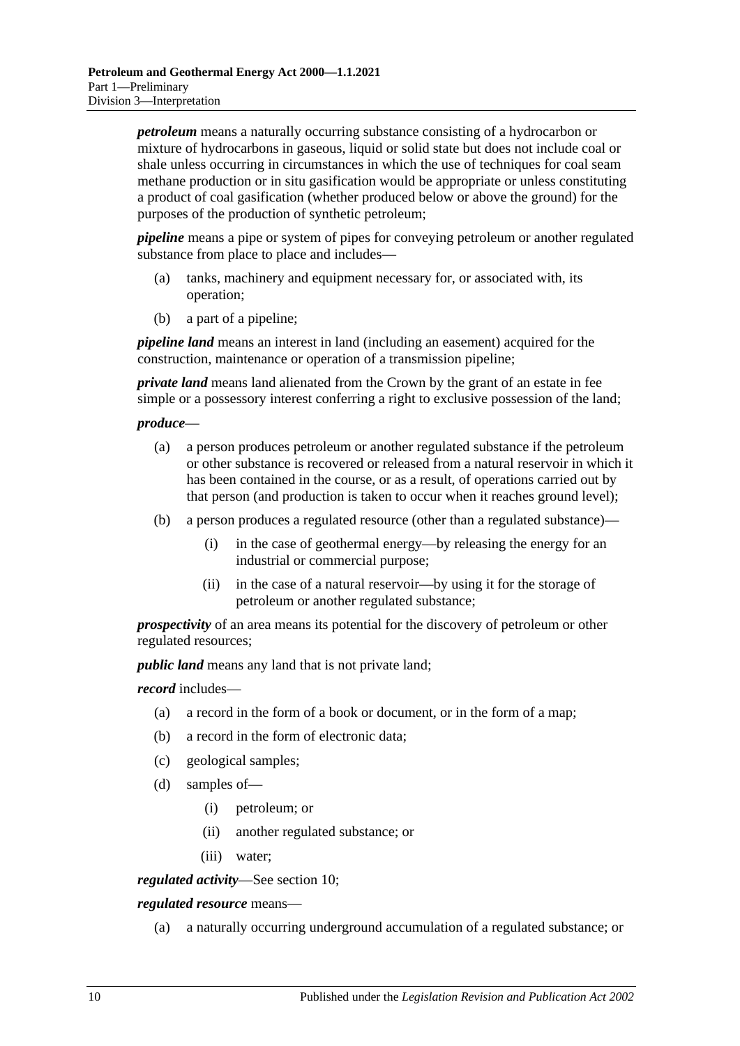***petroleum*** means a naturally occurring substance consisting of a hydrocarbon or mixture of hydrocarbons in gaseous, liquid or solid state but does not include coal or shale unless occurring in circumstances in which the use of techniques for coal seam methane production or in situ gasification would be appropriate or unless constituting a product of coal gasification (whether produced below or above the ground) for the purposes of the production of synthetic petroleum;

***pipeline*** means a pipe or system of pipes for conveying petroleum or another regulated substance from place to place and includes—

- (a) tanks, machinery and equipment necessary for, or associated with, its operation;
- (b) a part of a pipeline;

***pipeline land*** means an interest in land (including an easement) acquired for the construction, maintenance or operation of a transmission pipeline;

***private land*** means land alienated from the Crown by the grant of an estate in fee simple or a possessory interest conferring a right to exclusive possession of the land;

***produce***—

- (a) a person produces petroleum or another regulated substance if the petroleum or other substance is recovered or released from a natural reservoir in which it has been contained in the course, or as a result, of operations carried out by that person (and production is taken to occur when it reaches ground level);
- (b) a person produces a regulated resource (other than a regulated substance)—
  - (i) in the case of geothermal energy—by releasing the energy for an industrial or commercial purpose;
  - (ii) in the case of a natural reservoir—by using it for the storage of petroleum or another regulated substance;

***prospectivity*** of an area means its potential for the discovery of petroleum or other regulated resources;

***public land*** means any land that is not private land;

***record*** includes—

- (a) a record in the form of a book or document, or in the form of a map;
- (b) a record in the form of electronic data;
- (c) geological samples;
- (d) samples of—
  - (i) petroleum; or
  - (ii) another regulated substance; or
  - (iii) water;

***regulated activity***—See section 10;

***regulated resource*** means—

- (a) a naturally occurring underground accumulation of a regulated substance; or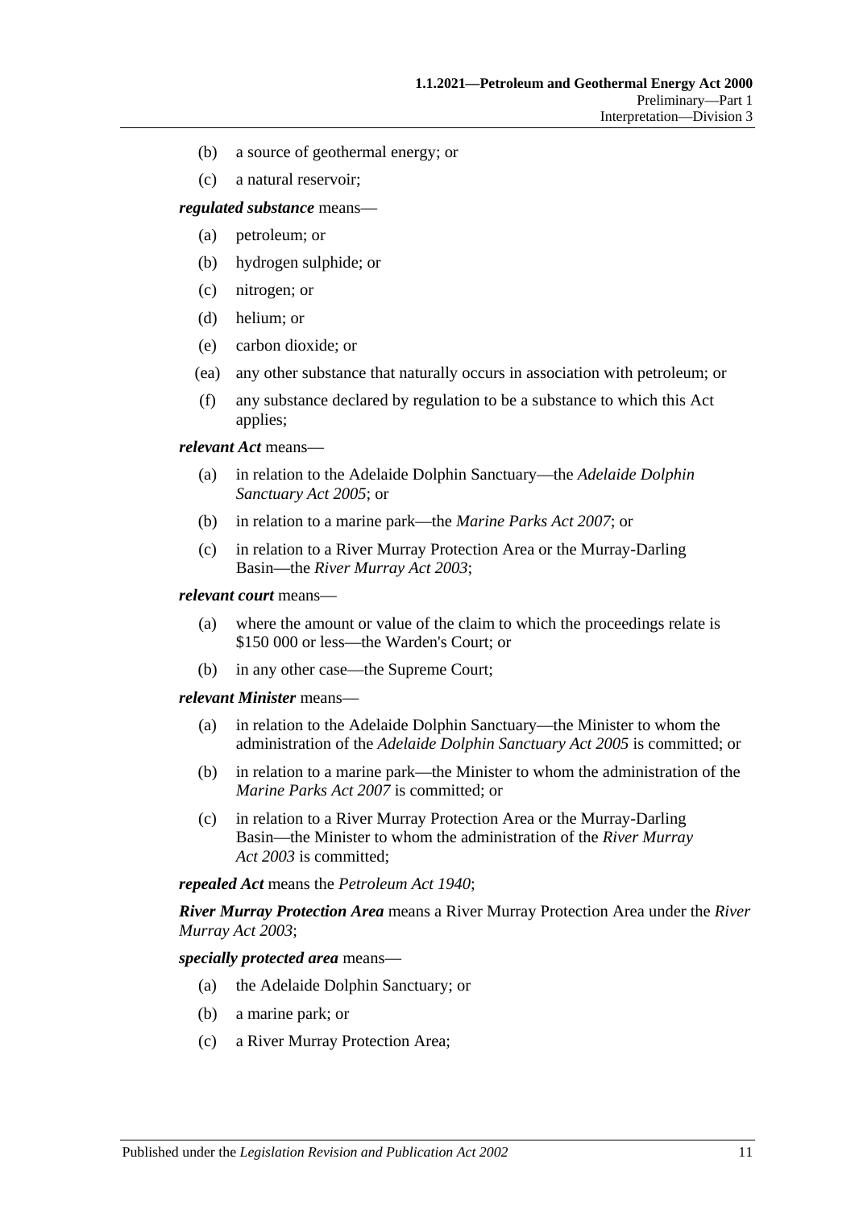(b) a source of geothermal energy; or

(c) a natural reservoir;

***regulated substance*** means—

(a) petroleum; or

(b) hydrogen sulphide; or

(c) nitrogen; or

(d) helium; or

(e) carbon dioxide; or

(ea) any other substance that naturally occurs in association with petroleum; or

(f) any substance declared by regulation to be a substance to which this Act applies;

***relevant Act*** means—

(a) in relation to the Adelaide Dolphin Sanctuary—the *Adelaide Dolphin Sanctuary Act 2005*; or

(b) in relation to a marine park—the *Marine Parks Act 2007*; or

(c) in relation to a River Murray Protection Area or the Murray-Darling Basin—the *River Murray Act 2003*;

***relevant court*** means—

(a) where the amount or value of the claim to which the proceedings relate is $150 000 or less—the Warden's Court; or

(b) in any other case—the Supreme Court;

***relevant Minister*** means—

(a) in relation to the Adelaide Dolphin Sanctuary—the Minister to whom the administration of the *Adelaide Dolphin Sanctuary Act 2005* is committed; or

(b) in relation to a marine park—the Minister to whom the administration of the *Marine Parks Act 2007* is committed; or

(c) in relation to a River Murray Protection Area or the Murray-Darling Basin—the Minister to whom the administration of the *River Murray Act 2003* is committed;

***repealed Act*** means the *Petroleum Act 1940*;

***River Murray Protection Area*** means a River Murray Protection Area under the *River Murray Act 2003*;

***specially protected area*** means—

(a) the Adelaide Dolphin Sanctuary; or

(b) a marine park; or

(c) a River Murray Protection Area;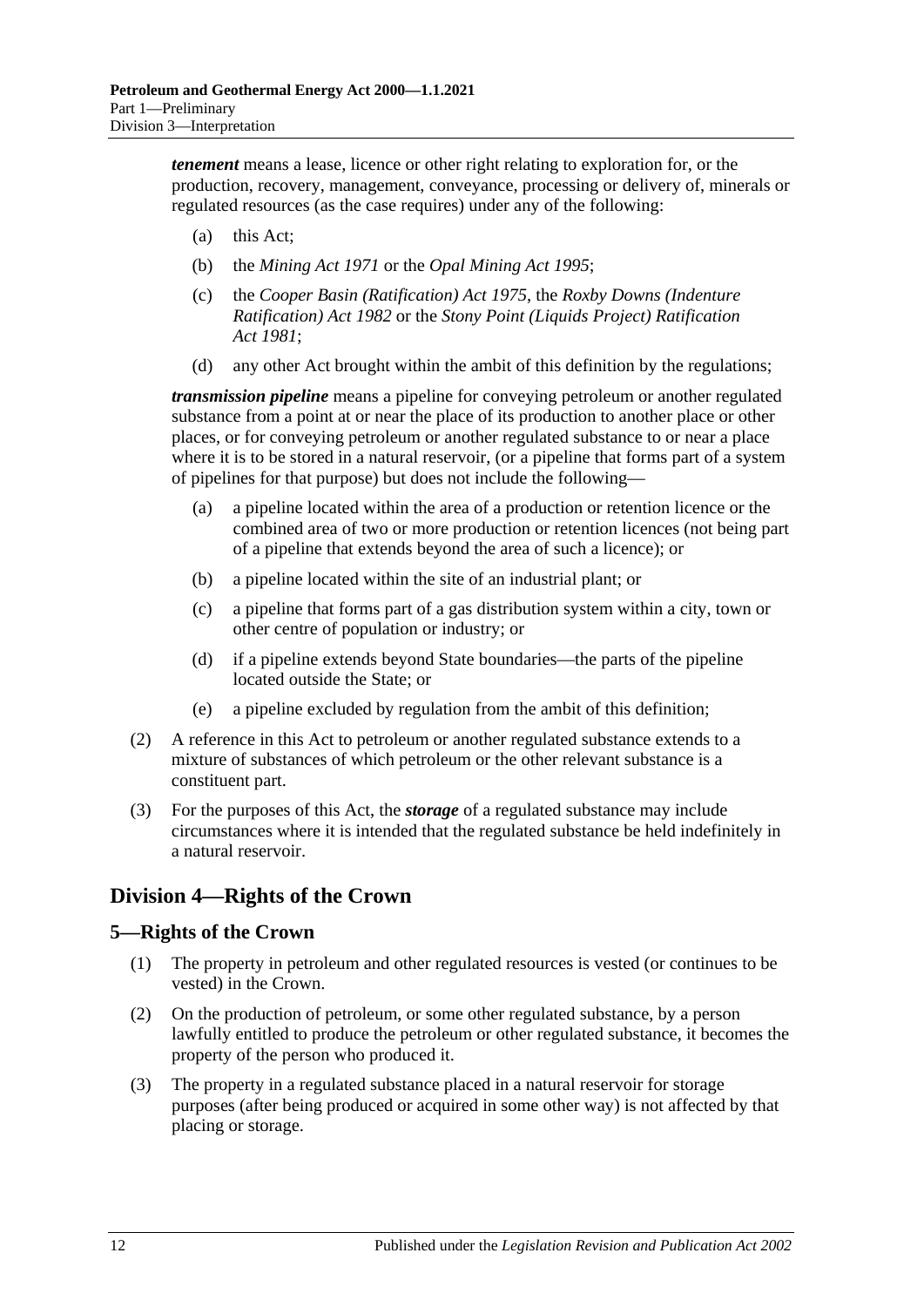***tenement*** means a lease, licence or other right relating to exploration for, or the production, recovery, management, conveyance, processing or delivery of, minerals or regulated resources (as the case requires) under any of the following:

(a) this Act;

(b) the *Mining Act 1971* or the *Opal Mining Act 1995*;

(c) the *Cooper Basin (Ratification) Act 1975*, the *Roxby Downs (Indenture Ratification) Act 1982* or the *Stony Point (Liquids Project) Ratification Act 1981*;

(d) any other Act brought within the ambit of this definition by the regulations;

***transmission pipeline*** means a pipeline for conveying petroleum or another regulated substance from a point at or near the place of its production to another place or other places, or for conveying petroleum or another regulated substance to or near a place where it is to be stored in a natural reservoir, (or a pipeline that forms part of a system of pipelines for that purpose) but does not include the following—

(a) a pipeline located within the area of a production or retention licence or the combined area of two or more production or retention licences (not being part of a pipeline that extends beyond the area of such a licence); or

(b) a pipeline located within the site of an industrial plant; or

(c) a pipeline that forms part of a gas distribution system within a city, town or other centre of population or industry; or

(d) if a pipeline extends beyond State boundaries—the parts of the pipeline located outside the State; or

(e) a pipeline excluded by regulation from the ambit of this definition;

(2) A reference in this Act to petroleum or another regulated substance extends to a mixture of substances of which petroleum or the other relevant substance is a constituent part.

(3) For the purposes of this Act, the ***storage*** of a regulated substance may include circumstances where it is intended that the regulated substance be held indefinitely in a natural reservoir.

## Division 4—Rights of the Crown

### 5—Rights of the Crown

(1) The property in petroleum and other regulated resources is vested (or continues to be vested) in the Crown.

(2) On the production of petroleum, or some other regulated substance, by a person lawfully entitled to produce the petroleum or other regulated substance, it becomes the property of the person who produced it.

(3) The property in a regulated substance placed in a natural reservoir for storage purposes (after being produced or acquired in some other way) is not affected by that placing or storage.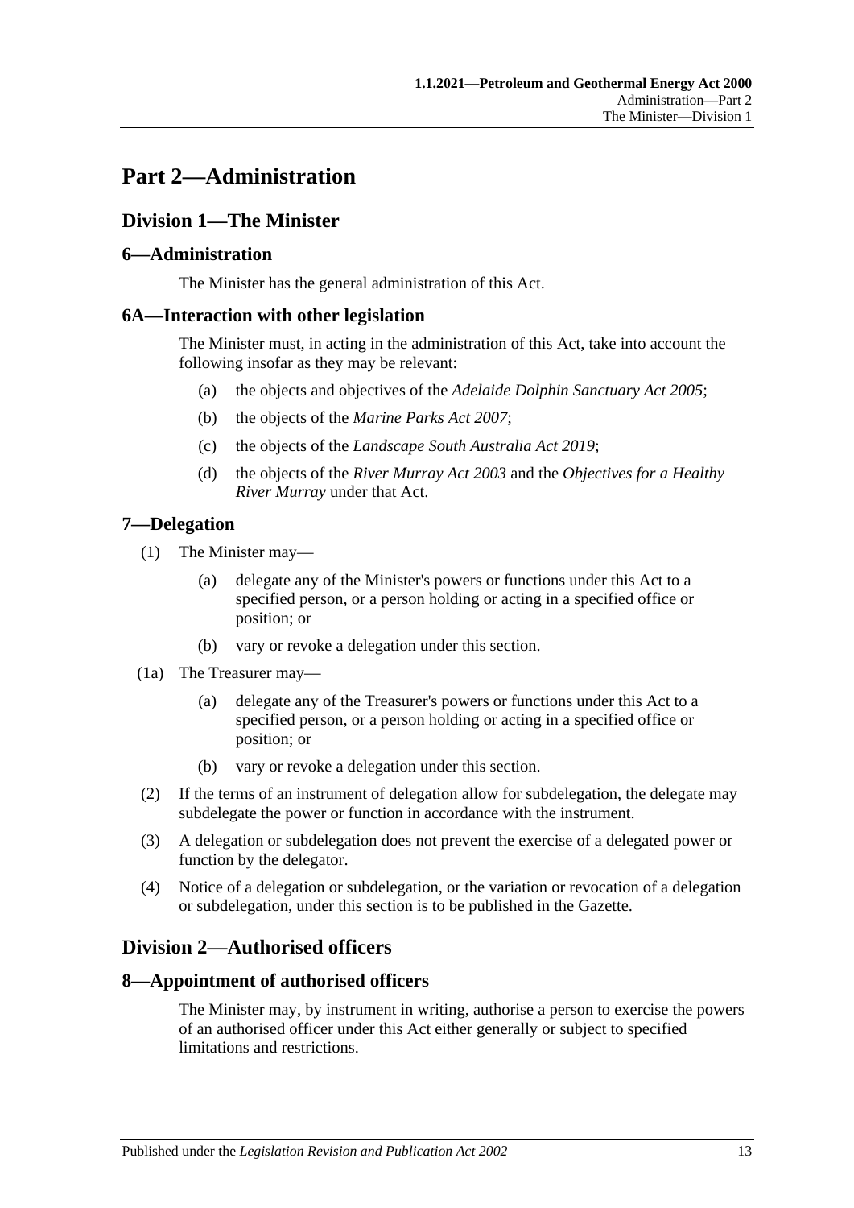# Part 2—Administration

## Division 1—The Minister

### 6—Administration

The Minister has the general administration of this Act.

### 6A—Interaction with other legislation

The Minister must, in acting in the administration of this Act, take into account the following insofar as they may be relevant:

- (a) the objects and objectives of the *Adelaide Dolphin Sanctuary Act 2005*;
- (b) the objects of the *Marine Parks Act 2007*;
- (c) the objects of the *Landscape South Australia Act 2019*;
- (d) the objects of the *River Murray Act 2003* and the *Objectives for a Healthy River Murray* under that Act.

### 7—Delegation

(1) The Minister may—

- (a) delegate any of the Minister's powers or functions under this Act to a specified person, or a person holding or acting in a specified office or position; or
- (b) vary or revoke a delegation under this section.

(1a) The Treasurer may—

- (a) delegate any of the Treasurer's powers or functions under this Act to a specified person, or a person holding or acting in a specified office or position; or
- (b) vary or revoke a delegation under this section.

(2) If the terms of an instrument of delegation allow for subdelegation, the delegate may subdelegate the power or function in accordance with the instrument.

(3) A delegation or subdelegation does not prevent the exercise of a delegated power or function by the delegator.

(4) Notice of a delegation or subdelegation, or the variation or revocation of a delegation or subdelegation, under this section is to be published in the Gazette.

## Division 2—Authorised officers

### 8—Appointment of authorised officers

The Minister may, by instrument in writing, authorise a person to exercise the powers of an authorised officer under this Act either generally or subject to specified limitations and restrictions.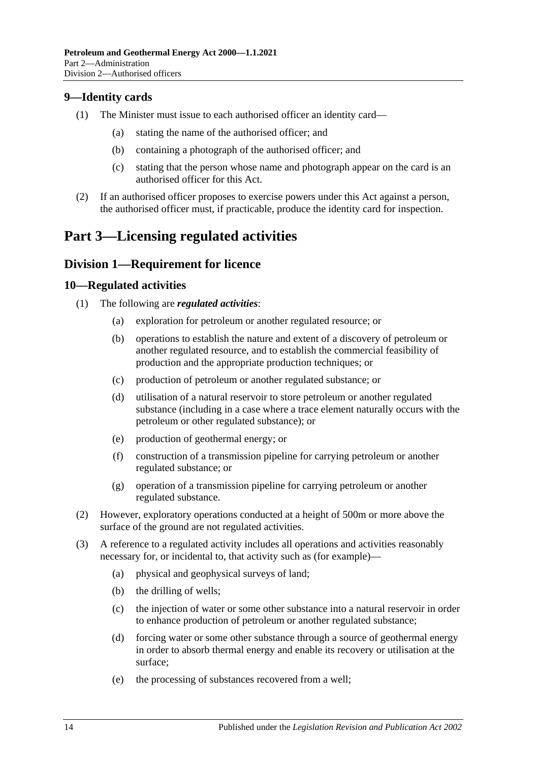## 9—Identity cards

(1) The Minister must issue to each authorised officer an identity card—

(a) stating the name of the authorised officer; and

(b) containing a photograph of the authorised officer; and

(c) stating that the person whose name and photograph appear on the card is an authorised officer for this Act.

(2) If an authorised officer proposes to exercise powers under this Act against a person, the authorised officer must, if practicable, produce the identity card for inspection.

# Part 3—Licensing regulated activities

## Division 1—Requirement for licence

## 10—Regulated activities

(1) The following are ***regulated activities***:

(a) exploration for petroleum or another regulated resource; or

(b) operations to establish the nature and extent of a discovery of petroleum or another regulated resource, and to establish the commercial feasibility of production and the appropriate production techniques; or

(c) production of petroleum or another regulated substance; or

(d) utilisation of a natural reservoir to store petroleum or another regulated substance (including in a case where a trace element naturally occurs with the petroleum or other regulated substance); or

(e) production of geothermal energy; or

(f) construction of a transmission pipeline for carrying petroleum or another regulated substance; or

(g) operation of a transmission pipeline for carrying petroleum or another regulated substance.

(2) However, exploratory operations conducted at a height of 500m or more above the surface of the ground are not regulated activities.

(3) A reference to a regulated activity includes all operations and activities reasonably necessary for, or incidental to, that activity such as (for example)—

(a) physical and geophysical surveys of land;

(b) the drilling of wells;

(c) the injection of water or some other substance into a natural reservoir in order to enhance production of petroleum or another regulated substance;

(d) forcing water or some other substance through a source of geothermal energy in order to absorb thermal energy and enable its recovery or utilisation at the surface;

(e) the processing of substances recovered from a well;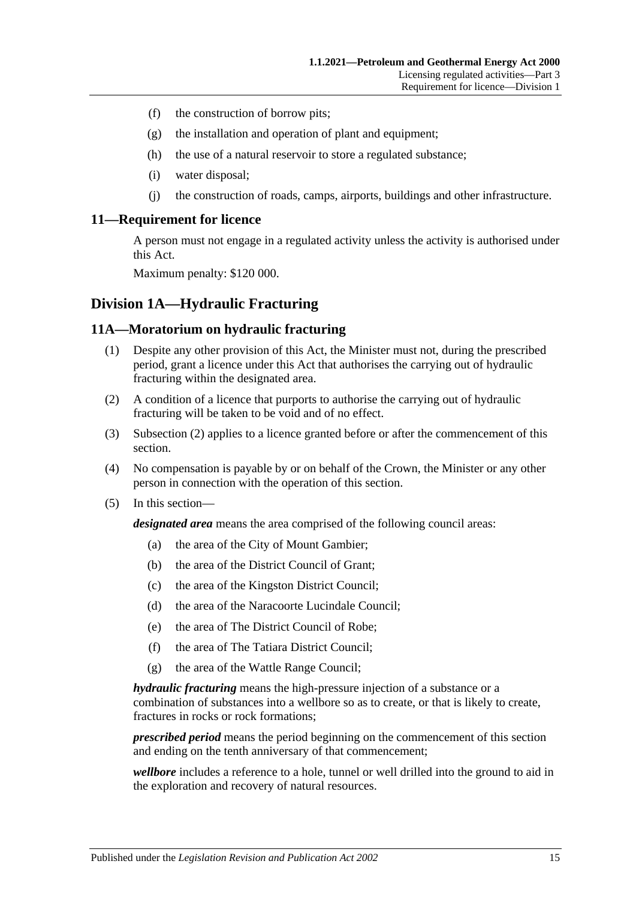- (f) the construction of borrow pits;
- (g) the installation and operation of plant and equipment;
- (h) the use of a natural reservoir to store a regulated substance;
- (i) water disposal;
- (j) the construction of roads, camps, airports, buildings and other infrastructure.

### 11—Requirement for licence

A person must not engage in a regulated activity unless the activity is authorised under this Act.

Maximum penalty: $120 000.

## Division 1A—Hydraulic Fracturing

### 11A—Moratorium on hydraulic fracturing

(1) Despite any other provision of this Act, the Minister must not, during the prescribed period, grant a licence under this Act that authorises the carrying out of hydraulic fracturing within the designated area.

(2) A condition of a licence that purports to authorise the carrying out of hydraulic fracturing will be taken to be void and of no effect.

(3) Subsection (2) applies to a licence granted before or after the commencement of this section.

(4) No compensation is payable by or on behalf of the Crown, the Minister or any other person in connection with the operation of this section.

(5) In this section—

***designated area*** means the area comprised of the following council areas:

- (a) the area of the City of Mount Gambier;
- (b) the area of the District Council of Grant;
- (c) the area of the Kingston District Council;
- (d) the area of the Naracoorte Lucindale Council;
- (e) the area of The District Council of Robe;
- (f) the area of The Tatiara District Council;
- (g) the area of the Wattle Range Council;

***hydraulic fracturing*** means the high-pressure injection of a substance or a combination of substances into a wellbore so as to create, or that is likely to create, fractures in rocks or rock formations;

***prescribed period*** means the period beginning on the commencement of this section and ending on the tenth anniversary of that commencement;

***wellbore*** includes a reference to a hole, tunnel or well drilled into the ground to aid in the exploration and recovery of natural resources.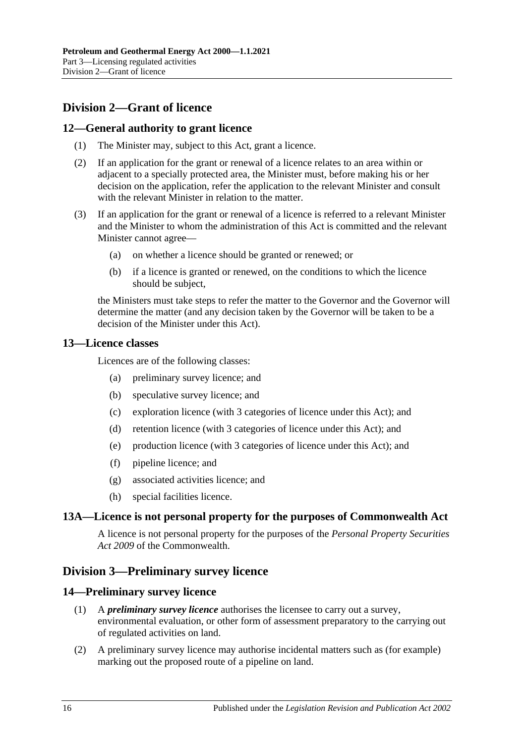## Division 2—Grant of licence

### 12—General authority to grant licence

(1) The Minister may, subject to this Act, grant a licence.

(2) If an application for the grant or renewal of a licence relates to an area within or adjacent to a specially protected area, the Minister must, before making his or her decision on the application, refer the application to the relevant Minister and consult with the relevant Minister in relation to the matter.

(3) If an application for the grant or renewal of a licence is referred to a relevant Minister and the Minister to whom the administration of this Act is committed and the relevant Minister cannot agree—

(a) on whether a licence should be granted or renewed; or

(b) if a licence is granted or renewed, on the conditions to which the licence should be subject,

the Ministers must take steps to refer the matter to the Governor and the Governor will determine the matter (and any decision taken by the Governor will be taken to be a decision of the Minister under this Act).

### 13—Licence classes

Licences are of the following classes:

(a) preliminary survey licence; and

(b) speculative survey licence; and

(c) exploration licence (with 3 categories of licence under this Act); and

(d) retention licence (with 3 categories of licence under this Act); and

(e) production licence (with 3 categories of licence under this Act); and

(f) pipeline licence; and

(g) associated activities licence; and

(h) special facilities licence.

### 13A—Licence is not personal property for the purposes of Commonwealth Act

A licence is not personal property for the purposes of the *Personal Property Securities Act 2009* of the Commonwealth.

## Division 3—Preliminary survey licence

### 14—Preliminary survey licence

(1) A ***preliminary survey licence*** authorises the licensee to carry out a survey, environmental evaluation, or other form of assessment preparatory to the carrying out of regulated activities on land.

(2) A preliminary survey licence may authorise incidental matters such as (for example) marking out the proposed route of a pipeline on land.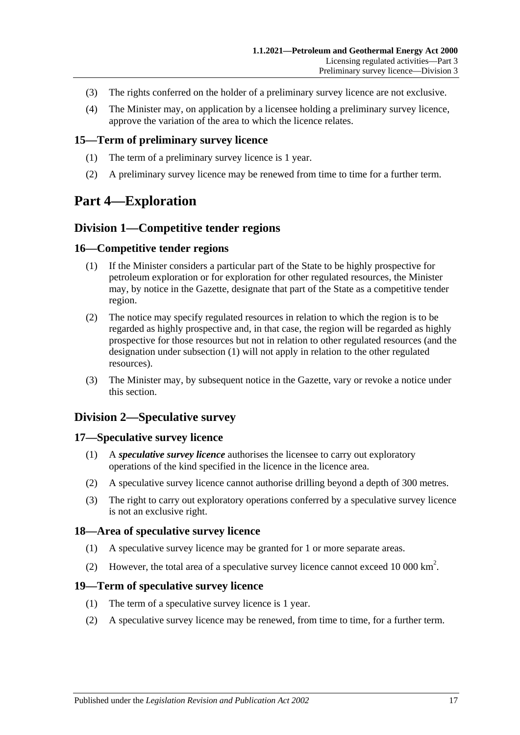(3) The rights conferred on the holder of a preliminary survey licence are not exclusive.

(4) The Minister may, on application by a licensee holding a preliminary survey licence, approve the variation of the area to which the licence relates.

### 15—Term of preliminary survey licence

(1) The term of a preliminary survey licence is 1 year.

(2) A preliminary survey licence may be renewed from time to time for a further term.

# Part 4—Exploration

## Division 1—Competitive tender regions

### 16—Competitive tender regions

(1) If the Minister considers a particular part of the State to be highly prospective for petroleum exploration or for exploration for other regulated resources, the Minister may, by notice in the Gazette, designate that part of the State as a competitive tender region.

(2) The notice may specify regulated resources in relation to which the region is to be regarded as highly prospective and, in that case, the region will be regarded as highly prospective for those resources but not in relation to other regulated resources (and the designation under subsection (1) will not apply in relation to the other regulated resources).

(3) The Minister may, by subsequent notice in the Gazette, vary or revoke a notice under this section.

## Division 2—Speculative survey

### 17—Speculative survey licence

(1) A ***speculative survey licence*** authorises the licensee to carry out exploratory operations of the kind specified in the licence in the licence area.

(2) A speculative survey licence cannot authorise drilling beyond a depth of 300 metres.

(3) The right to carry out exploratory operations conferred by a speculative survey licence is not an exclusive right.

### 18—Area of speculative survey licence

(1) A speculative survey licence may be granted for 1 or more separate areas.

(2) However, the total area of a speculative survey licence cannot exceed 10 000 $km^2$.

### 19—Term of speculative survey licence

(1) The term of a speculative survey licence is 1 year.

(2) A speculative survey licence may be renewed, from time to time, for a further term.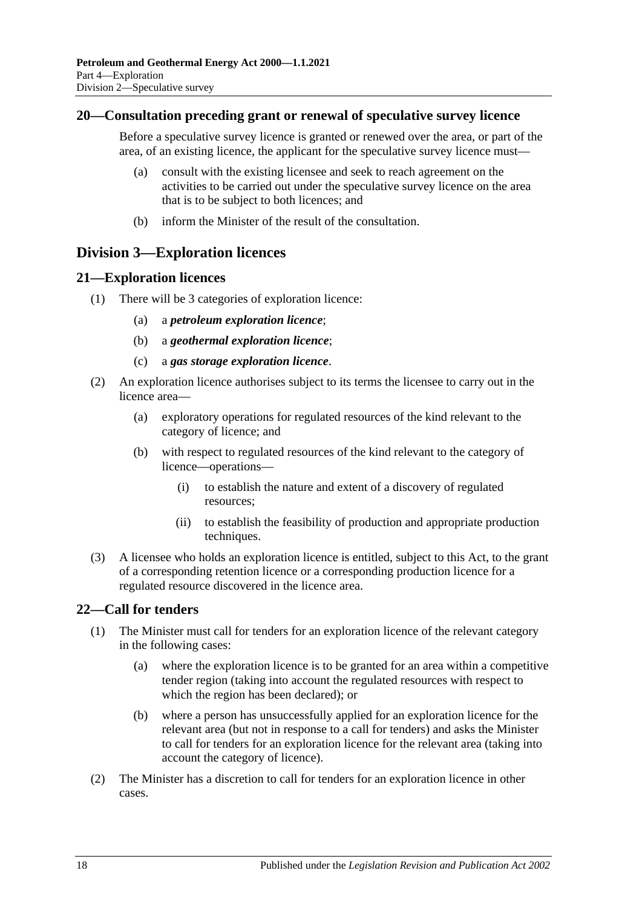## 20—Consultation preceding grant or renewal of speculative survey licence

Before a speculative survey licence is granted or renewed over the area, or part of the area, of an existing licence, the applicant for the speculative survey licence must—

- (a) consult with the existing licensee and seek to reach agreement on the activities to be carried out under the speculative survey licence on the area that is to be subject to both licences; and
- (b) inform the Minister of the result of the consultation.

# Division 3—Exploration licences

## 21—Exploration licences

(1) There will be 3 categories of exploration licence:

- (a) a ***petroleum exploration licence***;
- (b) a ***geothermal exploration licence***;
- (c) a ***gas storage exploration licence***.

(2) An exploration licence authorises subject to its terms the licensee to carry out in the licence area—

- (a) exploratory operations for regulated resources of the kind relevant to the category of licence; and
- (b) with respect to regulated resources of the kind relevant to the category of licence—operations—
  - (i) to establish the nature and extent of a discovery of regulated resources;
  - (ii) to establish the feasibility of production and appropriate production techniques.

(3) A licensee who holds an exploration licence is entitled, subject to this Act, to the grant of a corresponding retention licence or a corresponding production licence for a regulated resource discovered in the licence area.

## 22—Call for tenders

(1) The Minister must call for tenders for an exploration licence of the relevant category in the following cases:

- (a) where the exploration licence is to be granted for an area within a competitive tender region (taking into account the regulated resources with respect to which the region has been declared); or
- (b) where a person has unsuccessfully applied for an exploration licence for the relevant area (but not in response to a call for tenders) and asks the Minister to call for tenders for an exploration licence for the relevant area (taking into account the category of licence).

(2) The Minister has a discretion to call for tenders for an exploration licence in other cases.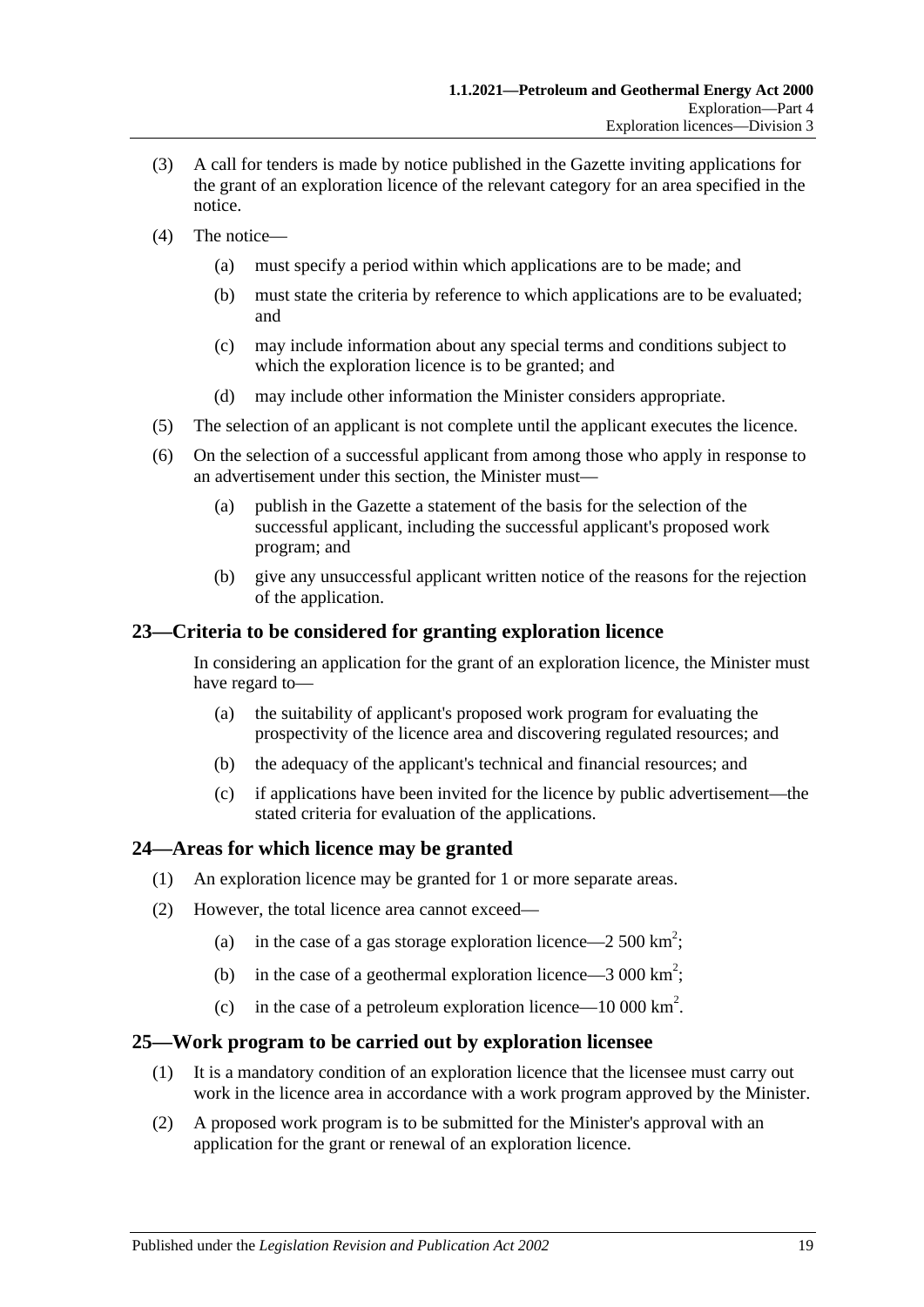(3) A call for tenders is made by notice published in the Gazette inviting applications for the grant of an exploration licence of the relevant category for an area specified in the notice.

(4) The notice—

(a) must specify a period within which applications are to be made; and

(b) must state the criteria by reference to which applications are to be evaluated; and

(c) may include information about any special terms and conditions subject to which the exploration licence is to be granted; and

(d) may include other information the Minister considers appropriate.

(5) The selection of an applicant is not complete until the applicant executes the licence.

(6) On the selection of a successful applicant from among those who apply in response to an advertisement under this section, the Minister must—

(a) publish in the Gazette a statement of the basis for the selection of the successful applicant, including the successful applicant's proposed work program; and

(b) give any unsuccessful applicant written notice of the reasons for the rejection of the application.

## 23—Criteria to be considered for granting exploration licence

In considering an application for the grant of an exploration licence, the Minister must have regard to—

(a) the suitability of applicant's proposed work program for evaluating the prospectivity of the licence area and discovering regulated resources; and

(b) the adequacy of the applicant's technical and financial resources; and

(c) if applications have been invited for the licence by public advertisement—the stated criteria for evaluation of the applications.

## 24—Areas for which licence may be granted

(1) An exploration licence may be granted for 1 or more separate areas.

(2) However, the total licence area cannot exceed—

(a) in the case of a gas storage exploration licence—2 500 $km^2$;

(b) in the case of a geothermal exploration licence—3 000 $km^2$;

(c) in the case of a petroleum exploration licence—10 000 $km^2$.

## 25—Work program to be carried out by exploration licensee

(1) It is a mandatory condition of an exploration licence that the licensee must carry out work in the licence area in accordance with a work program approved by the Minister.

(2) A proposed work program is to be submitted for the Minister's approval with an application for the grant or renewal of an exploration licence.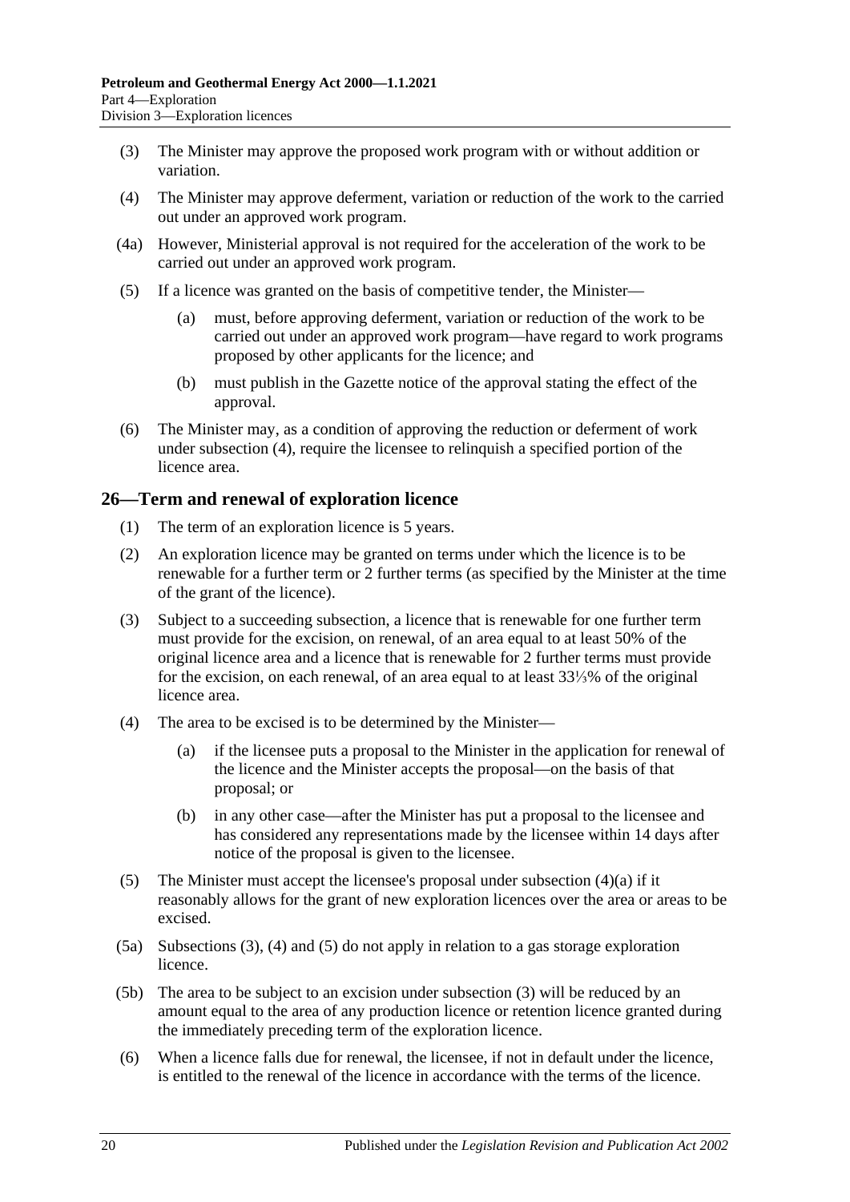(3) The Minister may approve the proposed work program with or without addition or variation.

(4) The Minister may approve deferment, variation or reduction of the work to the carried out under an approved work program.

(4a) However, Ministerial approval is not required for the acceleration of the work to be carried out under an approved work program.

(5) If a licence was granted on the basis of competitive tender, the Minister—

(a) must, before approving deferment, variation or reduction of the work to be carried out under an approved work program—have regard to work programs proposed by other applicants for the licence; and

(b) must publish in the Gazette notice of the approval stating the effect of the approval.

(6) The Minister may, as a condition of approving the reduction or deferment of work under subsection (4), require the licensee to relinquish a specified portion of the licence area.

## 26—Term and renewal of exploration licence

(1) The term of an exploration licence is 5 years.

(2) An exploration licence may be granted on terms under which the licence is to be renewable for a further term or 2 further terms (as specified by the Minister at the time of the grant of the licence).

(3) Subject to a succeeding subsection, a licence that is renewable for one further term must provide for the excision, on renewal, of an area equal to at least 50% of the original licence area and a licence that is renewable for 2 further terms must provide for the excision, on each renewal, of an area equal to at least 33⅓% of the original licence area.

(4) The area to be excised is to be determined by the Minister—

(a) if the licensee puts a proposal to the Minister in the application for renewal of the licence and the Minister accepts the proposal—on the basis of that proposal; or

(b) in any other case—after the Minister has put a proposal to the licensee and has considered any representations made by the licensee within 14 days after notice of the proposal is given to the licensee.

(5) The Minister must accept the licensee's proposal under subsection (4)(a) if it reasonably allows for the grant of new exploration licences over the area or areas to be excised.

(5a) Subsections (3), (4) and (5) do not apply in relation to a gas storage exploration licence.

(5b) The area to be subject to an excision under subsection (3) will be reduced by an amount equal to the area of any production licence or retention licence granted during the immediately preceding term of the exploration licence.

(6) When a licence falls due for renewal, the licensee, if not in default under the licence, is entitled to the renewal of the licence in accordance with the terms of the licence.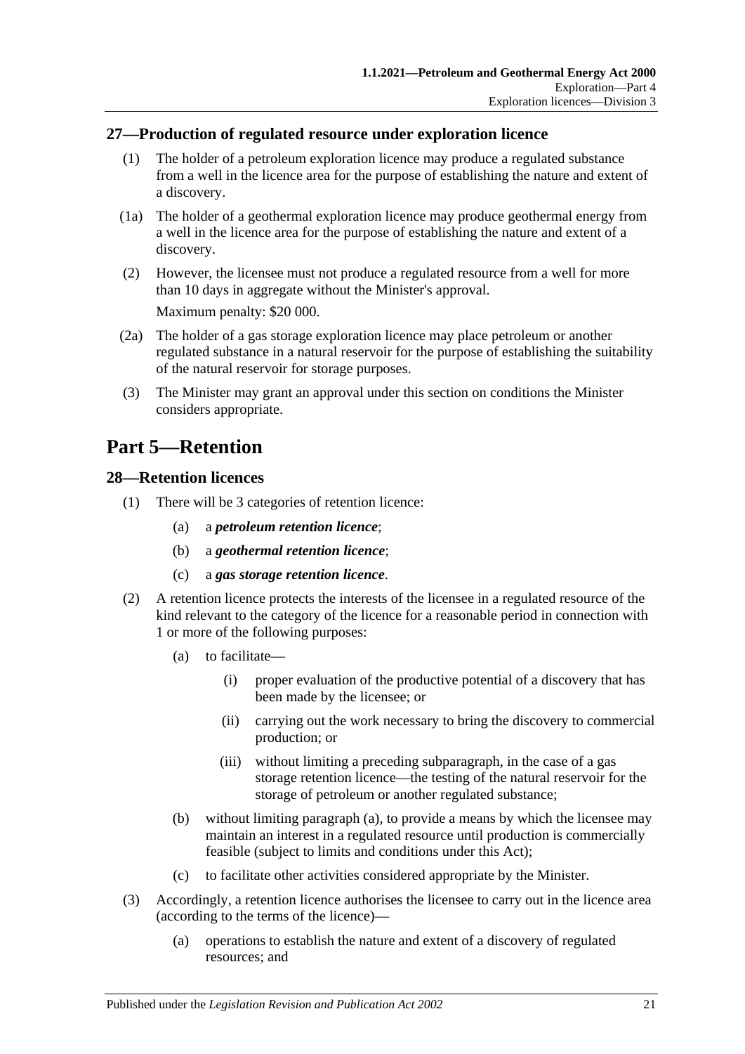## 27—Production of regulated resource under exploration licence

(1) The holder of a petroleum exploration licence may produce a regulated substance from a well in the licence area for the purpose of establishing the nature and extent of a discovery.

(1a) The holder of a geothermal exploration licence may produce geothermal energy from a well in the licence area for the purpose of establishing the nature and extent of a discovery.

(2) However, the licensee must not produce a regulated resource from a well for more than 10 days in aggregate without the Minister's approval.

Maximum penalty: $20 000.

(2a) The holder of a gas storage exploration licence may place petroleum or another regulated substance in a natural reservoir for the purpose of establishing the suitability of the natural reservoir for storage purposes.

(3) The Minister may grant an approval under this section on conditions the Minister considers appropriate.

# Part 5—Retention

## 28—Retention licences

(1) There will be 3 categories of retention licence:

- (a) a ***petroleum retention licence***;
- (b) a ***geothermal retention licence***;
- (c) a ***gas storage retention licence***.

(2) A retention licence protects the interests of the licensee in a regulated resource of the kind relevant to the category of the licence for a reasonable period in connection with 1 or more of the following purposes:

- (a) to facilitate—
  - (i) proper evaluation of the productive potential of a discovery that has been made by the licensee; or
  - (ii) carrying out the work necessary to bring the discovery to commercial production; or
  - (iii) without limiting a preceding subparagraph, in the case of a gas storage retention licence—the testing of the natural reservoir for the storage of petroleum or another regulated substance;
- (b) without limiting paragraph (a), to provide a means by which the licensee may maintain an interest in a regulated resource until production is commercially feasible (subject to limits and conditions under this Act);
- (c) to facilitate other activities considered appropriate by the Minister.

(3) Accordingly, a retention licence authorises the licensee to carry out in the licence area (according to the terms of the licence)—

- (a) operations to establish the nature and extent of a discovery of regulated resources; and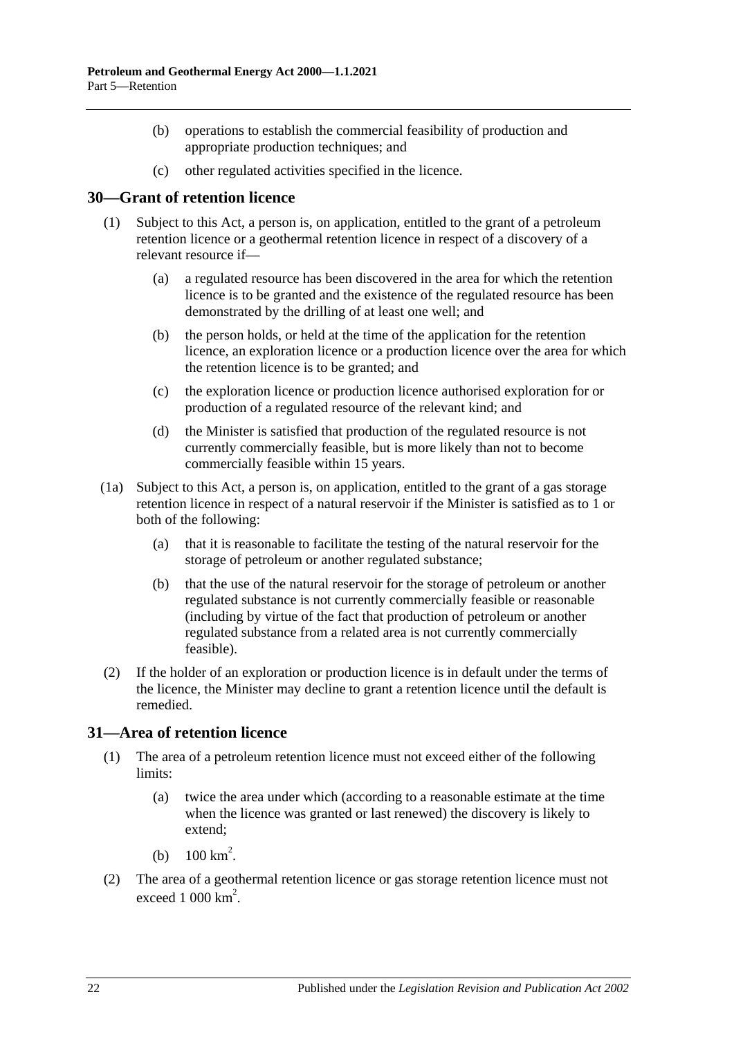(b) operations to establish the commercial feasibility of production and appropriate production techniques; and

(c) other regulated activities specified in the licence.

## 30—Grant of retention licence

(1) Subject to this Act, a person is, on application, entitled to the grant of a petroleum retention licence or a geothermal retention licence in respect of a discovery of a relevant resource if—

(a) a regulated resource has been discovered in the area for which the retention licence is to be granted and the existence of the regulated resource has been demonstrated by the drilling of at least one well; and

(b) the person holds, or held at the time of the application for the retention licence, an exploration licence or a production licence over the area for which the retention licence is to be granted; and

(c) the exploration licence or production licence authorised exploration for or production of a regulated resource of the relevant kind; and

(d) the Minister is satisfied that production of the regulated resource is not currently commercially feasible, but is more likely than not to become commercially feasible within 15 years.

(1a) Subject to this Act, a person is, on application, entitled to the grant of a gas storage retention licence in respect of a natural reservoir if the Minister is satisfied as to 1 or both of the following:

(a) that it is reasonable to facilitate the testing of the natural reservoir for the storage of petroleum or another regulated substance;

(b) that the use of the natural reservoir for the storage of petroleum or another regulated substance is not currently commercially feasible or reasonable (including by virtue of the fact that production of petroleum or another regulated substance from a related area is not currently commercially feasible).

(2) If the holder of an exploration or production licence is in default under the terms of the licence, the Minister may decline to grant a retention licence until the default is remedied.

## 31—Area of retention licence

(1) The area of a petroleum retention licence must not exceed either of the following limits:

(a) twice the area under which (according to a reasonable estimate at the time when the licence was granted or last renewed) the discovery is likely to extend;

(b) 100 $km^2$.

(2) The area of a geothermal retention licence or gas storage retention licence must not exceed 1 000 $km^2$.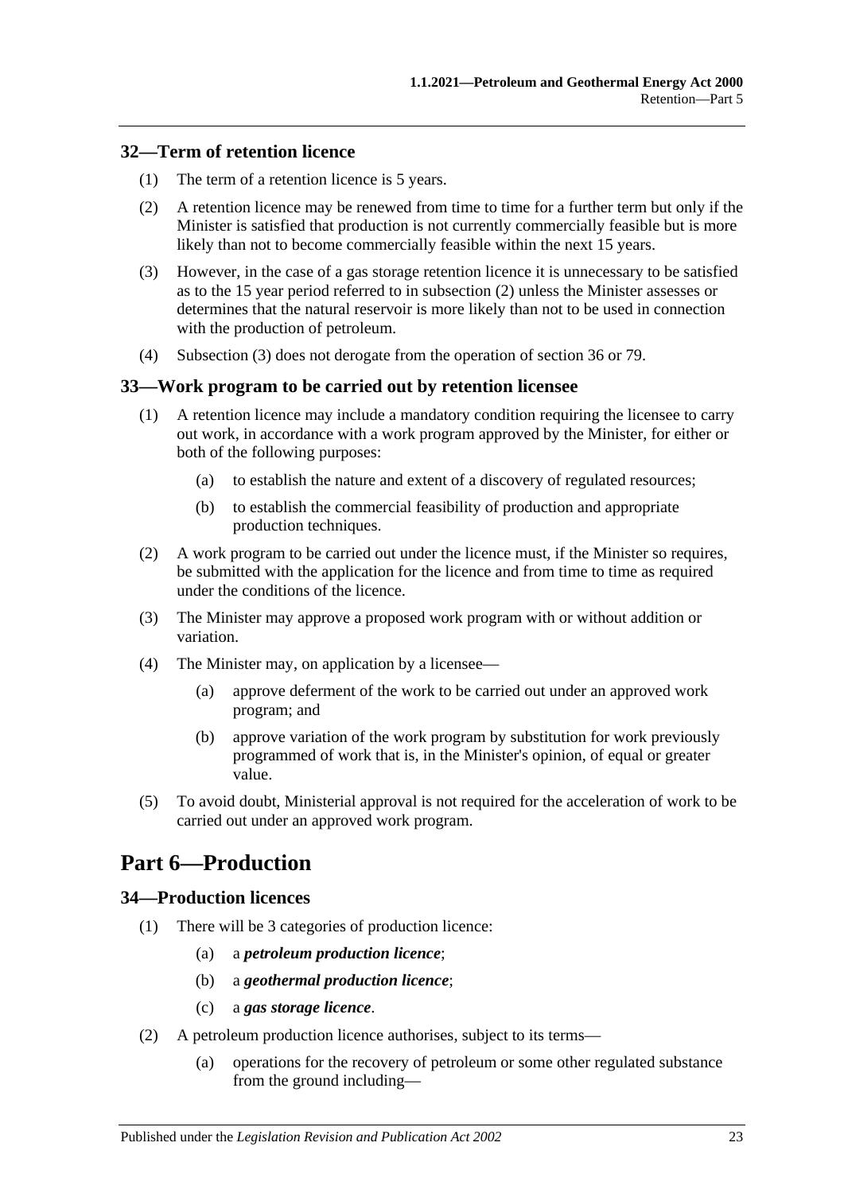## 32—Term of retention licence

(1) The term of a retention licence is 5 years.

(2) A retention licence may be renewed from time to time for a further term but only if the Minister is satisfied that production is not currently commercially feasible but is more likely than not to become commercially feasible within the next 15 years.

(3) However, in the case of a gas storage retention licence it is unnecessary to be satisfied as to the 15 year period referred to in subsection (2) unless the Minister assesses or determines that the natural reservoir is more likely than not to be used in connection with the production of petroleum.

(4) Subsection (3) does not derogate from the operation of section 36 or 79.

## 33—Work program to be carried out by retention licensee

(1) A retention licence may include a mandatory condition requiring the licensee to carry out work, in accordance with a work program approved by the Minister, for either or both of the following purposes:

  (a) to establish the nature and extent of a discovery of regulated resources;

  (b) to establish the commercial feasibility of production and appropriate production techniques.

(2) A work program to be carried out under the licence must, if the Minister so requires, be submitted with the application for the licence and from time to time as required under the conditions of the licence.

(3) The Minister may approve a proposed work program with or without addition or variation.

(4) The Minister may, on application by a licensee—

  (a) approve deferment of the work to be carried out under an approved work program; and

  (b) approve variation of the work program by substitution for work previously programmed of work that is, in the Minister's opinion, of equal or greater value.

(5) To avoid doubt, Ministerial approval is not required for the acceleration of work to be carried out under an approved work program.

# Part 6—Production

## 34—Production licences

(1) There will be 3 categories of production licence:

  (a) a ***petroleum production licence***;

  (b) a ***geothermal production licence***;

  (c) a ***gas storage licence***.

(2) A petroleum production licence authorises, subject to its terms—

  (a) operations for the recovery of petroleum or some other regulated substance from the ground including—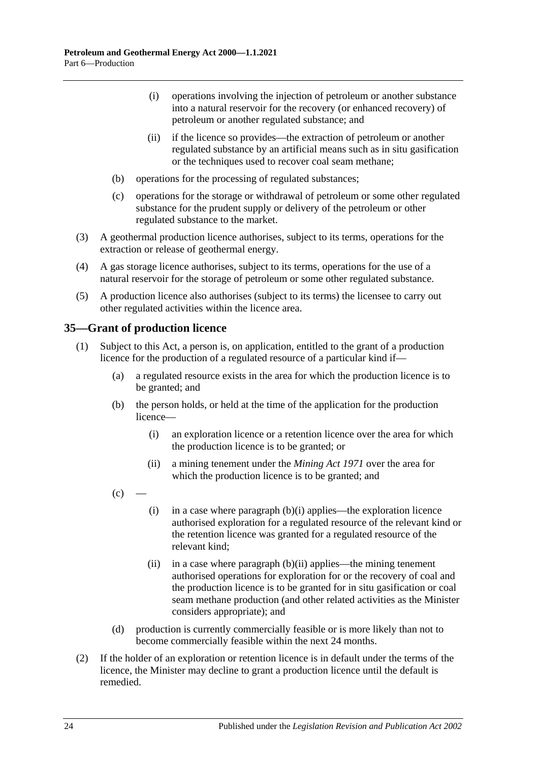(i) operations involving the injection of petroleum or another substance into a natural reservoir for the recovery (or enhanced recovery) of petroleum or another regulated substance; and

(ii) if the licence so provides—the extraction of petroleum or another regulated substance by an artificial means such as in situ gasification or the techniques used to recover coal seam methane;

(b) operations for the processing of regulated substances;

(c) operations for the storage or withdrawal of petroleum or some other regulated substance for the prudent supply or delivery of the petroleum or other regulated substance to the market.

(3) A geothermal production licence authorises, subject to its terms, operations for the extraction or release of geothermal energy.

(4) A gas storage licence authorises, subject to its terms, operations for the use of a natural reservoir for the storage of petroleum or some other regulated substance.

(5) A production licence also authorises (subject to its terms) the licensee to carry out other regulated activities within the licence area.

## 35—Grant of production licence

(1) Subject to this Act, a person is, on application, entitled to the grant of a production licence for the production of a regulated resource of a particular kind if—

(a) a regulated resource exists in the area for which the production licence is to be granted; and

(b) the person holds, or held at the time of the application for the production licence—

(i) an exploration licence or a retention licence over the area for which the production licence is to be granted; or

(ii) a mining tenement under the *Mining Act 1971* over the area for which the production licence is to be granted; and

(c) —

(i) in a case where paragraph (b)(i) applies—the exploration licence authorised exploration for a regulated resource of the relevant kind or the retention licence was granted for a regulated resource of the relevant kind;

(ii) in a case where paragraph (b)(ii) applies—the mining tenement authorised operations for exploration for or the recovery of coal and the production licence is to be granted for in situ gasification or coal seam methane production (and other related activities as the Minister considers appropriate); and

(d) production is currently commercially feasible or is more likely than not to become commercially feasible within the next 24 months.

(2) If the holder of an exploration or retention licence is in default under the terms of the licence, the Minister may decline to grant a production licence until the default is remedied.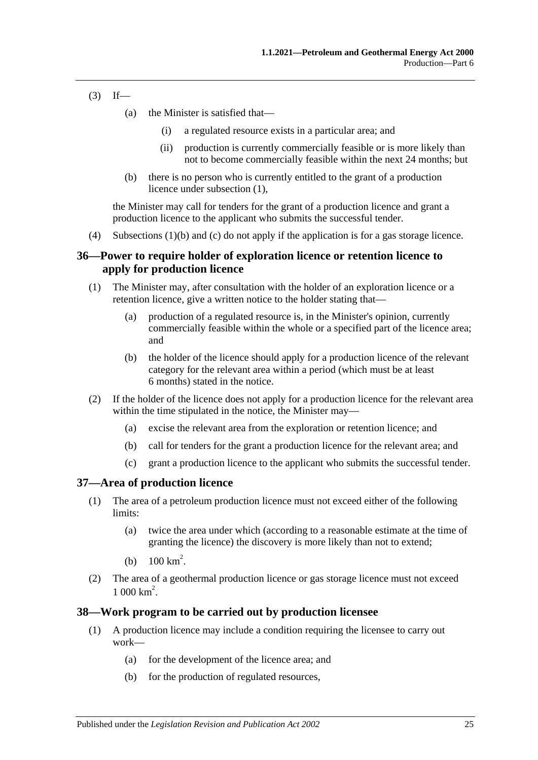(3) If—

(a) the Minister is satisfied that—

(i) a regulated resource exists in a particular area; and

(ii) production is currently commercially feasible or is more likely than not to become commercially feasible within the next 24 months; but

(b) there is no person who is currently entitled to the grant of a production licence under subsection (1),

the Minister may call for tenders for the grant of a production licence and grant a production licence to the applicant who submits the successful tender.

(4) Subsections (1)(b) and (c) do not apply if the application is for a gas storage licence.

## 36—Power to require holder of exploration licence or retention licence to apply for production licence

(1) The Minister may, after consultation with the holder of an exploration licence or a retention licence, give a written notice to the holder stating that—

(a) production of a regulated resource is, in the Minister's opinion, currently commercially feasible within the whole or a specified part of the licence area; and

(b) the holder of the licence should apply for a production licence of the relevant category for the relevant area within a period (which must be at least 6 months) stated in the notice.

(2) If the holder of the licence does not apply for a production licence for the relevant area within the time stipulated in the notice, the Minister may—

(a) excise the relevant area from the exploration or retention licence; and

(b) call for tenders for the grant a production licence for the relevant area; and

(c) grant a production licence to the applicant who submits the successful tender.

## 37—Area of production licence

(1) The area of a petroleum production licence must not exceed either of the following limits:

(a) twice the area under which (according to a reasonable estimate at the time of granting the licence) the discovery is more likely than not to extend;

(b) 100 $km^2$.

(2) The area of a geothermal production licence or gas storage licence must not exceed 1 000 $km^2$.

## 38—Work program to be carried out by production licensee

(1) A production licence may include a condition requiring the licensee to carry out work—

(a) for the development of the licence area; and

(b) for the production of regulated resources,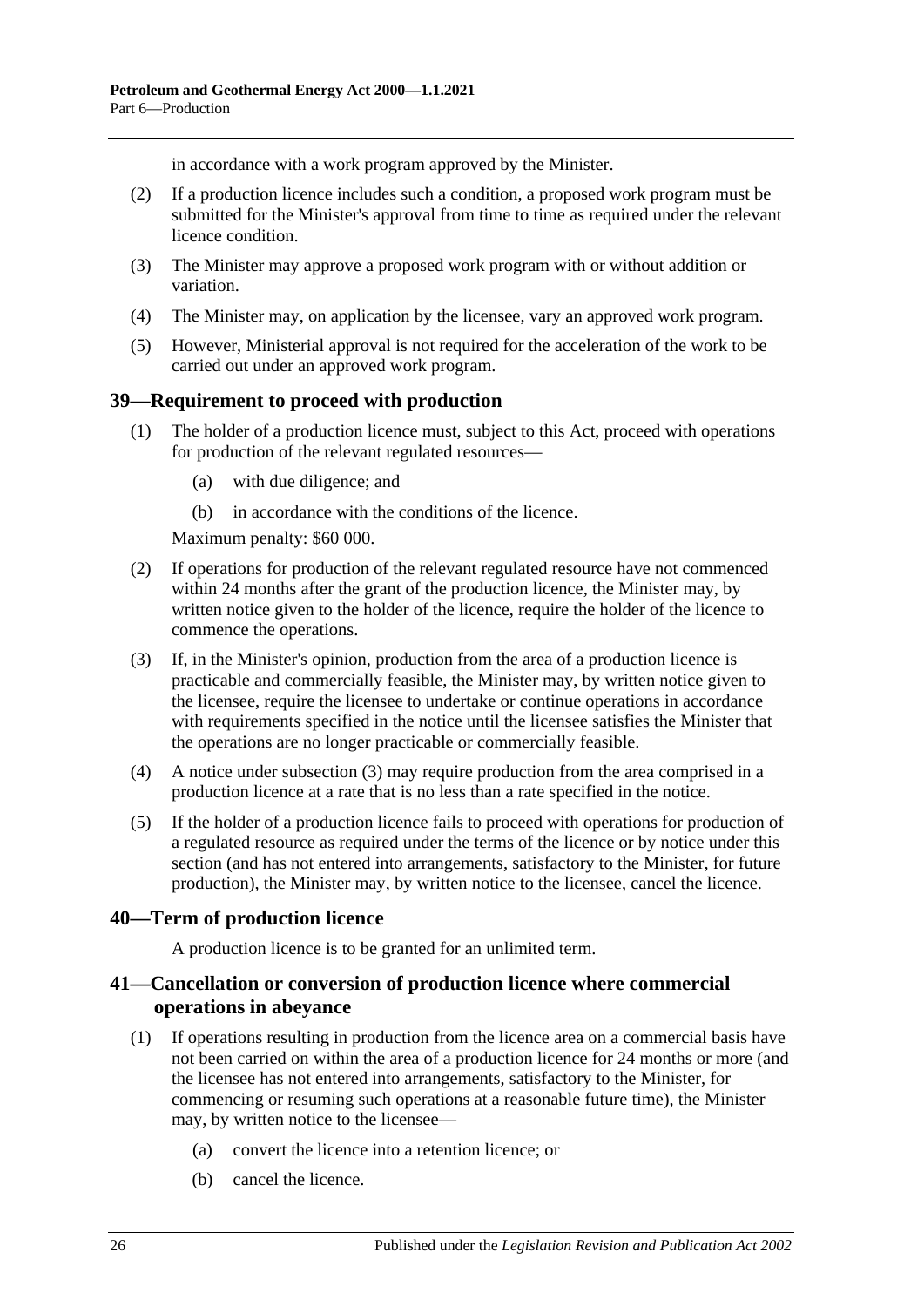in accordance with a work program approved by the Minister.

(2) If a production licence includes such a condition, a proposed work program must be submitted for the Minister's approval from time to time as required under the relevant licence condition.

(3) The Minister may approve a proposed work program with or without addition or variation.

(4) The Minister may, on application by the licensee, vary an approved work program.

(5) However, Ministerial approval is not required for the acceleration of the work to be carried out under an approved work program.

## 39—Requirement to proceed with production

(1) The holder of a production licence must, subject to this Act, proceed with operations for production of the relevant regulated resources—

(a) with due diligence; and

(b) in accordance with the conditions of the licence.

Maximum penalty: $60 000.

(2) If operations for production of the relevant regulated resource have not commenced within 24 months after the grant of the production licence, the Minister may, by written notice given to the holder of the licence, require the holder of the licence to commence the operations.

(3) If, in the Minister's opinion, production from the area of a production licence is practicable and commercially feasible, the Minister may, by written notice given to the licensee, require the licensee to undertake or continue operations in accordance with requirements specified in the notice until the licensee satisfies the Minister that the operations are no longer practicable or commercially feasible.

(4) A notice under subsection (3) may require production from the area comprised in a production licence at a rate that is no less than a rate specified in the notice.

(5) If the holder of a production licence fails to proceed with operations for production of a regulated resource as required under the terms of the licence or by notice under this section (and has not entered into arrangements, satisfactory to the Minister, for future production), the Minister may, by written notice to the licensee, cancel the licence.

## 40—Term of production licence

A production licence is to be granted for an unlimited term.

## 41—Cancellation or conversion of production licence where commercial operations in abeyance

(1) If operations resulting in production from the licence area on a commercial basis have not been carried on within the area of a production licence for 24 months or more (and the licensee has not entered into arrangements, satisfactory to the Minister, for commencing or resuming such operations at a reasonable future time), the Minister may, by written notice to the licensee—

(a) convert the licence into a retention licence; or

(b) cancel the licence.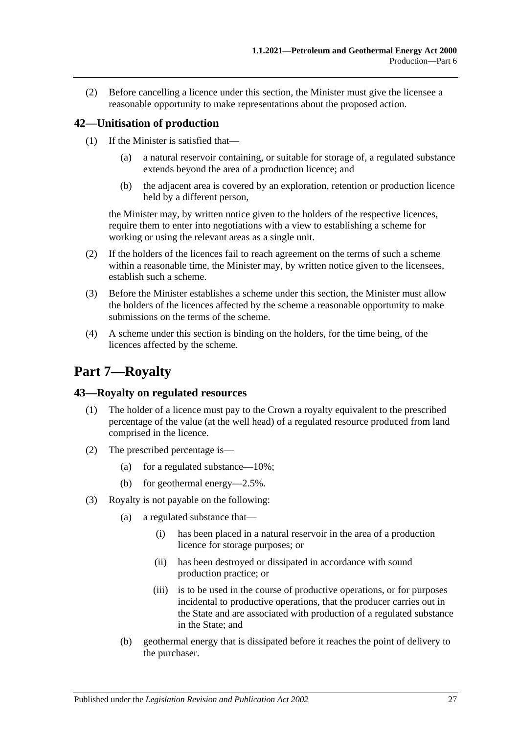(2) Before cancelling a licence under this section, the Minister must give the licensee a reasonable opportunity to make representations about the proposed action.

### 42—Unitisation of production

(1) If the Minister is satisfied that—

(a) a natural reservoir containing, or suitable for storage of, a regulated substance extends beyond the area of a production licence; and

(b) the adjacent area is covered by an exploration, retention or production licence held by a different person,

the Minister may, by written notice given to the holders of the respective licences, require them to enter into negotiations with a view to establishing a scheme for working or using the relevant areas as a single unit.

(2) If the holders of the licences fail to reach agreement on the terms of such a scheme within a reasonable time, the Minister may, by written notice given to the licensees, establish such a scheme.

(3) Before the Minister establishes a scheme under this section, the Minister must allow the holders of the licences affected by the scheme a reasonable opportunity to make submissions on the terms of the scheme.

(4) A scheme under this section is binding on the holders, for the time being, of the licences affected by the scheme.

## Part 7—Royalty

### 43—Royalty on regulated resources

(1) The holder of a licence must pay to the Crown a royalty equivalent to the prescribed percentage of the value (at the well head) of a regulated resource produced from land comprised in the licence.

(2) The prescribed percentage is—

(a) for a regulated substance—10%;

(b) for geothermal energy—2.5%.

(3) Royalty is not payable on the following:

(a) a regulated substance that—

(i) has been placed in a natural reservoir in the area of a production licence for storage purposes; or

(ii) has been destroyed or dissipated in accordance with sound production practice; or

(iii) is to be used in the course of productive operations, or for purposes incidental to productive operations, that the producer carries out in the State and are associated with production of a regulated substance in the State; and

(b) geothermal energy that is dissipated before it reaches the point of delivery to the purchaser.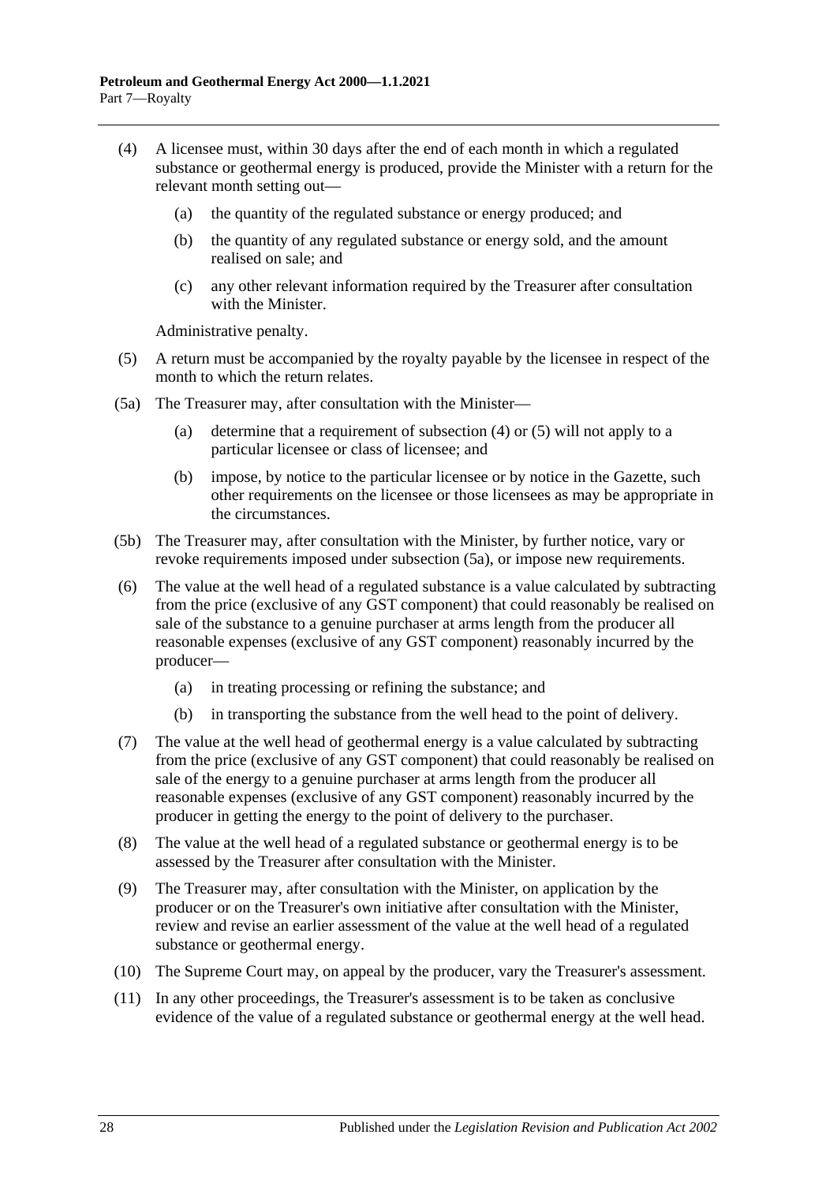(4) A licensee must, within 30 days after the end of each month in which a regulated substance or geothermal energy is produced, provide the Minister with a return for the relevant month setting out—

  (a) the quantity of the regulated substance or energy produced; and

  (b) the quantity of any regulated substance or energy sold, and the amount realised on sale; and

  (c) any other relevant information required by the Treasurer after consultation with the Minister.

Administrative penalty.

(5) A return must be accompanied by the royalty payable by the licensee in respect of the month to which the return relates.

(5a) The Treasurer may, after consultation with the Minister—

  (a) determine that a requirement of subsection (4) or (5) will not apply to a particular licensee or class of licensee; and

  (b) impose, by notice to the particular licensee or by notice in the Gazette, such other requirements on the licensee or those licensees as may be appropriate in the circumstances.

(5b) The Treasurer may, after consultation with the Minister, by further notice, vary or revoke requirements imposed under subsection (5a), or impose new requirements.

(6) The value at the well head of a regulated substance is a value calculated by subtracting from the price (exclusive of any GST component) that could reasonably be realised on sale of the substance to a genuine purchaser at arms length from the producer all reasonable expenses (exclusive of any GST component) reasonably incurred by the producer—

  (a) in treating processing or refining the substance; and

  (b) in transporting the substance from the well head to the point of delivery.

(7) The value at the well head of geothermal energy is a value calculated by subtracting from the price (exclusive of any GST component) that could reasonably be realised on sale of the energy to a genuine purchaser at arms length from the producer all reasonable expenses (exclusive of any GST component) reasonably incurred by the producer in getting the energy to the point of delivery to the purchaser.

(8) The value at the well head of a regulated substance or geothermal energy is to be assessed by the Treasurer after consultation with the Minister.

(9) The Treasurer may, after consultation with the Minister, on application by the producer or on the Treasurer's own initiative after consultation with the Minister, review and revise an earlier assessment of the value at the well head of a regulated substance or geothermal energy.

(10) The Supreme Court may, on appeal by the producer, vary the Treasurer's assessment.

(11) In any other proceedings, the Treasurer's assessment is to be taken as conclusive evidence of the value of a regulated substance or geothermal energy at the well head.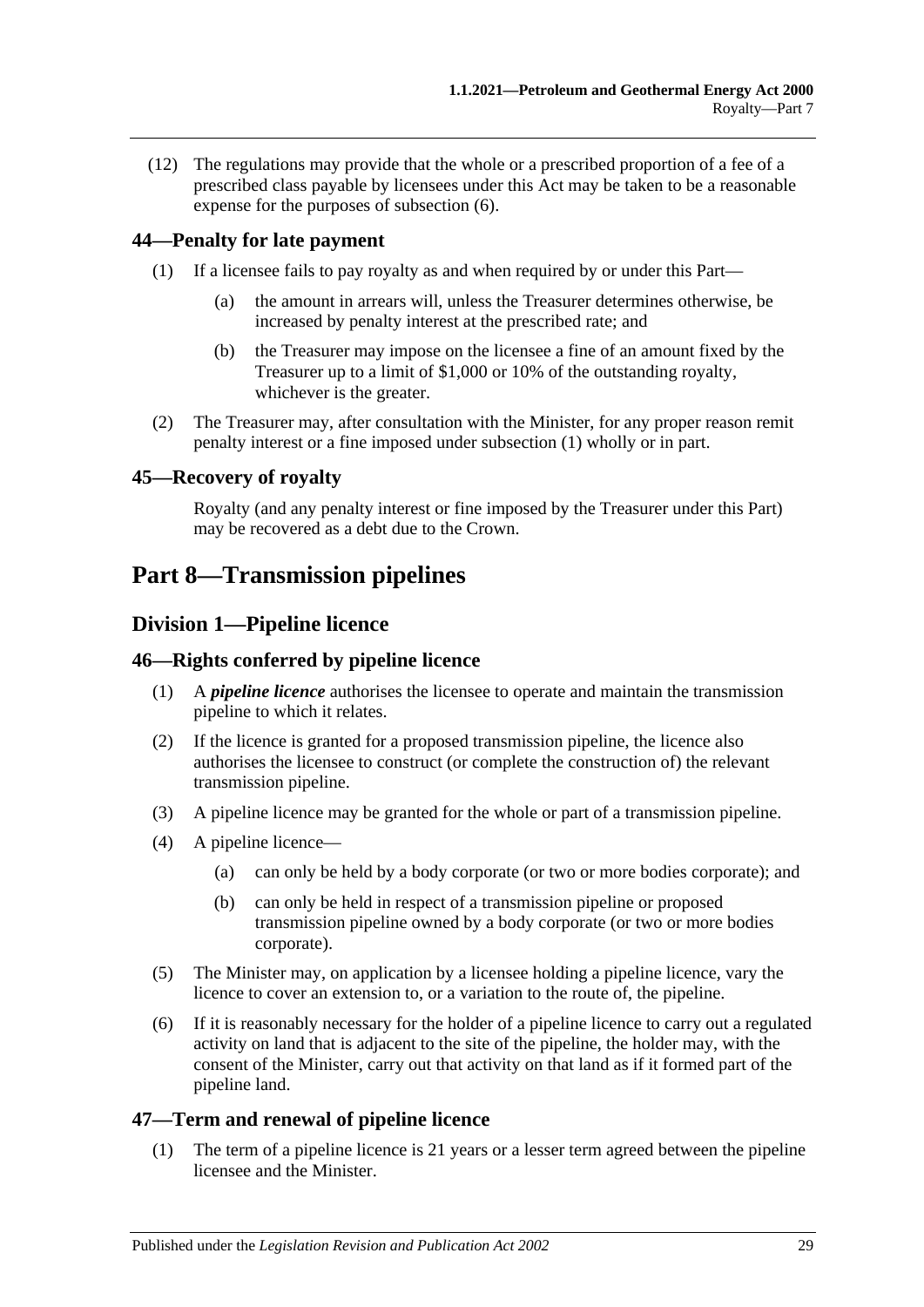(12) The regulations may provide that the whole or a prescribed proportion of a fee of a prescribed class payable by licensees under this Act may be taken to be a reasonable expense for the purposes of subsection (6).

### 44—Penalty for late payment

(1) If a licensee fails to pay royalty as and when required by or under this Part—

(a) the amount in arrears will, unless the Treasurer determines otherwise, be increased by penalty interest at the prescribed rate; and

(b) the Treasurer may impose on the licensee a fine of an amount fixed by the Treasurer up to a limit of $1,000 or 10% of the outstanding royalty, whichever is the greater.

(2) The Treasurer may, after consultation with the Minister, for any proper reason remit penalty interest or a fine imposed under subsection (1) wholly or in part.

### 45—Recovery of royalty

Royalty (and any penalty interest or fine imposed by the Treasurer under this Part) may be recovered as a debt due to the Crown.

# Part 8—Transmission pipelines

## Division 1—Pipeline licence

### 46—Rights conferred by pipeline licence

(1) A ***pipeline licence*** authorises the licensee to operate and maintain the transmission pipeline to which it relates.

(2) If the licence is granted for a proposed transmission pipeline, the licence also authorises the licensee to construct (or complete the construction of) the relevant transmission pipeline.

(3) A pipeline licence may be granted for the whole or part of a transmission pipeline.

(4) A pipeline licence—

(a) can only be held by a body corporate (or two or more bodies corporate); and

(b) can only be held in respect of a transmission pipeline or proposed transmission pipeline owned by a body corporate (or two or more bodies corporate).

(5) The Minister may, on application by a licensee holding a pipeline licence, vary the licence to cover an extension to, or a variation to the route of, the pipeline.

(6) If it is reasonably necessary for the holder of a pipeline licence to carry out a regulated activity on land that is adjacent to the site of the pipeline, the holder may, with the consent of the Minister, carry out that activity on that land as if it formed part of the pipeline land.

### 47—Term and renewal of pipeline licence

(1) The term of a pipeline licence is 21 years or a lesser term agreed between the pipeline licensee and the Minister.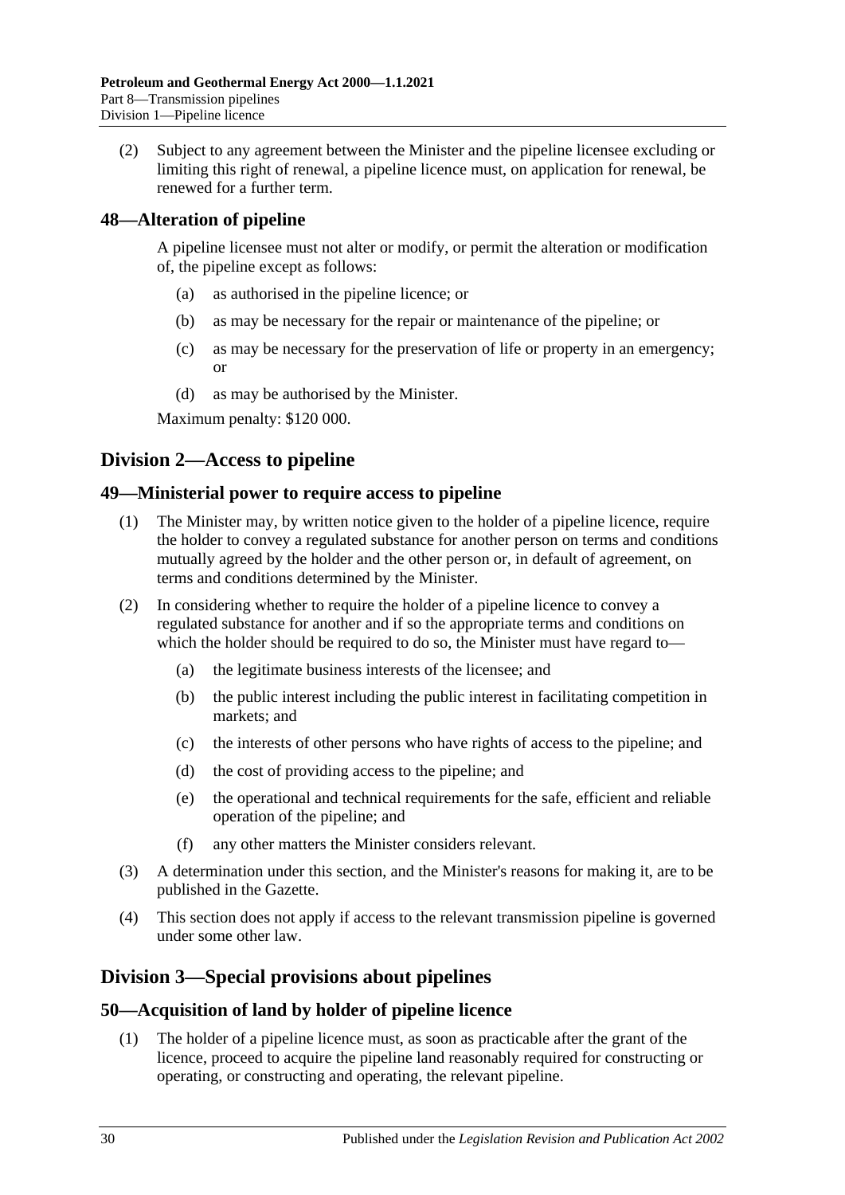(2) Subject to any agreement between the Minister and the pipeline licensee excluding or limiting this right of renewal, a pipeline licence must, on application for renewal, be renewed for a further term.

## 48—Alteration of pipeline

A pipeline licensee must not alter or modify, or permit the alteration or modification of, the pipeline except as follows:

(a) as authorised in the pipeline licence; or

(b) as may be necessary for the repair or maintenance of the pipeline; or

(c) as may be necessary for the preservation of life or property in an emergency; or

(d) as may be authorised by the Minister.

Maximum penalty: $120 000.

# Division 2—Access to pipeline

## 49—Ministerial power to require access to pipeline

(1) The Minister may, by written notice given to the holder of a pipeline licence, require the holder to convey a regulated substance for another person on terms and conditions mutually agreed by the holder and the other person or, in default of agreement, on terms and conditions determined by the Minister.

(2) In considering whether to require the holder of a pipeline licence to convey a regulated substance for another and if so the appropriate terms and conditions on which the holder should be required to do so, the Minister must have regard to—

(a) the legitimate business interests of the licensee; and

(b) the public interest including the public interest in facilitating competition in markets; and

(c) the interests of other persons who have rights of access to the pipeline; and

(d) the cost of providing access to the pipeline; and

(e) the operational and technical requirements for the safe, efficient and reliable operation of the pipeline; and

(f) any other matters the Minister considers relevant.

(3) A determination under this section, and the Minister's reasons for making it, are to be published in the Gazette.

(4) This section does not apply if access to the relevant transmission pipeline is governed under some other law.

# Division 3—Special provisions about pipelines

## 50—Acquisition of land by holder of pipeline licence

(1) The holder of a pipeline licence must, as soon as practicable after the grant of the licence, proceed to acquire the pipeline land reasonably required for constructing or operating, or constructing and operating, the relevant pipeline.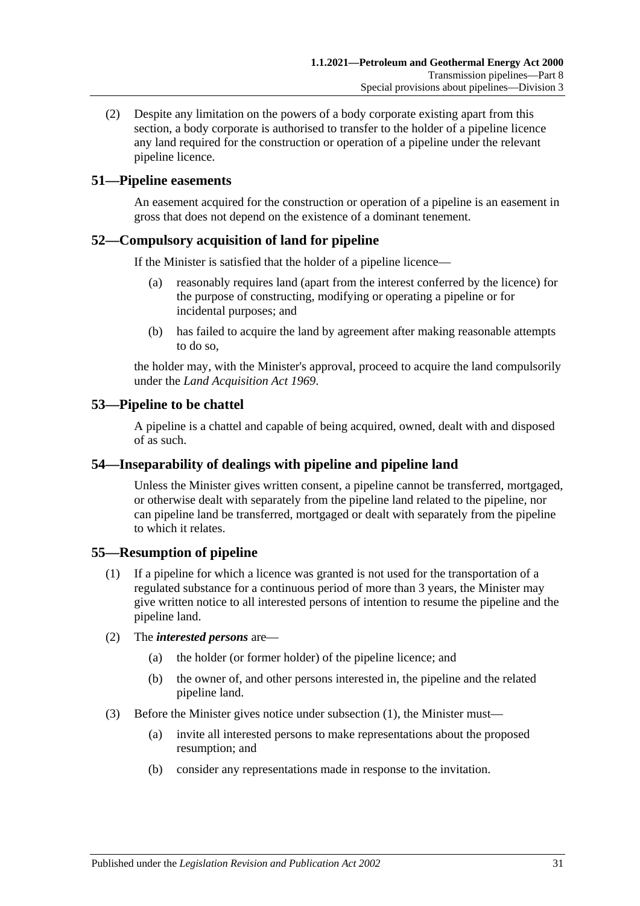(2) Despite any limitation on the powers of a body corporate existing apart from this section, a body corporate is authorised to transfer to the holder of a pipeline licence any land required for the construction or operation of a pipeline under the relevant pipeline licence.

## 51—Pipeline easements

An easement acquired for the construction or operation of a pipeline is an easement in gross that does not depend on the existence of a dominant tenement.

## 52—Compulsory acquisition of land for pipeline

If the Minister is satisfied that the holder of a pipeline licence—

(a) reasonably requires land (apart from the interest conferred by the licence) for the purpose of constructing, modifying or operating a pipeline or for incidental purposes; and

(b) has failed to acquire the land by agreement after making reasonable attempts to do so,

the holder may, with the Minister's approval, proceed to acquire the land compulsorily under the *Land Acquisition Act 1969*.

## 53—Pipeline to be chattel

A pipeline is a chattel and capable of being acquired, owned, dealt with and disposed of as such.

## 54—Inseparability of dealings with pipeline and pipeline land

Unless the Minister gives written consent, a pipeline cannot be transferred, mortgaged, or otherwise dealt with separately from the pipeline land related to the pipeline, nor can pipeline land be transferred, mortgaged or dealt with separately from the pipeline to which it relates.

## 55—Resumption of pipeline

(1) If a pipeline for which a licence was granted is not used for the transportation of a regulated substance for a continuous period of more than 3 years, the Minister may give written notice to all interested persons of intention to resume the pipeline and the pipeline land.

(2) The ***interested persons*** are—

(a) the holder (or former holder) of the pipeline licence; and

(b) the owner of, and other persons interested in, the pipeline and the related pipeline land.

(3) Before the Minister gives notice under subsection (1), the Minister must—

(a) invite all interested persons to make representations about the proposed resumption; and

(b) consider any representations made in response to the invitation.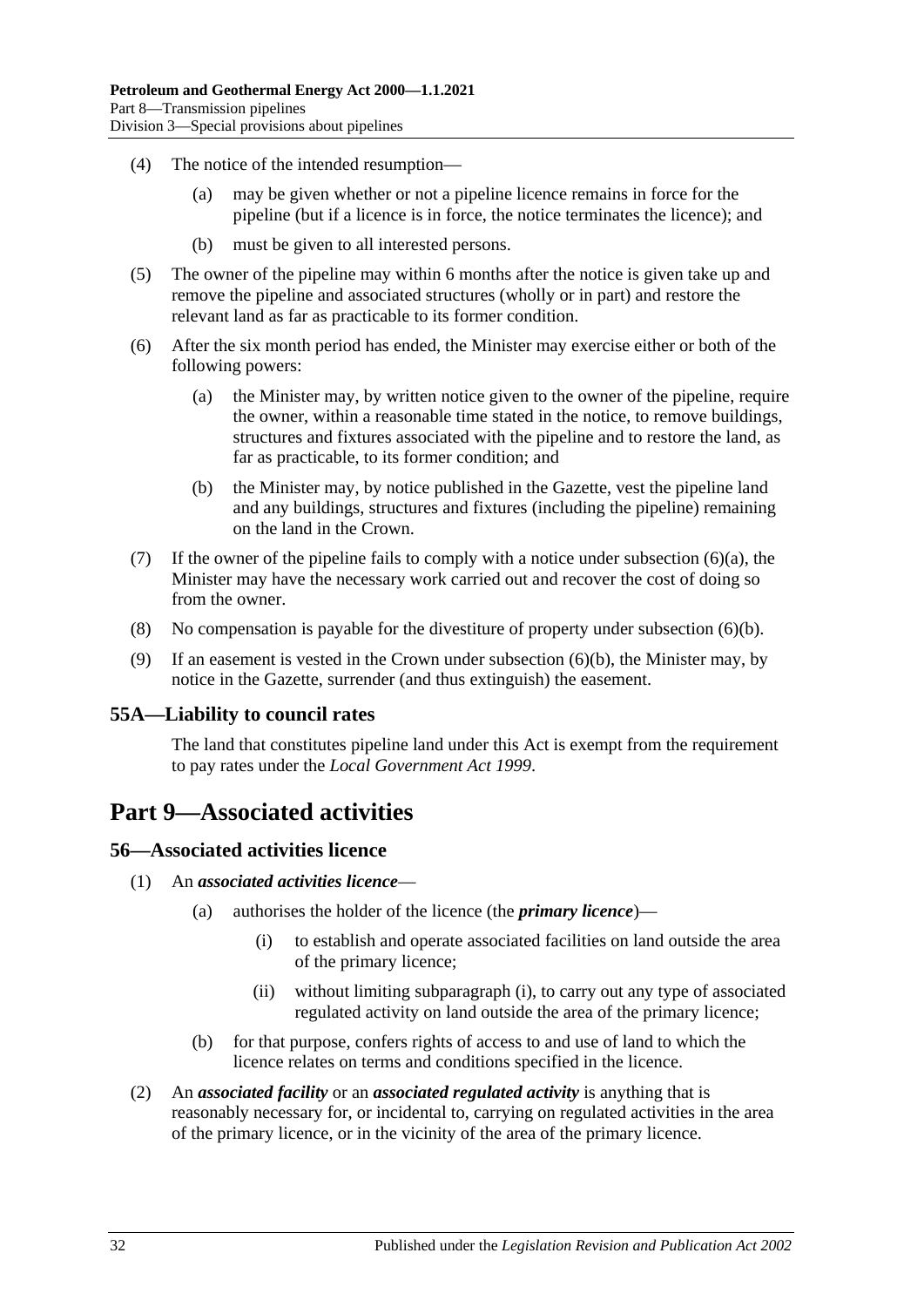(4) The notice of the intended resumption—

(a) may be given whether or not a pipeline licence remains in force for the pipeline (but if a licence is in force, the notice terminates the licence); and

(b) must be given to all interested persons.

(5) The owner of the pipeline may within 6 months after the notice is given take up and remove the pipeline and associated structures (wholly or in part) and restore the relevant land as far as practicable to its former condition.

(6) After the six month period has ended, the Minister may exercise either or both of the following powers:

(a) the Minister may, by written notice given to the owner of the pipeline, require the owner, within a reasonable time stated in the notice, to remove buildings, structures and fixtures associated with the pipeline and to restore the land, as far as practicable, to its former condition; and

(b) the Minister may, by notice published in the Gazette, vest the pipeline land and any buildings, structures and fixtures (including the pipeline) remaining on the land in the Crown.

(7) If the owner of the pipeline fails to comply with a notice under subsection (6)(a), the Minister may have the necessary work carried out and recover the cost of doing so from the owner.

(8) No compensation is payable for the divestiture of property under subsection (6)(b).

(9) If an easement is vested in the Crown under subsection (6)(b), the Minister may, by notice in the Gazette, surrender (and thus extinguish) the easement.

### 55A—Liability to council rates

The land that constitutes pipeline land under this Act is exempt from the requirement to pay rates under the *Local Government Act 1999*.

## Part 9—Associated activities

### 56—Associated activities licence

(1) An ***associated activities licence***—

(a) authorises the holder of the licence (the ***primary licence***)—

(i) to establish and operate associated facilities on land outside the area of the primary licence;

(ii) without limiting subparagraph (i), to carry out any type of associated regulated activity on land outside the area of the primary licence;

(b) for that purpose, confers rights of access to and use of land to which the licence relates on terms and conditions specified in the licence.

(2) An ***associated facility*** or an ***associated regulated activity*** is anything that is reasonably necessary for, or incidental to, carrying on regulated activities in the area of the primary licence, or in the vicinity of the area of the primary licence.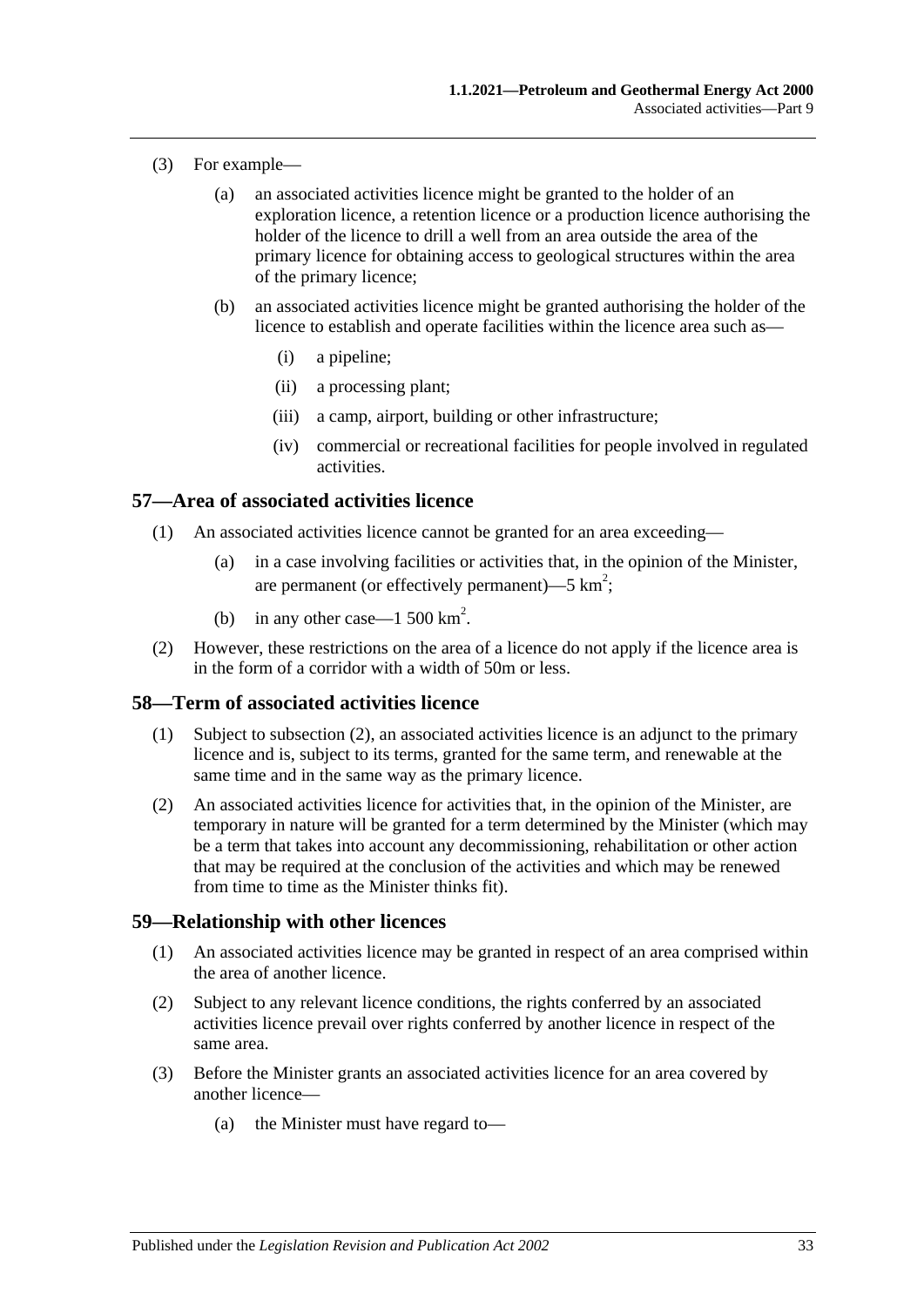(3) For example—

(a) an associated activities licence might be granted to the holder of an exploration licence, a retention licence or a production licence authorising the holder of the licence to drill a well from an area outside the area of the primary licence for obtaining access to geological structures within the area of the primary licence;

(b) an associated activities licence might be granted authorising the holder of the licence to establish and operate facilities within the licence area such as—

(i) a pipeline;

(ii) a processing plant;

(iii) a camp, airport, building or other infrastructure;

(iv) commercial or recreational facilities for people involved in regulated activities.

## 57—Area of associated activities licence

(1) An associated activities licence cannot be granted for an area exceeding—

(a) in a case involving facilities or activities that, in the opinion of the Minister, are permanent (or effectively permanent)—5 $km^2$;

(b) in any other case—1 500 $km^2$.

(2) However, these restrictions on the area of a licence do not apply if the licence area is in the form of a corridor with a width of 50m or less.

## 58—Term of associated activities licence

(1) Subject to subsection (2), an associated activities licence is an adjunct to the primary licence and is, subject to its terms, granted for the same term, and renewable at the same time and in the same way as the primary licence.

(2) An associated activities licence for activities that, in the opinion of the Minister, are temporary in nature will be granted for a term determined by the Minister (which may be a term that takes into account any decommissioning, rehabilitation or other action that may be required at the conclusion of the activities and which may be renewed from time to time as the Minister thinks fit).

## 59—Relationship with other licences

(1) An associated activities licence may be granted in respect of an area comprised within the area of another licence.

(2) Subject to any relevant licence conditions, the rights conferred by an associated activities licence prevail over rights conferred by another licence in respect of the same area.

(3) Before the Minister grants an associated activities licence for an area covered by another licence—

(a) the Minister must have regard to—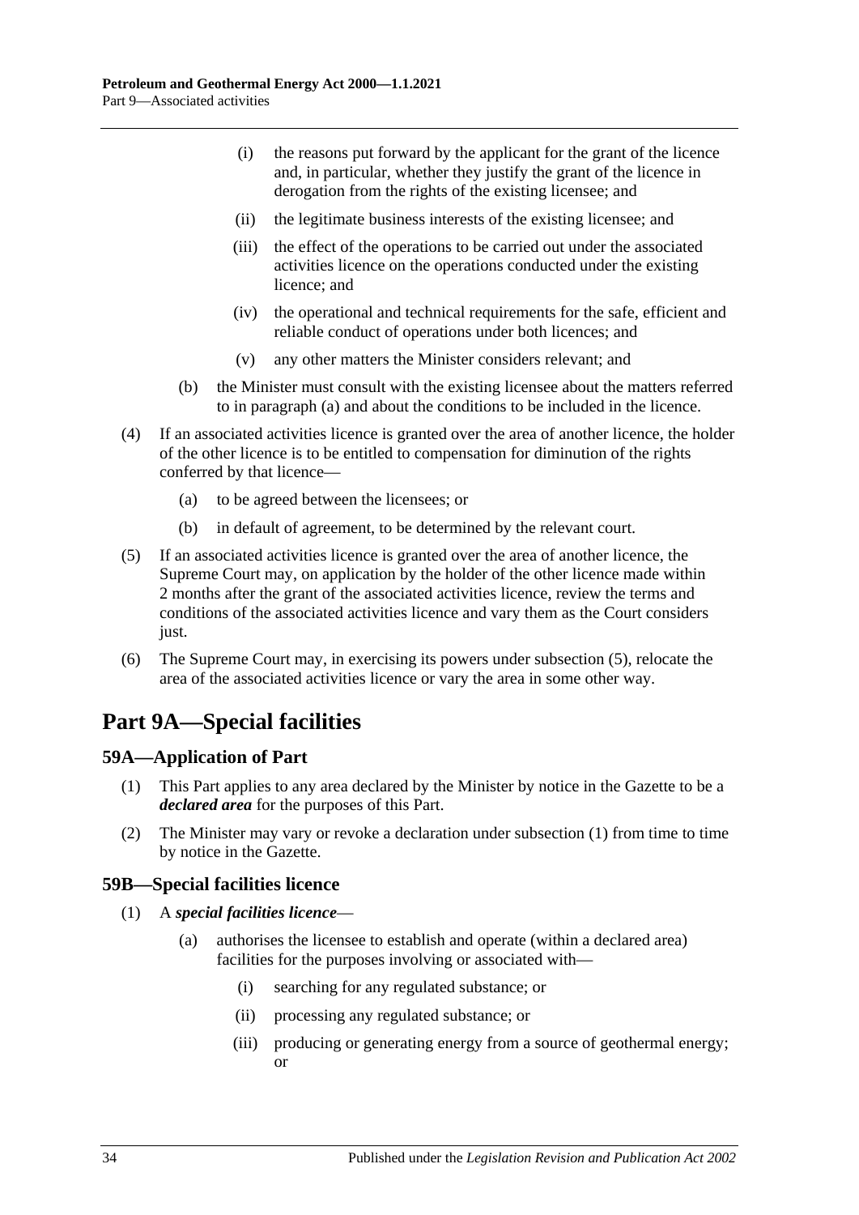(i) the reasons put forward by the applicant for the grant of the licence and, in particular, whether they justify the grant of the licence in derogation from the rights of the existing licensee; and

(ii) the legitimate business interests of the existing licensee; and

(iii) the effect of the operations to be carried out under the associated activities licence on the operations conducted under the existing licence; and

(iv) the operational and technical requirements for the safe, efficient and reliable conduct of operations under both licences; and

(v) any other matters the Minister considers relevant; and

(b) the Minister must consult with the existing licensee about the matters referred to in paragraph (a) and about the conditions to be included in the licence.

(4) If an associated activities licence is granted over the area of another licence, the holder of the other licence is to be entitled to compensation for diminution of the rights conferred by that licence—

(a) to be agreed between the licensees; or

(b) in default of agreement, to be determined by the relevant court.

(5) If an associated activities licence is granted over the area of another licence, the Supreme Court may, on application by the holder of the other licence made within 2 months after the grant of the associated activities licence, review the terms and conditions of the associated activities licence and vary them as the Court considers just.

(6) The Supreme Court may, in exercising its powers under subsection (5), relocate the area of the associated activities licence or vary the area in some other way.

# Part 9A—Special facilities

## 59A—Application of Part

(1) This Part applies to any area declared by the Minister by notice in the Gazette to be a ***declared area*** for the purposes of this Part.

(2) The Minister may vary or revoke a declaration under subsection (1) from time to time by notice in the Gazette.

## 59B—Special facilities licence

(1) A ***special facilities licence***—

(a) authorises the licensee to establish and operate (within a declared area) facilities for the purposes involving or associated with—

(i) searching for any regulated substance; or

(ii) processing any regulated substance; or

(iii) producing or generating energy from a source of geothermal energy; or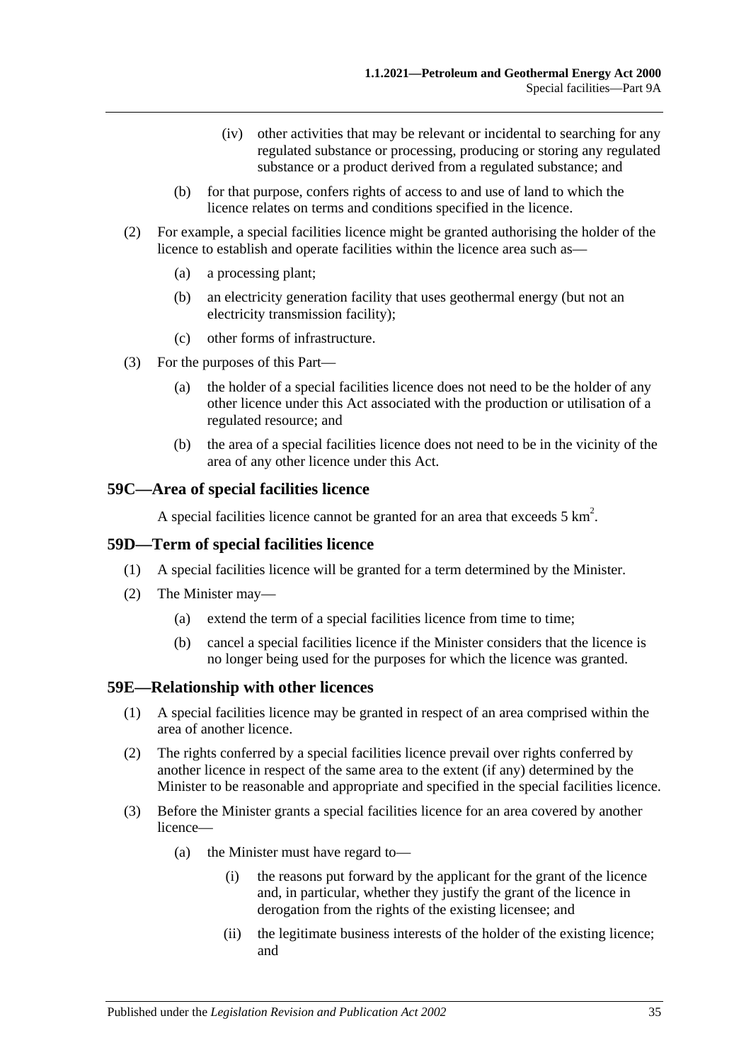(iv) other activities that may be relevant or incidental to searching for any regulated substance or processing, producing or storing any regulated substance or a product derived from a regulated substance; and

(b) for that purpose, confers rights of access to and use of land to which the licence relates on terms and conditions specified in the licence.

(2) For example, a special facilities licence might be granted authorising the holder of the licence to establish and operate facilities within the licence area such as—

(a) a processing plant;

(b) an electricity generation facility that uses geothermal energy (but not an electricity transmission facility);

(c) other forms of infrastructure.

(3) For the purposes of this Part—

(a) the holder of a special facilities licence does not need to be the holder of any other licence under this Act associated with the production or utilisation of a regulated resource; and

(b) the area of a special facilities licence does not need to be in the vicinity of the area of any other licence under this Act.

## 59C—Area of special facilities licence

A special facilities licence cannot be granted for an area that exceeds 5 $km^2$.

## 59D—Term of special facilities licence

(1) A special facilities licence will be granted for a term determined by the Minister.

(2) The Minister may—

(a) extend the term of a special facilities licence from time to time;

(b) cancel a special facilities licence if the Minister considers that the licence is no longer being used for the purposes for which the licence was granted.

## 59E—Relationship with other licences

(1) A special facilities licence may be granted in respect of an area comprised within the area of another licence.

(2) The rights conferred by a special facilities licence prevail over rights conferred by another licence in respect of the same area to the extent (if any) determined by the Minister to be reasonable and appropriate and specified in the special facilities licence.

(3) Before the Minister grants a special facilities licence for an area covered by another licence—

(a) the Minister must have regard to—

(i) the reasons put forward by the applicant for the grant of the licence and, in particular, whether they justify the grant of the licence in derogation from the rights of the existing licensee; and

(ii) the legitimate business interests of the holder of the existing licence; and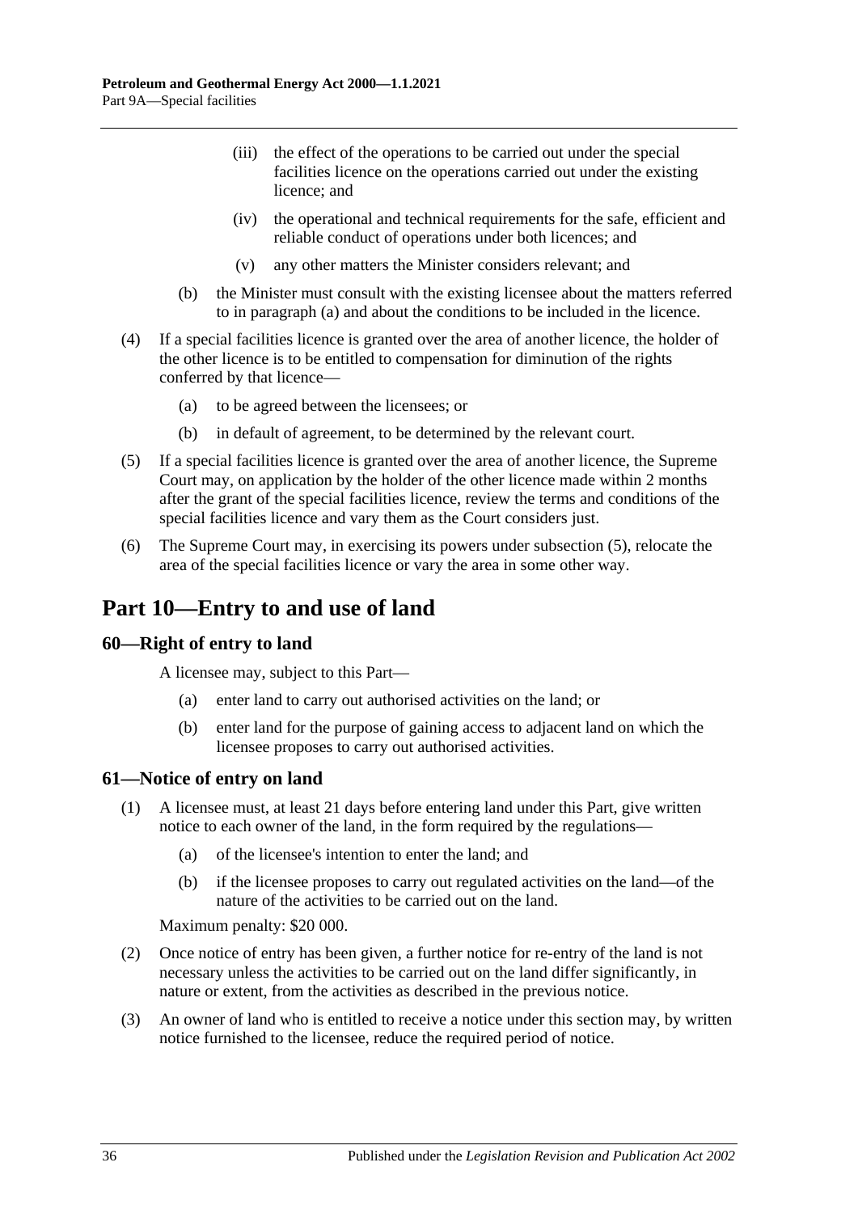(iii) the effect of the operations to be carried out under the special facilities licence on the operations carried out under the existing licence; and

(iv) the operational and technical requirements for the safe, efficient and reliable conduct of operations under both licences; and

(v) any other matters the Minister considers relevant; and

(b) the Minister must consult with the existing licensee about the matters referred to in paragraph (a) and about the conditions to be included in the licence.

(4) If a special facilities licence is granted over the area of another licence, the holder of the other licence is to be entitled to compensation for diminution of the rights conferred by that licence—

(a) to be agreed between the licensees; or

(b) in default of agreement, to be determined by the relevant court.

(5) If a special facilities licence is granted over the area of another licence, the Supreme Court may, on application by the holder of the other licence made within 2 months after the grant of the special facilities licence, review the terms and conditions of the special facilities licence and vary them as the Court considers just.

(6) The Supreme Court may, in exercising its powers under subsection (5), relocate the area of the special facilities licence or vary the area in some other way.

# Part 10—Entry to and use of land

## 60—Right of entry to land

A licensee may, subject to this Part—

(a) enter land to carry out authorised activities on the land; or

(b) enter land for the purpose of gaining access to adjacent land on which the licensee proposes to carry out authorised activities.

## 61—Notice of entry on land

(1) A licensee must, at least 21 days before entering land under this Part, give written notice to each owner of the land, in the form required by the regulations—

(a) of the licensee's intention to enter the land; and

(b) if the licensee proposes to carry out regulated activities on the land—of the nature of the activities to be carried out on the land.

Maximum penalty: $20 000.

(2) Once notice of entry has been given, a further notice for re-entry of the land is not necessary unless the activities to be carried out on the land differ significantly, in nature or extent, from the activities as described in the previous notice.

(3) An owner of land who is entitled to receive a notice under this section may, by written notice furnished to the licensee, reduce the required period of notice.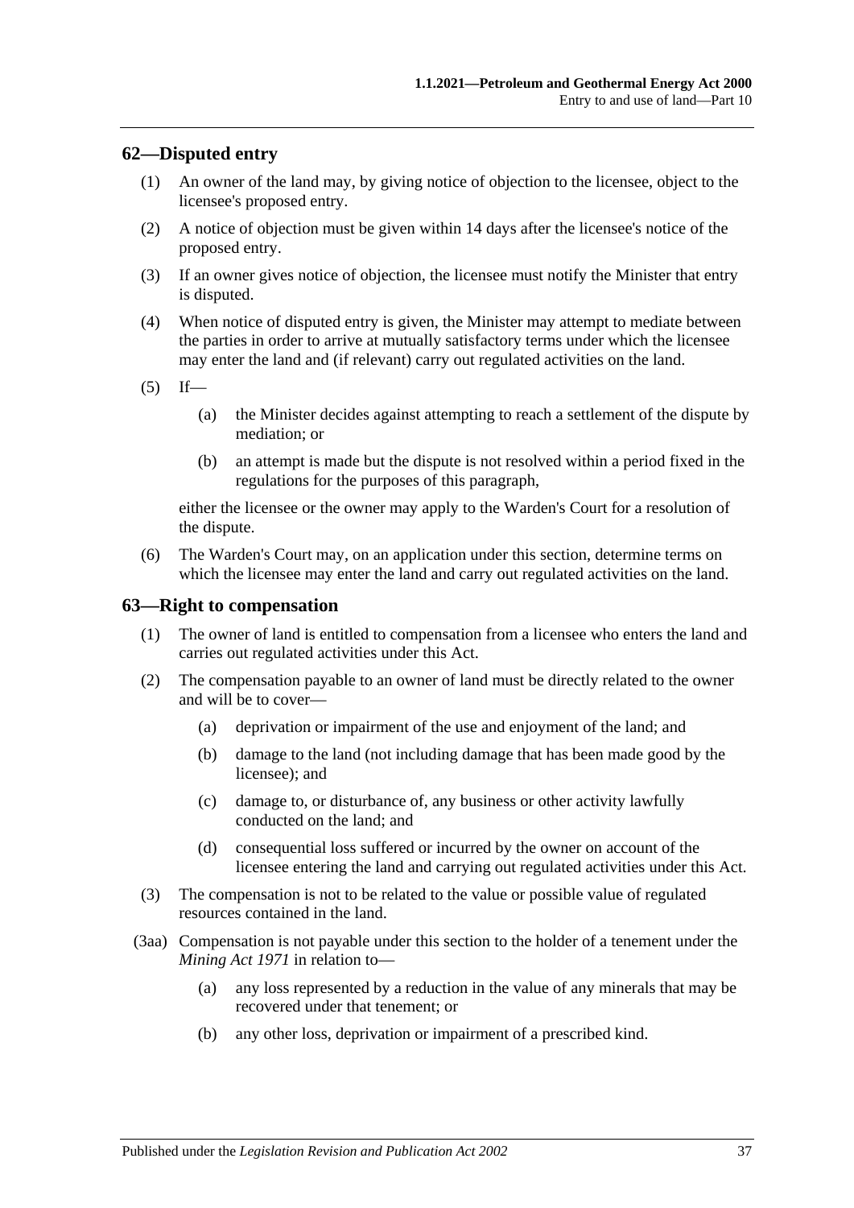## 62—Disputed entry

(1) An owner of the land may, by giving notice of objection to the licensee, object to the licensee's proposed entry.

(2) A notice of objection must be given within 14 days after the licensee's notice of the proposed entry.

(3) If an owner gives notice of objection, the licensee must notify the Minister that entry is disputed.

(4) When notice of disputed entry is given, the Minister may attempt to mediate between the parties in order to arrive at mutually satisfactory terms under which the licensee may enter the land and (if relevant) carry out regulated activities on the land.

(5) If—

  (a) the Minister decides against attempting to reach a settlement of the dispute by mediation; or

  (b) an attempt is made but the dispute is not resolved within a period fixed in the regulations for the purposes of this paragraph,

either the licensee or the owner may apply to the Warden's Court for a resolution of the dispute.

(6) The Warden's Court may, on an application under this section, determine terms on which the licensee may enter the land and carry out regulated activities on the land.

## 63—Right to compensation

(1) The owner of land is entitled to compensation from a licensee who enters the land and carries out regulated activities under this Act.

(2) The compensation payable to an owner of land must be directly related to the owner and will be to cover—

  (a) deprivation or impairment of the use and enjoyment of the land; and

  (b) damage to the land (not including damage that has been made good by the licensee); and

  (c) damage to, or disturbance of, any business or other activity lawfully conducted on the land; and

  (d) consequential loss suffered or incurred by the owner on account of the licensee entering the land and carrying out regulated activities under this Act.

(3) The compensation is not to be related to the value or possible value of regulated resources contained in the land.

(3aa) Compensation is not payable under this section to the holder of a tenement under the *Mining Act 1971* in relation to—

  (a) any loss represented by a reduction in the value of any minerals that may be recovered under that tenement; or

  (b) any other loss, deprivation or impairment of a prescribed kind.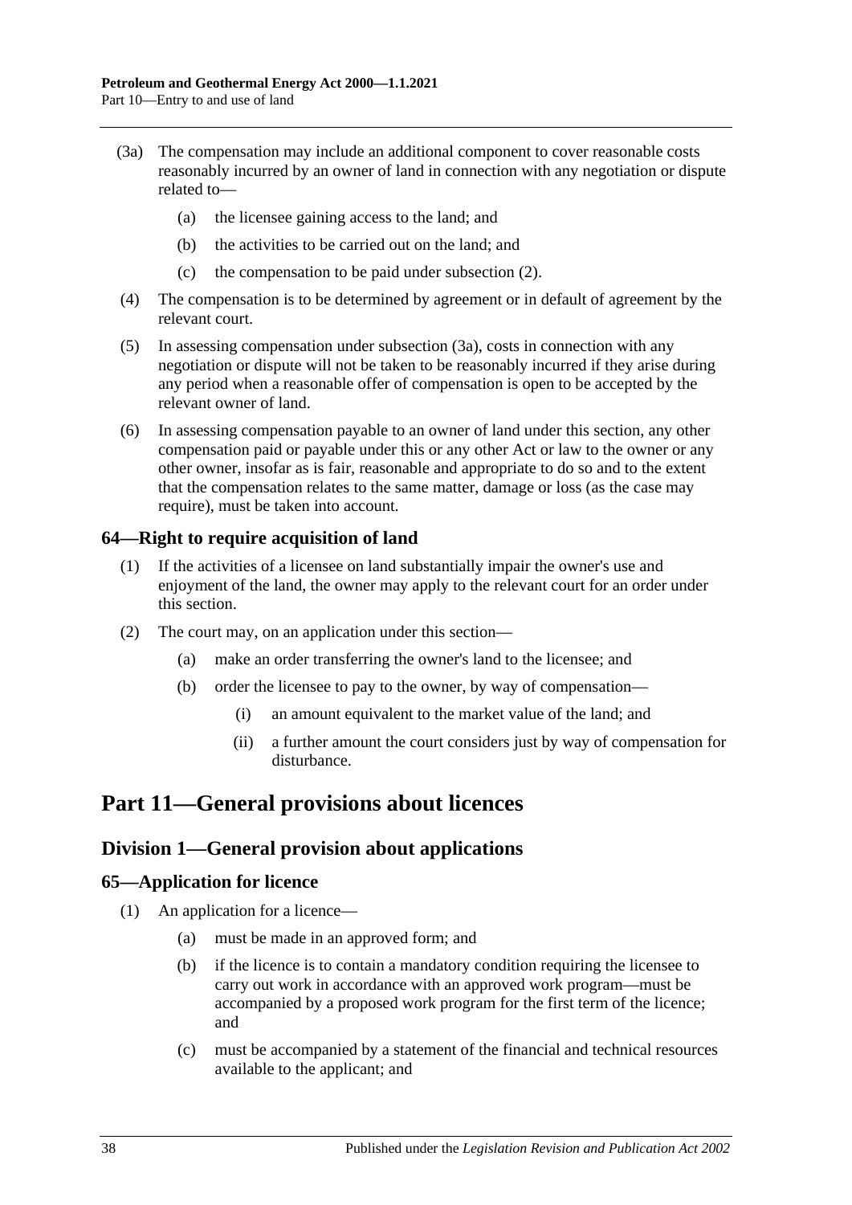(3a) The compensation may include an additional component to cover reasonable costs reasonably incurred by an owner of land in connection with any negotiation or dispute related to—

   (a) the licensee gaining access to the land; and

   (b) the activities to be carried out on the land; and

   (c) the compensation to be paid under subsection (2).

(4) The compensation is to be determined by agreement or in default of agreement by the relevant court.

(5) In assessing compensation under subsection (3a), costs in connection with any negotiation or dispute will not be taken to be reasonably incurred if they arise during any period when a reasonable offer of compensation is open to be accepted by the relevant owner of land.

(6) In assessing compensation payable to an owner of land under this section, any other compensation paid or payable under this or any other Act or law to the owner or any other owner, insofar as is fair, reasonable and appropriate to do so and to the extent that the compensation relates to the same matter, damage or loss (as the case may require), must be taken into account.

### 64—Right to require acquisition of land

(1) If the activities of a licensee on land substantially impair the owner's use and enjoyment of the land, the owner may apply to the relevant court for an order under this section.

(2) The court may, on an application under this section—

   (a) make an order transferring the owner's land to the licensee; and

   (b) order the licensee to pay to the owner, by way of compensation—

      (i) an amount equivalent to the market value of the land; and

      (ii) a further amount the court considers just by way of compensation for disturbance.

# Part 11—General provisions about licences

## Division 1—General provision about applications

### 65—Application for licence

(1) An application for a licence—

   (a) must be made in an approved form; and

   (b) if the licence is to contain a mandatory condition requiring the licensee to carry out work in accordance with an approved work program—must be accompanied by a proposed work program for the first term of the licence; and

   (c) must be accompanied by a statement of the financial and technical resources available to the applicant; and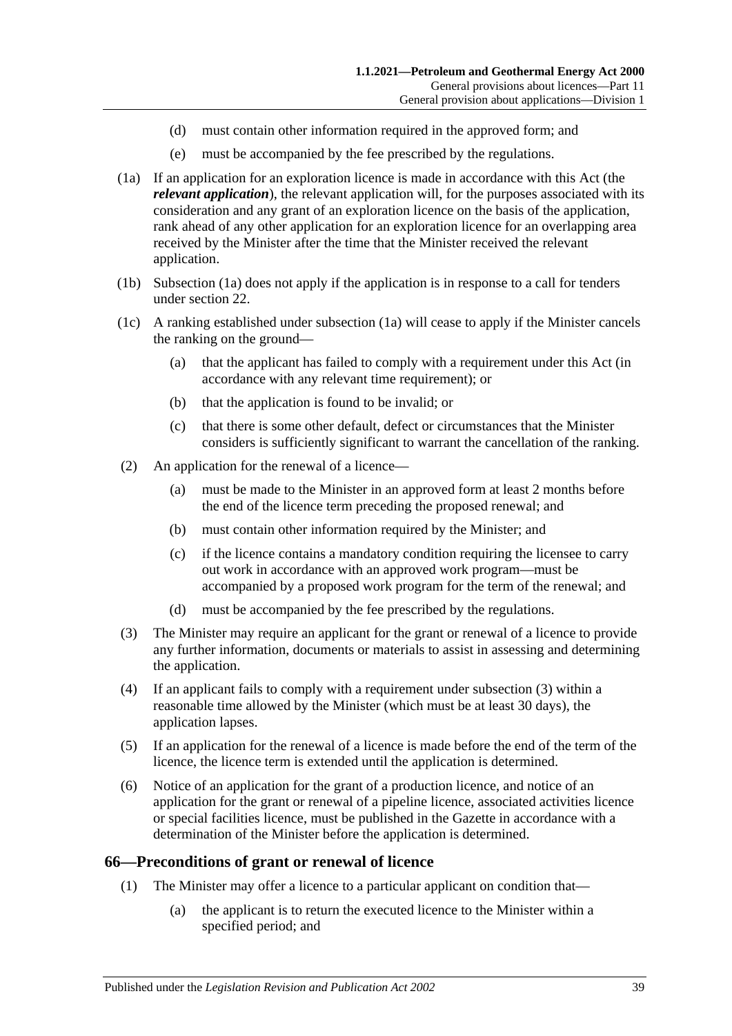(d) must contain other information required in the approved form; and

(e) must be accompanied by the fee prescribed by the regulations.

(1a) If an application for an exploration licence is made in accordance with this Act (the ***relevant application***), the relevant application will, for the purposes associated with its consideration and any grant of an exploration licence on the basis of the application, rank ahead of any other application for an exploration licence for an overlapping area received by the Minister after the time that the Minister received the relevant application.

(1b) Subsection (1a) does not apply if the application is in response to a call for tenders under section 22.

(1c) A ranking established under subsection (1a) will cease to apply if the Minister cancels the ranking on the ground—

(a) that the applicant has failed to comply with a requirement under this Act (in accordance with any relevant time requirement); or

(b) that the application is found to be invalid; or

(c) that there is some other default, defect or circumstances that the Minister considers is sufficiently significant to warrant the cancellation of the ranking.

(2) An application for the renewal of a licence—

(a) must be made to the Minister in an approved form at least 2 months before the end of the licence term preceding the proposed renewal; and

(b) must contain other information required by the Minister; and

(c) if the licence contains a mandatory condition requiring the licensee to carry out work in accordance with an approved work program—must be accompanied by a proposed work program for the term of the renewal; and

(d) must be accompanied by the fee prescribed by the regulations.

(3) The Minister may require an applicant for the grant or renewal of a licence to provide any further information, documents or materials to assist in assessing and determining the application.

(4) If an applicant fails to comply with a requirement under subsection (3) within a reasonable time allowed by the Minister (which must be at least 30 days), the application lapses.

(5) If an application for the renewal of a licence is made before the end of the term of the licence, the licence term is extended until the application is determined.

(6) Notice of an application for the grant of a production licence, and notice of an application for the grant or renewal of a pipeline licence, associated activities licence or special facilities licence, must be published in the Gazette in accordance with a determination of the Minister before the application is determined.

## 66—Preconditions of grant or renewal of licence

(1) The Minister may offer a licence to a particular applicant on condition that—

(a) the applicant is to return the executed licence to the Minister within a specified period; and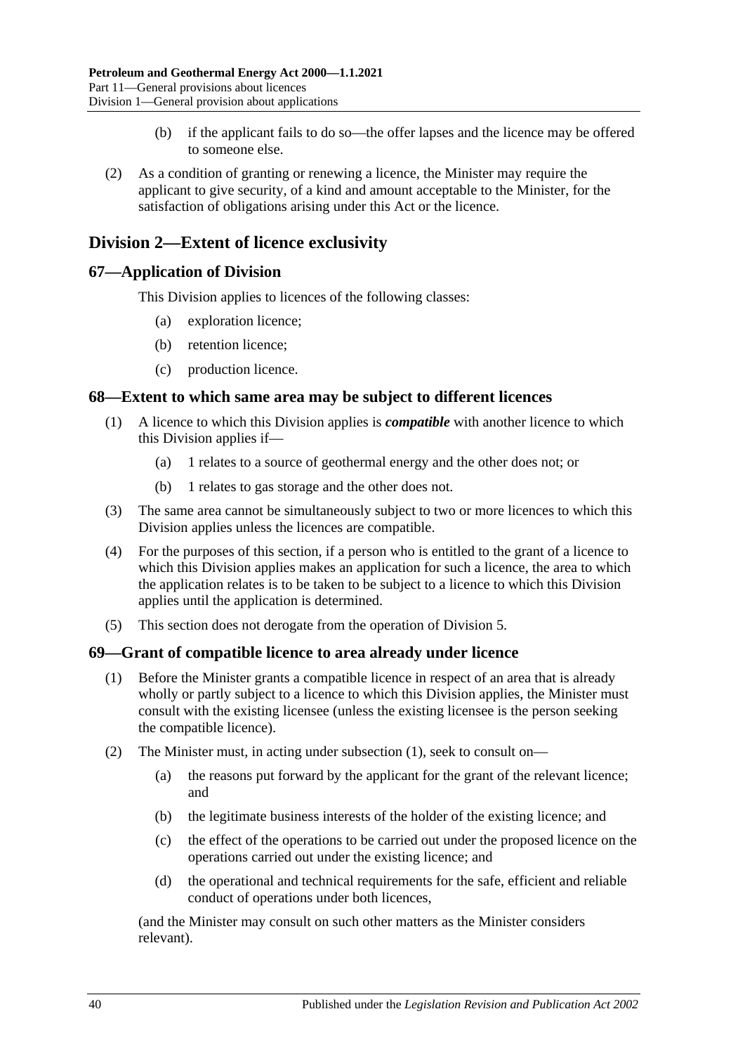(b) if the applicant fails to do so—the offer lapses and the licence may be offered to someone else.

(2) As a condition of granting or renewing a licence, the Minister may require the applicant to give security, of a kind and amount acceptable to the Minister, for the satisfaction of obligations arising under this Act or the licence.

## Division 2—Extent of licence exclusivity

### 67—Application of Division

This Division applies to licences of the following classes:

(a) exploration licence;

(b) retention licence;

(c) production licence.

### 68—Extent to which same area may be subject to different licences

(1) A licence to which this Division applies is ***compatible*** with another licence to which this Division applies if—

(a) 1 relates to a source of geothermal energy and the other does not; or

(b) 1 relates to gas storage and the other does not.

(3) The same area cannot be simultaneously subject to two or more licences to which this Division applies unless the licences are compatible.

(4) For the purposes of this section, if a person who is entitled to the grant of a licence to which this Division applies makes an application for such a licence, the area to which the application relates is to be taken to be subject to a licence to which this Division applies until the application is determined.

(5) This section does not derogate from the operation of Division 5.

### 69—Grant of compatible licence to area already under licence

(1) Before the Minister grants a compatible licence in respect of an area that is already wholly or partly subject to a licence to which this Division applies, the Minister must consult with the existing licensee (unless the existing licensee is the person seeking the compatible licence).

(2) The Minister must, in acting under subsection (1), seek to consult on—

(a) the reasons put forward by the applicant for the grant of the relevant licence; and

(b) the legitimate business interests of the holder of the existing licence; and

(c) the effect of the operations to be carried out under the proposed licence on the operations carried out under the existing licence; and

(d) the operational and technical requirements for the safe, efficient and reliable conduct of operations under both licences,

(and the Minister may consult on such other matters as the Minister considers relevant).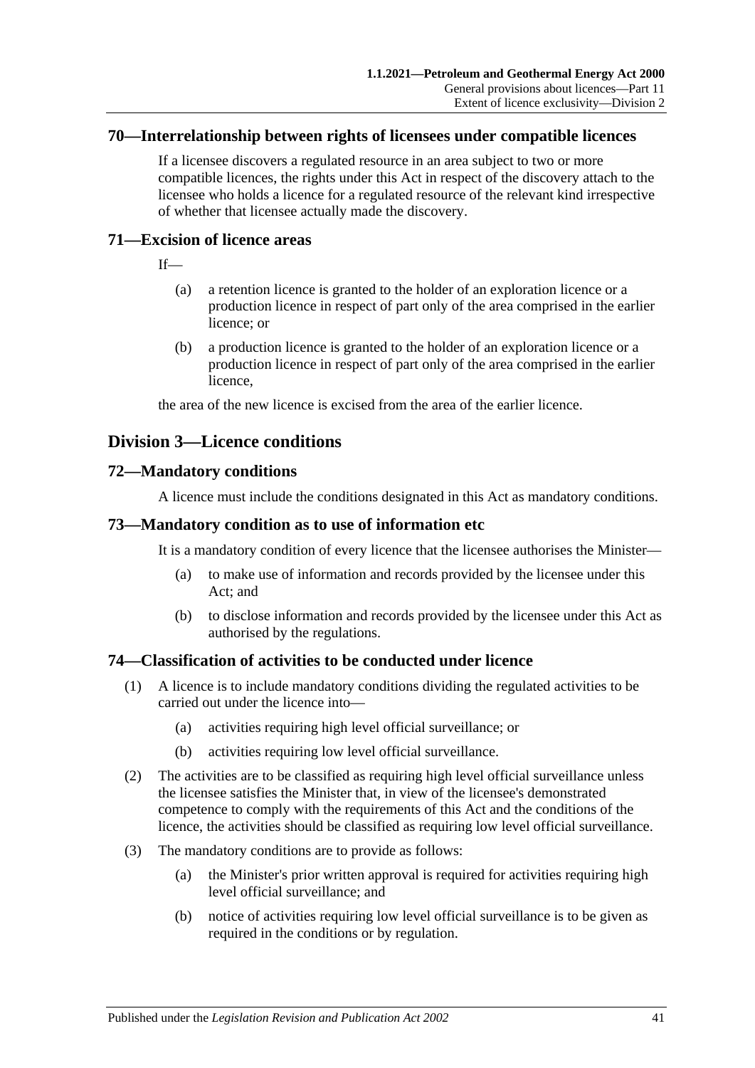## 70—Interrelationship between rights of licensees under compatible licences

If a licensee discovers a regulated resource in an area subject to two or more compatible licences, the rights under this Act in respect of the discovery attach to the licensee who holds a licence for a regulated resource of the relevant kind irrespective of whether that licensee actually made the discovery.

## 71—Excision of licence areas

If—

(a) a retention licence is granted to the holder of an exploration licence or a production licence in respect of part only of the area comprised in the earlier licence; or

(b) a production licence is granted to the holder of an exploration licence or a production licence in respect of part only of the area comprised in the earlier licence,

the area of the new licence is excised from the area of the earlier licence.

# Division 3—Licence conditions

## 72—Mandatory conditions

A licence must include the conditions designated in this Act as mandatory conditions.

## 73—Mandatory condition as to use of information etc

It is a mandatory condition of every licence that the licensee authorises the Minister—

(a) to make use of information and records provided by the licensee under this Act; and

(b) to disclose information and records provided by the licensee under this Act as authorised by the regulations.

## 74—Classification of activities to be conducted under licence

(1) A licence is to include mandatory conditions dividing the regulated activities to be carried out under the licence into—

(a) activities requiring high level official surveillance; or

(b) activities requiring low level official surveillance.

(2) The activities are to be classified as requiring high level official surveillance unless the licensee satisfies the Minister that, in view of the licensee's demonstrated competence to comply with the requirements of this Act and the conditions of the licence, the activities should be classified as requiring low level official surveillance.

(3) The mandatory conditions are to provide as follows:

(a) the Minister's prior written approval is required for activities requiring high level official surveillance; and

(b) notice of activities requiring low level official surveillance is to be given as required in the conditions or by regulation.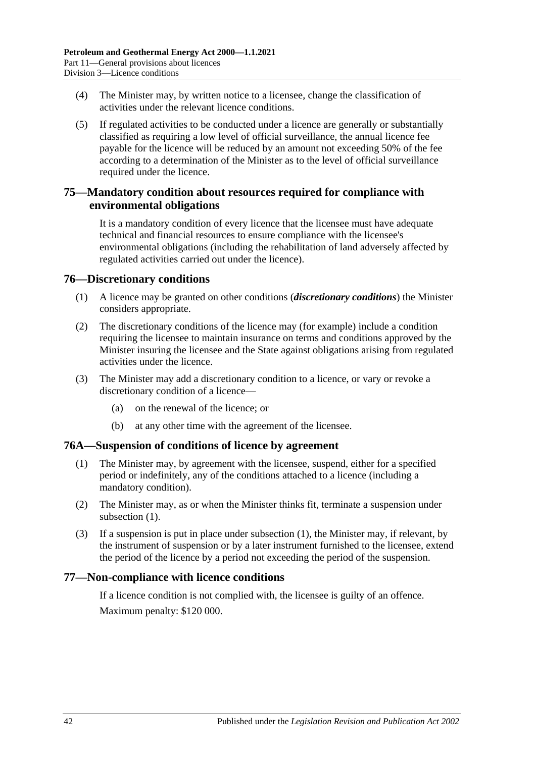(4) The Minister may, by written notice to a licensee, change the classification of activities under the relevant licence conditions.

(5) If regulated activities to be conducted under a licence are generally or substantially classified as requiring a low level of official surveillance, the annual licence fee payable for the licence will be reduced by an amount not exceeding 50% of the fee according to a determination of the Minister as to the level of official surveillance required under the licence.

## 75—Mandatory condition about resources required for compliance with environmental obligations

It is a mandatory condition of every licence that the licensee must have adequate technical and financial resources to ensure compliance with the licensee's environmental obligations (including the rehabilitation of land adversely affected by regulated activities carried out under the licence).

## 76—Discretionary conditions

(1) A licence may be granted on other conditions (***discretionary conditions***) the Minister considers appropriate.

(2) The discretionary conditions of the licence may (for example) include a condition requiring the licensee to maintain insurance on terms and conditions approved by the Minister insuring the licensee and the State against obligations arising from regulated activities under the licence.

(3) The Minister may add a discretionary condition to a licence, or vary or revoke a discretionary condition of a licence—

- (a) on the renewal of the licence; or
- (b) at any other time with the agreement of the licensee.

## 76A—Suspension of conditions of licence by agreement

(1) The Minister may, by agreement with the licensee, suspend, either for a specified period or indefinitely, any of the conditions attached to a licence (including a mandatory condition).

(2) The Minister may, as or when the Minister thinks fit, terminate a suspension under subsection (1).

(3) If a suspension is put in place under subsection (1), the Minister may, if relevant, by the instrument of suspension or by a later instrument furnished to the licensee, extend the period of the licence by a period not exceeding the period of the suspension.

## 77—Non-compliance with licence conditions

If a licence condition is not complied with, the licensee is guilty of an offence.

Maximum penalty: $120 000.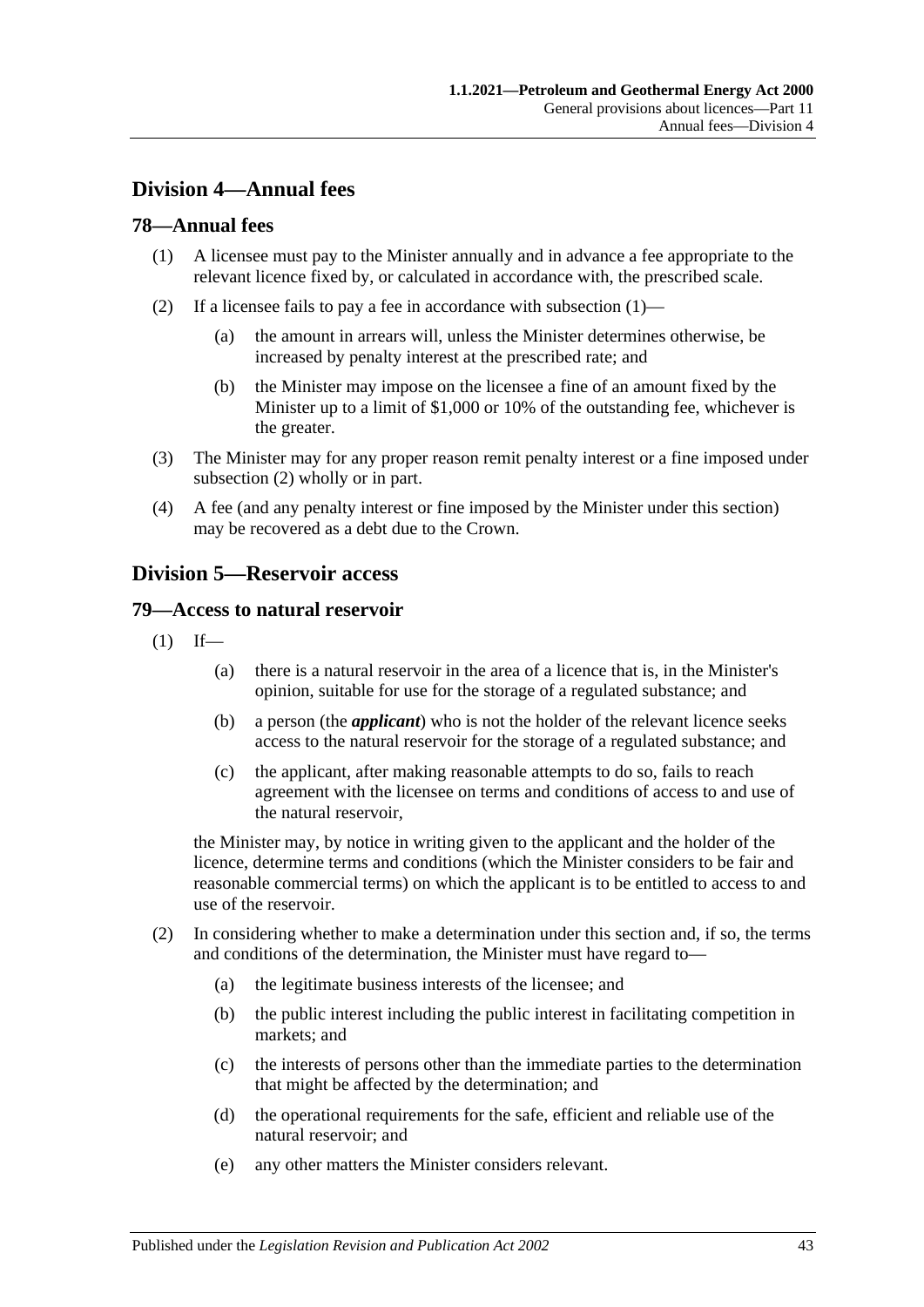## Division 4—Annual fees

### 78—Annual fees

(1) A licensee must pay to the Minister annually and in advance a fee appropriate to the relevant licence fixed by, or calculated in accordance with, the prescribed scale.

(2) If a licensee fails to pay a fee in accordance with subsection (1)—

  (a) the amount in arrears will, unless the Minister determines otherwise, be increased by penalty interest at the prescribed rate; and

  (b) the Minister may impose on the licensee a fine of an amount fixed by the Minister up to a limit of $1,000 or 10% of the outstanding fee, whichever is the greater.

(3) The Minister may for any proper reason remit penalty interest or a fine imposed under subsection (2) wholly or in part.

(4) A fee (and any penalty interest or fine imposed by the Minister under this section) may be recovered as a debt due to the Crown.

## Division 5—Reservoir access

### 79—Access to natural reservoir

(1) If—

  (a) there is a natural reservoir in the area of a licence that is, in the Minister's opinion, suitable for use for the storage of a regulated substance; and

  (b) a person (the ***applicant***) who is not the holder of the relevant licence seeks access to the natural reservoir for the storage of a regulated substance; and

  (c) the applicant, after making reasonable attempts to do so, fails to reach agreement with the licensee on terms and conditions of access to and use of the natural reservoir,

the Minister may, by notice in writing given to the applicant and the holder of the licence, determine terms and conditions (which the Minister considers to be fair and reasonable commercial terms) on which the applicant is to be entitled to access to and use of the reservoir.

(2) In considering whether to make a determination under this section and, if so, the terms and conditions of the determination, the Minister must have regard to—

  (a) the legitimate business interests of the licensee; and

  (b) the public interest including the public interest in facilitating competition in markets; and

  (c) the interests of persons other than the immediate parties to the determination that might be affected by the determination; and

  (d) the operational requirements for the safe, efficient and reliable use of the natural reservoir; and

  (e) any other matters the Minister considers relevant.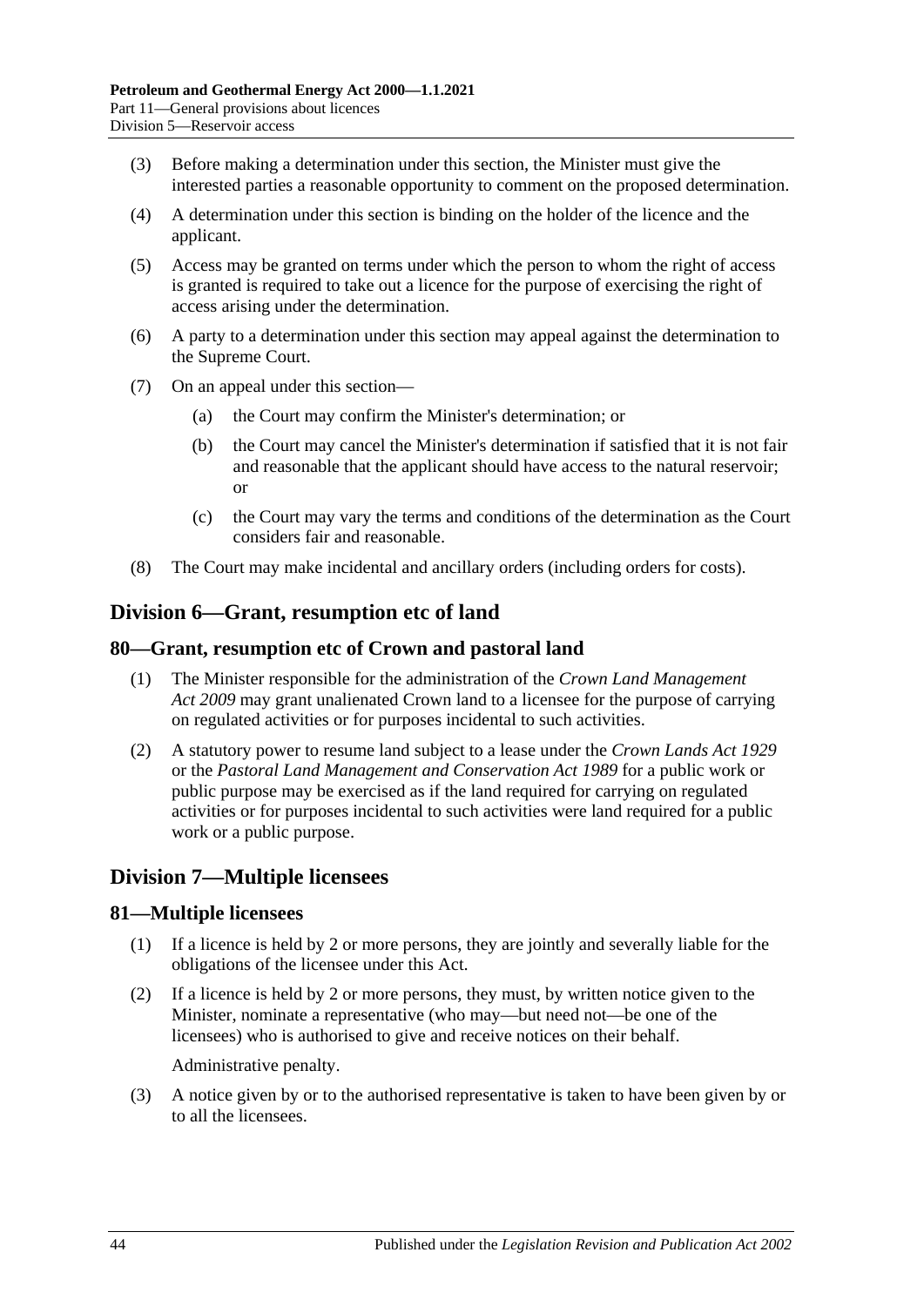(3) Before making a determination under this section, the Minister must give the interested parties a reasonable opportunity to comment on the proposed determination.

(4) A determination under this section is binding on the holder of the licence and the applicant.

(5) Access may be granted on terms under which the person to whom the right of access is granted is required to take out a licence for the purpose of exercising the right of access arising under the determination.

(6) A party to a determination under this section may appeal against the determination to the Supreme Court.

(7) On an appeal under this section—

(a) the Court may confirm the Minister's determination; or

(b) the Court may cancel the Minister's determination if satisfied that it is not fair and reasonable that the applicant should have access to the natural reservoir; or

(c) the Court may vary the terms and conditions of the determination as the Court considers fair and reasonable.

(8) The Court may make incidental and ancillary orders (including orders for costs).

## Division 6—Grant, resumption etc of land

### 80—Grant, resumption etc of Crown and pastoral land

(1) The Minister responsible for the administration of the *Crown Land Management Act 2009* may grant unalienated Crown land to a licensee for the purpose of carrying on regulated activities or for purposes incidental to such activities.

(2) A statutory power to resume land subject to a lease under the *Crown Lands Act 1929* or the *Pastoral Land Management and Conservation Act 1989* for a public work or public purpose may be exercised as if the land required for carrying on regulated activities or for purposes incidental to such activities were land required for a public work or a public purpose.

## Division 7—Multiple licensees

### 81—Multiple licensees

(1) If a licence is held by 2 or more persons, they are jointly and severally liable for the obligations of the licensee under this Act.

(2) If a licence is held by 2 or more persons, they must, by written notice given to the Minister, nominate a representative (who may—but need not—be one of the licensees) who is authorised to give and receive notices on their behalf.

Administrative penalty.

(3) A notice given by or to the authorised representative is taken to have been given by or to all the licensees.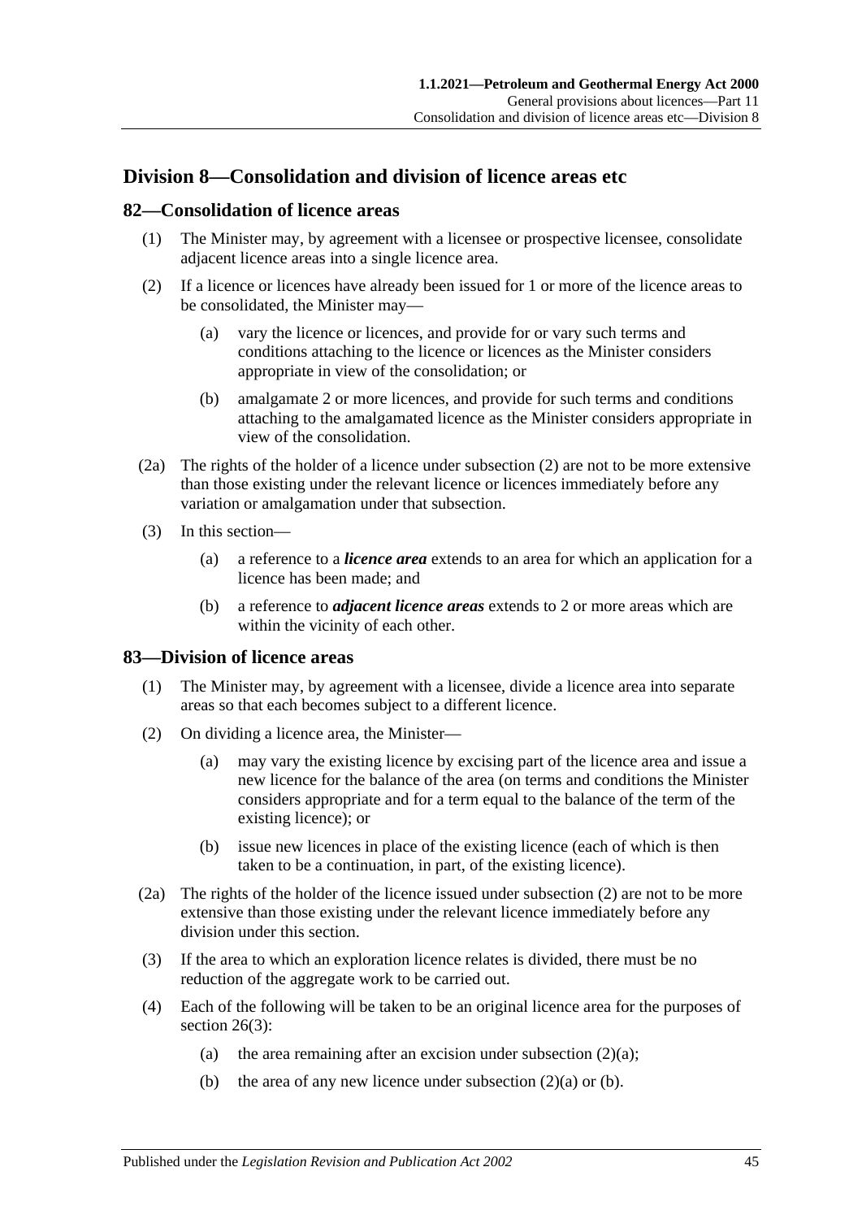## Division 8—Consolidation and division of licence areas etc

### 82—Consolidation of licence areas

(1) The Minister may, by agreement with a licensee or prospective licensee, consolidate adjacent licence areas into a single licence area.

(2) If a licence or licences have already been issued for 1 or more of the licence areas to be consolidated, the Minister may—

  (a) vary the licence or licences, and provide for or vary such terms and conditions attaching to the licence or licences as the Minister considers appropriate in view of the consolidation; or

  (b) amalgamate 2 or more licences, and provide for such terms and conditions attaching to the amalgamated licence as the Minister considers appropriate in view of the consolidation.

(2a) The rights of the holder of a licence under subsection (2) are not to be more extensive than those existing under the relevant licence or licences immediately before any variation or amalgamation under that subsection.

(3) In this section—

  (a) a reference to a ***licence area*** extends to an area for which an application for a licence has been made; and

  (b) a reference to ***adjacent licence areas*** extends to 2 or more areas which are within the vicinity of each other.

### 83—Division of licence areas

(1) The Minister may, by agreement with a licensee, divide a licence area into separate areas so that each becomes subject to a different licence.

(2) On dividing a licence area, the Minister—

  (a) may vary the existing licence by excising part of the licence area and issue a new licence for the balance of the area (on terms and conditions the Minister considers appropriate and for a term equal to the balance of the term of the existing licence); or

  (b) issue new licences in place of the existing licence (each of which is then taken to be a continuation, in part, of the existing licence).

(2a) The rights of the holder of the licence issued under subsection (2) are not to be more extensive than those existing under the relevant licence immediately before any division under this section.

(3) If the area to which an exploration licence relates is divided, there must be no reduction of the aggregate work to be carried out.

(4) Each of the following will be taken to be an original licence area for the purposes of section 26(3):

  (a) the area remaining after an excision under subsection (2)(a);

  (b) the area of any new licence under subsection (2)(a) or (b).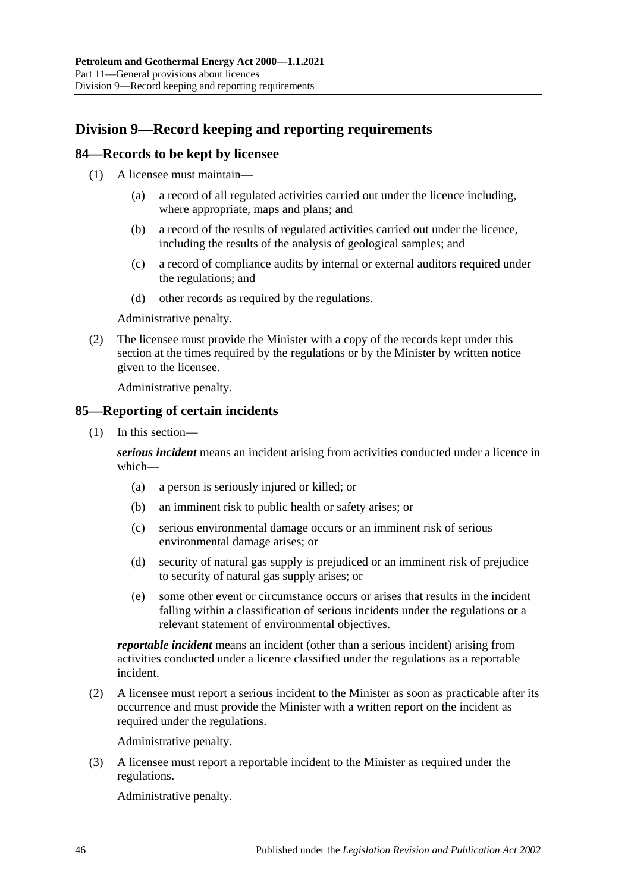## Division 9—Record keeping and reporting requirements

### 84—Records to be kept by licensee

(1) A licensee must maintain—

(a) a record of all regulated activities carried out under the licence including, where appropriate, maps and plans; and

(b) a record of the results of regulated activities carried out under the licence, including the results of the analysis of geological samples; and

(c) a record of compliance audits by internal or external auditors required under the regulations; and

(d) other records as required by the regulations.

Administrative penalty.

(2) The licensee must provide the Minister with a copy of the records kept under this section at the times required by the regulations or by the Minister by written notice given to the licensee.

Administrative penalty.

### 85—Reporting of certain incidents

(1) In this section—

***serious incident*** means an incident arising from activities conducted under a licence in which—

(a) a person is seriously injured or killed; or

(b) an imminent risk to public health or safety arises; or

(c) serious environmental damage occurs or an imminent risk of serious environmental damage arises; or

(d) security of natural gas supply is prejudiced or an imminent risk of prejudice to security of natural gas supply arises; or

(e) some other event or circumstance occurs or arises that results in the incident falling within a classification of serious incidents under the regulations or a relevant statement of environmental objectives.

***reportable incident*** means an incident (other than a serious incident) arising from activities conducted under a licence classified under the regulations as a reportable incident.

(2) A licensee must report a serious incident to the Minister as soon as practicable after its occurrence and must provide the Minister with a written report on the incident as required under the regulations.

Administrative penalty.

(3) A licensee must report a reportable incident to the Minister as required under the regulations.

Administrative penalty.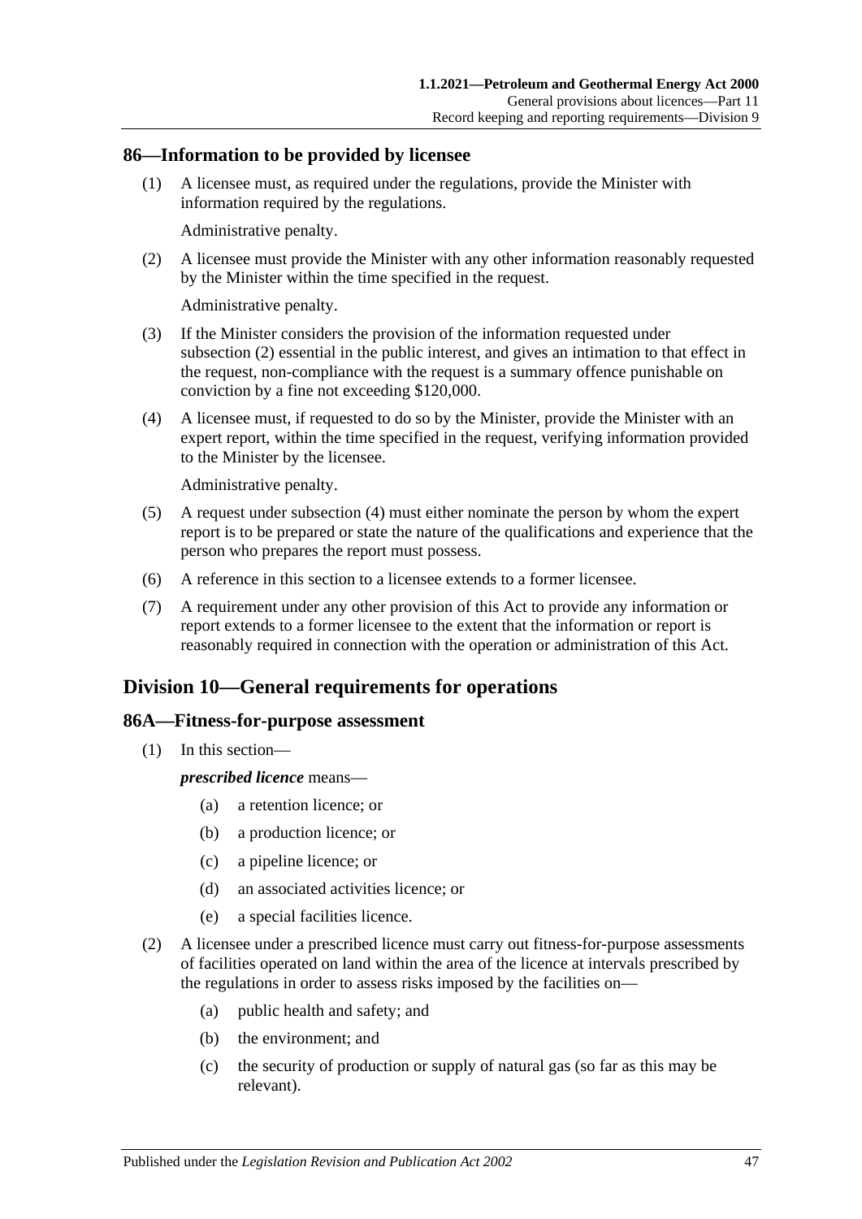## 86—Information to be provided by licensee

(1) A licensee must, as required under the regulations, provide the Minister with information required by the regulations.

Administrative penalty.

(2) A licensee must provide the Minister with any other information reasonably requested by the Minister within the time specified in the request.

Administrative penalty.

(3) If the Minister considers the provision of the information requested under subsection (2) essential in the public interest, and gives an intimation to that effect in the request, non-compliance with the request is a summary offence punishable on conviction by a fine not exceeding $120,000.

(4) A licensee must, if requested to do so by the Minister, provide the Minister with an expert report, within the time specified in the request, verifying information provided to the Minister by the licensee.

Administrative penalty.

(5) A request under subsection (4) must either nominate the person by whom the expert report is to be prepared or state the nature of the qualifications and experience that the person who prepares the report must possess.

(6) A reference in this section to a licensee extends to a former licensee.

(7) A requirement under any other provision of this Act to provide any information or report extends to a former licensee to the extent that the information or report is reasonably required in connection with the operation or administration of this Act.

# Division 10—General requirements for operations

## 86A—Fitness-for-purpose assessment

(1) In this section—

***prescribed licence*** means—

- (a) a retention licence; or
- (b) a production licence; or
- (c) a pipeline licence; or
- (d) an associated activities licence; or
- (e) a special facilities licence.

(2) A licensee under a prescribed licence must carry out fitness-for-purpose assessments of facilities operated on land within the area of the licence at intervals prescribed by the regulations in order to assess risks imposed by the facilities on—

- (a) public health and safety; and
- (b) the environment; and
- (c) the security of production or supply of natural gas (so far as this may be relevant).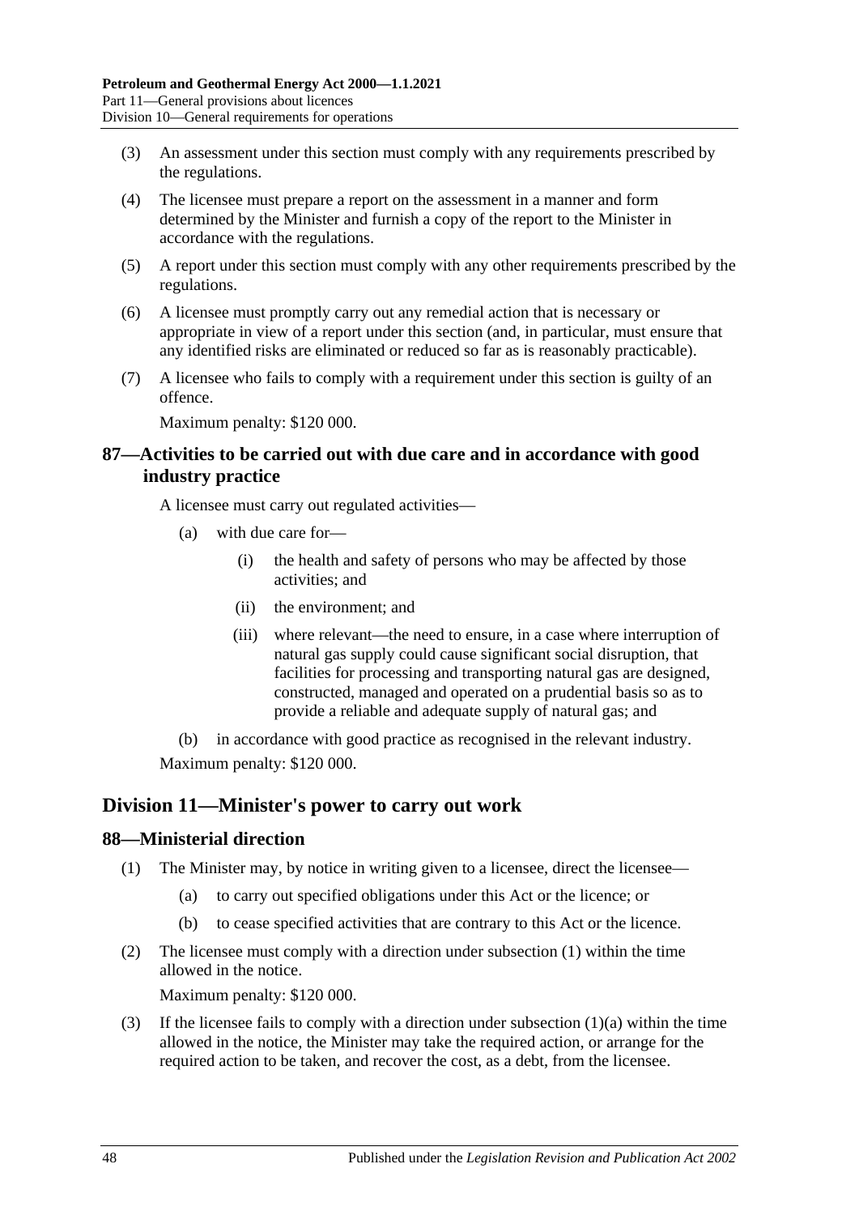(3) An assessment under this section must comply with any requirements prescribed by the regulations.

(4) The licensee must prepare a report on the assessment in a manner and form determined by the Minister and furnish a copy of the report to the Minister in accordance with the regulations.

(5) A report under this section must comply with any other requirements prescribed by the regulations.

(6) A licensee must promptly carry out any remedial action that is necessary or appropriate in view of a report under this section (and, in particular, must ensure that any identified risks are eliminated or reduced so far as is reasonably practicable).

(7) A licensee who fails to comply with a requirement under this section is guilty of an offence.

Maximum penalty: $120 000.

## 87—Activities to be carried out with due care and in accordance with good industry practice

A licensee must carry out regulated activities—

- (a) with due care for—
  - (i) the health and safety of persons who may be affected by those activities; and
  - (ii) the environment; and
  - (iii) where relevant—the need to ensure, in a case where interruption of natural gas supply could cause significant social disruption, that facilities for processing and transporting natural gas are designed, constructed, managed and operated on a prudential basis so as to provide a reliable and adequate supply of natural gas; and
- (b) in accordance with good practice as recognised in the relevant industry.

Maximum penalty: $120 000.

# Division 11—Minister's power to carry out work

## 88—Ministerial direction

(1) The Minister may, by notice in writing given to a licensee, direct the licensee—

- (a) to carry out specified obligations under this Act or the licence; or
- (b) to cease specified activities that are contrary to this Act or the licence.

(2) The licensee must comply with a direction under subsection (1) within the time allowed in the notice.

Maximum penalty: $120 000.

(3) If the licensee fails to comply with a direction under subsection (1)(a) within the time allowed in the notice, the Minister may take the required action, or arrange for the required action to be taken, and recover the cost, as a debt, from the licensee.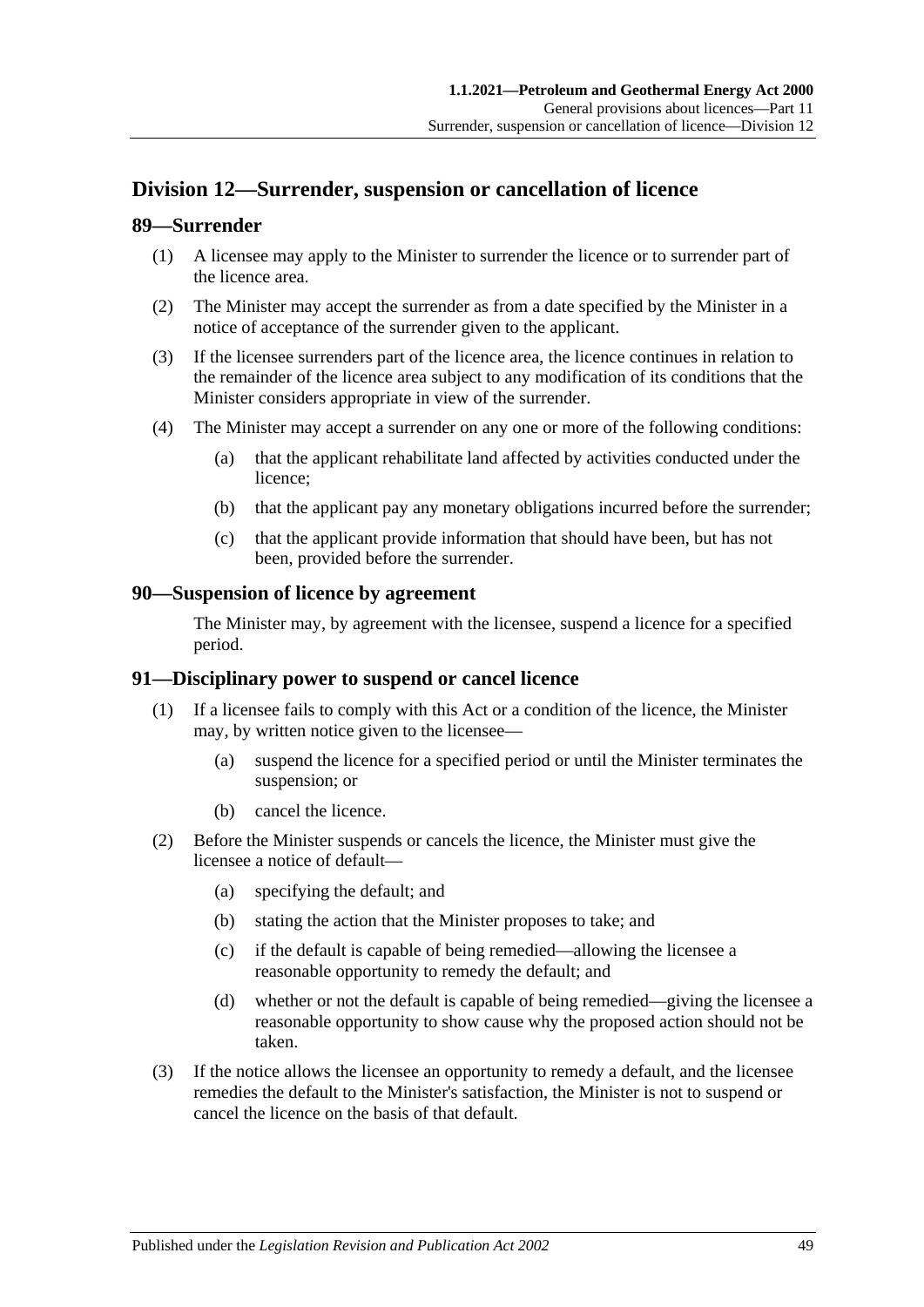## Division 12—Surrender, suspension or cancellation of licence

### 89—Surrender

(1) A licensee may apply to the Minister to surrender the licence or to surrender part of the licence area.

(2) The Minister may accept the surrender as from a date specified by the Minister in a notice of acceptance of the surrender given to the applicant.

(3) If the licensee surrenders part of the licence area, the licence continues in relation to the remainder of the licence area subject to any modification of its conditions that the Minister considers appropriate in view of the surrender.

(4) The Minister may accept a surrender on any one or more of the following conditions:

- (a) that the applicant rehabilitate land affected by activities conducted under the licence;
- (b) that the applicant pay any monetary obligations incurred before the surrender;
- (c) that the applicant provide information that should have been, but has not been, provided before the surrender.

### 90—Suspension of licence by agreement

The Minister may, by agreement with the licensee, suspend a licence for a specified period.

### 91—Disciplinary power to suspend or cancel licence

(1) If a licensee fails to comply with this Act or a condition of the licence, the Minister may, by written notice given to the licensee—

- (a) suspend the licence for a specified period or until the Minister terminates the suspension; or
- (b) cancel the licence.

(2) Before the Minister suspends or cancels the licence, the Minister must give the licensee a notice of default—

- (a) specifying the default; and
- (b) stating the action that the Minister proposes to take; and
- (c) if the default is capable of being remedied—allowing the licensee a reasonable opportunity to remedy the default; and
- (d) whether or not the default is capable of being remedied—giving the licensee a reasonable opportunity to show cause why the proposed action should not be taken.

(3) If the notice allows the licensee an opportunity to remedy a default, and the licensee remedies the default to the Minister's satisfaction, the Minister is not to suspend or cancel the licence on the basis of that default.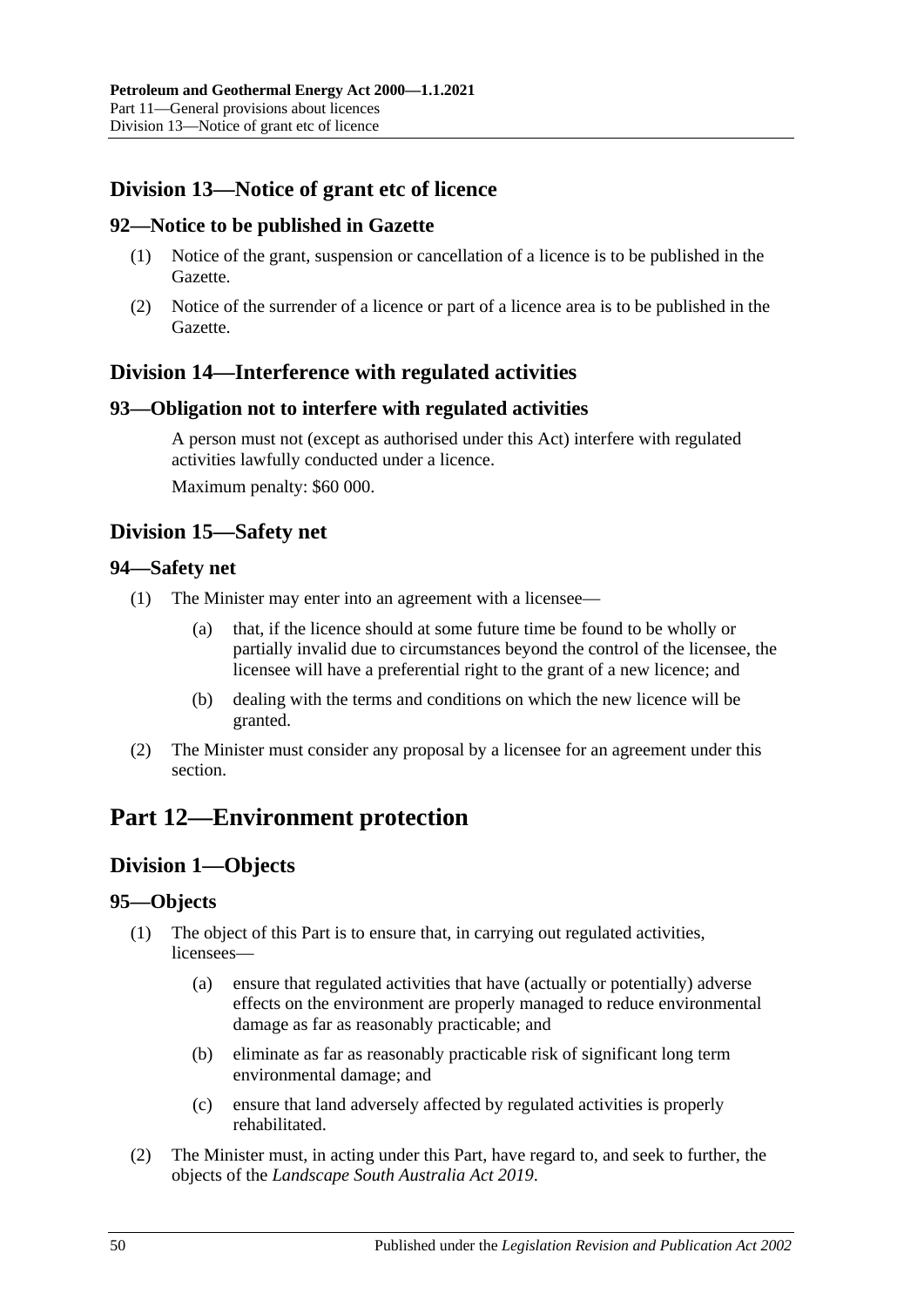## Division 13—Notice of grant etc of licence

### 92—Notice to be published in Gazette

(1) Notice of the grant, suspension or cancellation of a licence is to be published in the Gazette.

(2) Notice of the surrender of a licence or part of a licence area is to be published in the Gazette.

## Division 14—Interference with regulated activities

### 93—Obligation not to interfere with regulated activities

A person must not (except as authorised under this Act) interfere with regulated activities lawfully conducted under a licence.

Maximum penalty: $60 000.

## Division 15—Safety net

### 94—Safety net

(1) The Minister may enter into an agreement with a licensee—

   (a) that, if the licence should at some future time be found to be wholly or partially invalid due to circumstances beyond the control of the licensee, the licensee will have a preferential right to the grant of a new licence; and

   (b) dealing with the terms and conditions on which the new licence will be granted.

(2) The Minister must consider any proposal by a licensee for an agreement under this section.

# Part 12—Environment protection

## Division 1—Objects

### 95—Objects

(1) The object of this Part is to ensure that, in carrying out regulated activities, licensees—

   (a) ensure that regulated activities that have (actually or potentially) adverse effects on the environment are properly managed to reduce environmental damage as far as reasonably practicable; and

   (b) eliminate as far as reasonably practicable risk of significant long term environmental damage; and

   (c) ensure that land adversely affected by regulated activities is properly rehabilitated.

(2) The Minister must, in acting under this Part, have regard to, and seek to further, the objects of the *Landscape South Australia Act 2019*.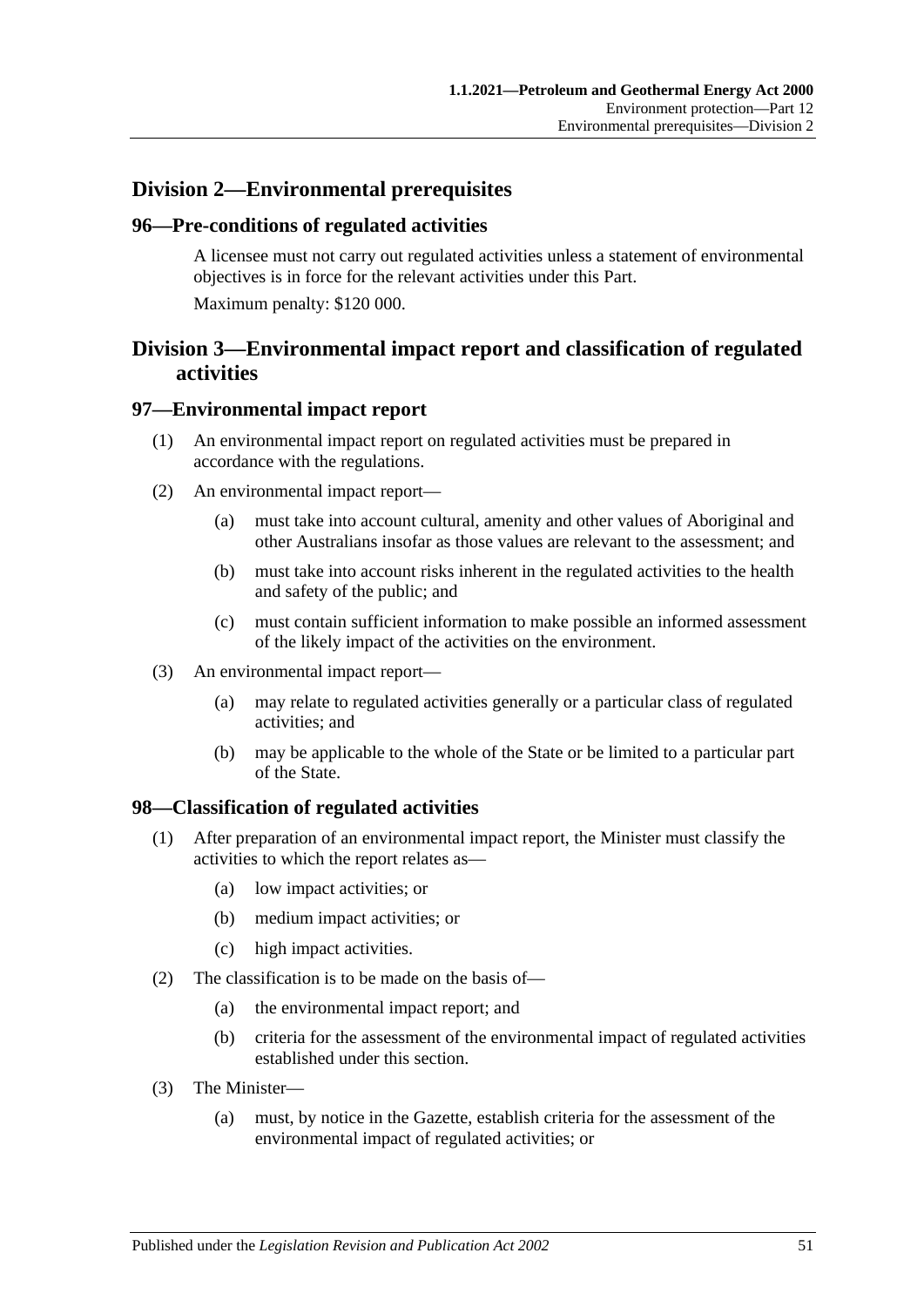## Division 2—Environmental prerequisites

### 96—Pre-conditions of regulated activities

A licensee must not carry out regulated activities unless a statement of environmental objectives is in force for the relevant activities under this Part.

Maximum penalty: $120 000.

## Division 3—Environmental impact report and classification of regulated activities

### 97—Environmental impact report

(1) An environmental impact report on regulated activities must be prepared in accordance with the regulations.

(2) An environmental impact report—

(a) must take into account cultural, amenity and other values of Aboriginal and other Australians insofar as those values are relevant to the assessment; and

(b) must take into account risks inherent in the regulated activities to the health and safety of the public; and

(c) must contain sufficient information to make possible an informed assessment of the likely impact of the activities on the environment.

(3) An environmental impact report—

(a) may relate to regulated activities generally or a particular class of regulated activities; and

(b) may be applicable to the whole of the State or be limited to a particular part of the State.

### 98—Classification of regulated activities

(1) After preparation of an environmental impact report, the Minister must classify the activities to which the report relates as—

(a) low impact activities; or

(b) medium impact activities; or

(c) high impact activities.

(2) The classification is to be made on the basis of—

(a) the environmental impact report; and

(b) criteria for the assessment of the environmental impact of regulated activities established under this section.

(3) The Minister—

(a) must, by notice in the Gazette, establish criteria for the assessment of the environmental impact of regulated activities; or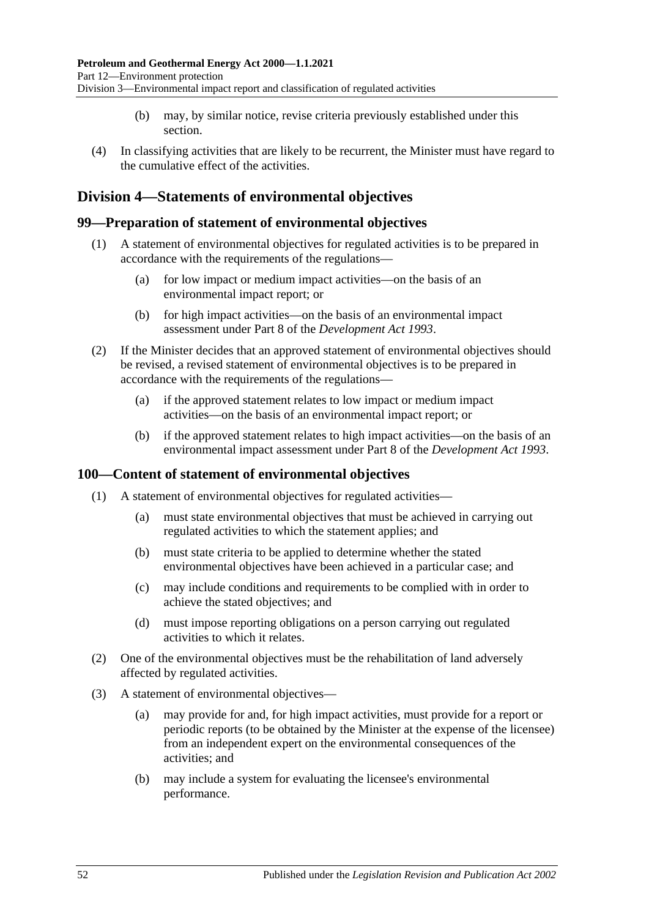(b) may, by similar notice, revise criteria previously established under this section.

(4) In classifying activities that are likely to be recurrent, the Minister must have regard to the cumulative effect of the activities.

## Division 4—Statements of environmental objectives

### 99—Preparation of statement of environmental objectives

(1) A statement of environmental objectives for regulated activities is to be prepared in accordance with the requirements of the regulations—

(a) for low impact or medium impact activities—on the basis of an environmental impact report; or

(b) for high impact activities—on the basis of an environmental impact assessment under Part 8 of the *Development Act 1993*.

(2) If the Minister decides that an approved statement of environmental objectives should be revised, a revised statement of environmental objectives is to be prepared in accordance with the requirements of the regulations—

(a) if the approved statement relates to low impact or medium impact activities—on the basis of an environmental impact report; or

(b) if the approved statement relates to high impact activities—on the basis of an environmental impact assessment under Part 8 of the *Development Act 1993*.

### 100—Content of statement of environmental objectives

(1) A statement of environmental objectives for regulated activities—

(a) must state environmental objectives that must be achieved in carrying out regulated activities to which the statement applies; and

(b) must state criteria to be applied to determine whether the stated environmental objectives have been achieved in a particular case; and

(c) may include conditions and requirements to be complied with in order to achieve the stated objectives; and

(d) must impose reporting obligations on a person carrying out regulated activities to which it relates.

(2) One of the environmental objectives must be the rehabilitation of land adversely affected by regulated activities.

(3) A statement of environmental objectives—

(a) may provide for and, for high impact activities, must provide for a report or periodic reports (to be obtained by the Minister at the expense of the licensee) from an independent expert on the environmental consequences of the activities; and

(b) may include a system for evaluating the licensee's environmental performance.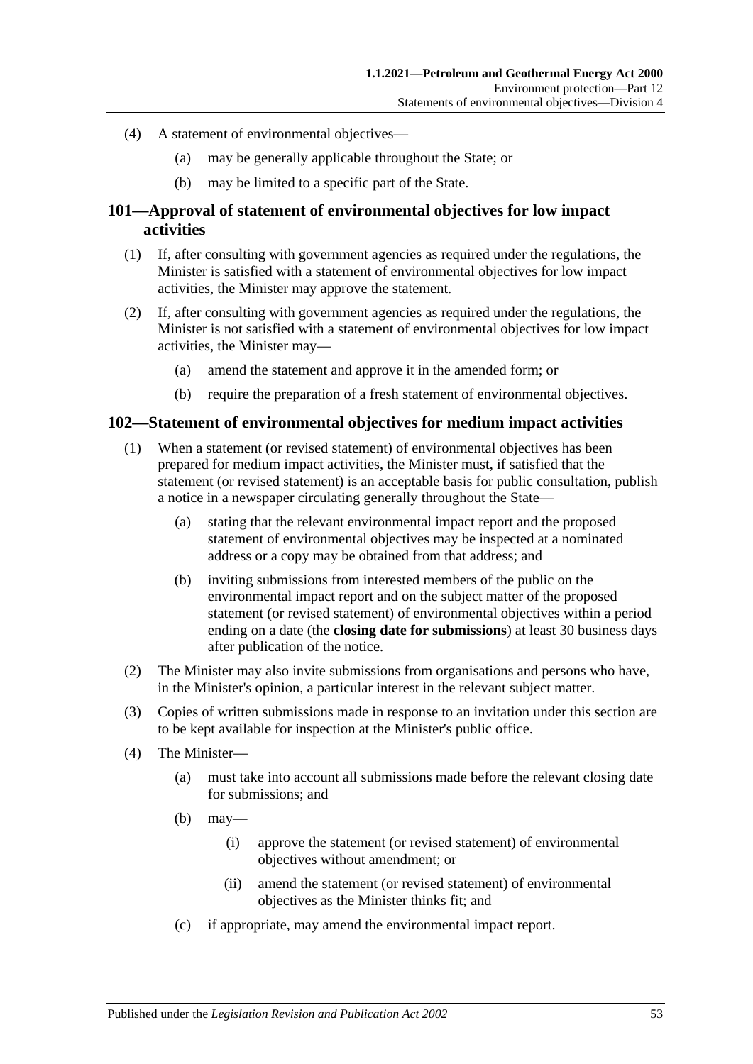(4) A statement of environmental objectives—

(a) may be generally applicable throughout the State; or

(b) may be limited to a specific part of the State.

## 101—Approval of statement of environmental objectives for low impact activities

(1) If, after consulting with government agencies as required under the regulations, the Minister is satisfied with a statement of environmental objectives for low impact activities, the Minister may approve the statement.

(2) If, after consulting with government agencies as required under the regulations, the Minister is not satisfied with a statement of environmental objectives for low impact activities, the Minister may—

(a) amend the statement and approve it in the amended form; or

(b) require the preparation of a fresh statement of environmental objectives.

## 102—Statement of environmental objectives for medium impact activities

(1) When a statement (or revised statement) of environmental objectives has been prepared for medium impact activities, the Minister must, if satisfied that the statement (or revised statement) is an acceptable basis for public consultation, publish a notice in a newspaper circulating generally throughout the State—

(a) stating that the relevant environmental impact report and the proposed statement of environmental objectives may be inspected at a nominated address or a copy may be obtained from that address; and

(b) inviting submissions from interested members of the public on the environmental impact report and on the subject matter of the proposed statement (or revised statement) of environmental objectives within a period ending on a date (the **closing date for submissions**) at least 30 business days after publication of the notice.

(2) The Minister may also invite submissions from organisations and persons who have, in the Minister's opinion, a particular interest in the relevant subject matter.

(3) Copies of written submissions made in response to an invitation under this section are to be kept available for inspection at the Minister's public office.

(4) The Minister—

(a) must take into account all submissions made before the relevant closing date for submissions; and

(b) may—

(i) approve the statement (or revised statement) of environmental objectives without amendment; or

(ii) amend the statement (or revised statement) of environmental objectives as the Minister thinks fit; and

(c) if appropriate, may amend the environmental impact report.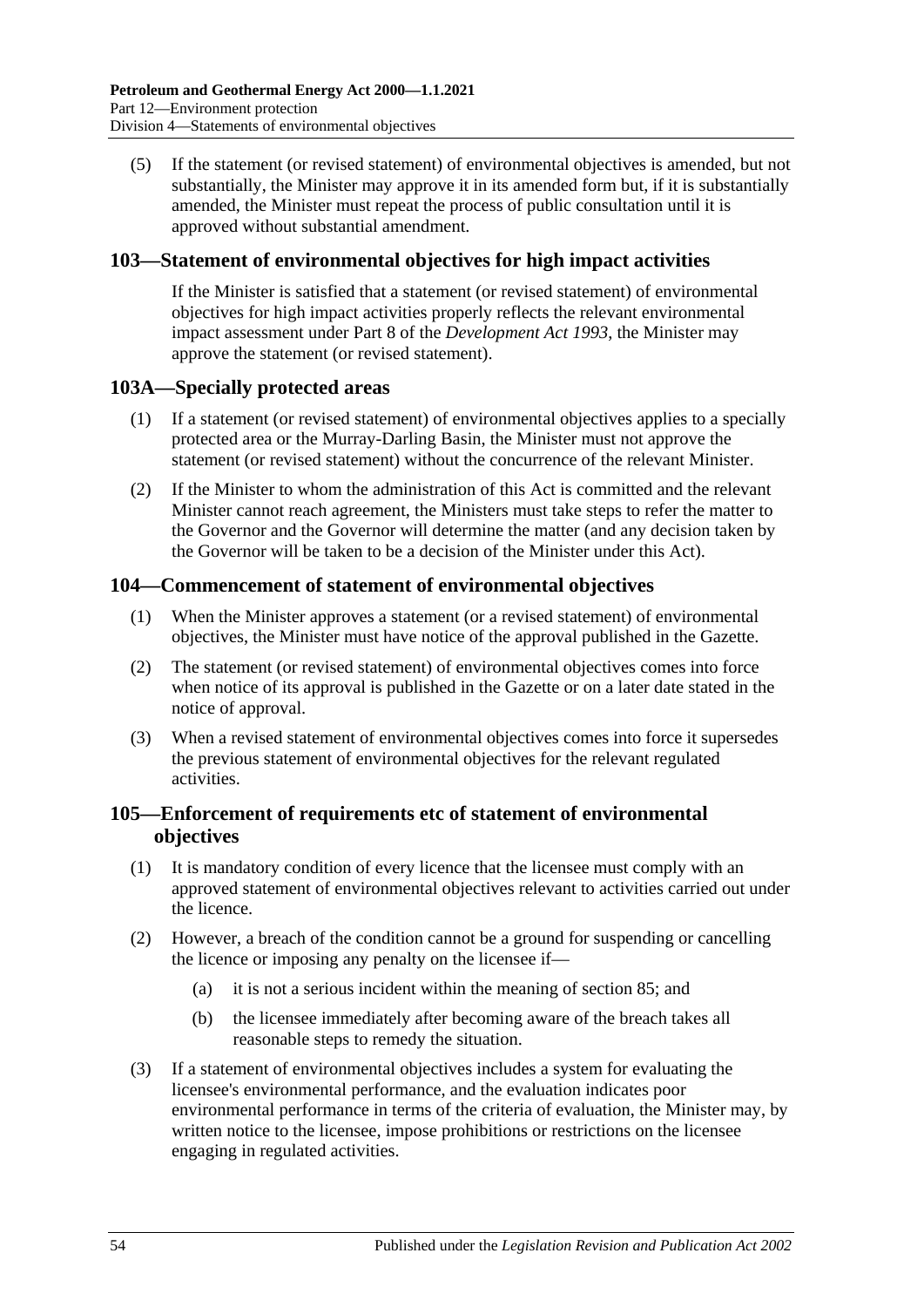(5) If the statement (or revised statement) of environmental objectives is amended, but not substantially, the Minister may approve it in its amended form but, if it is substantially amended, the Minister must repeat the process of public consultation until it is approved without substantial amendment.

## 103—Statement of environmental objectives for high impact activities

If the Minister is satisfied that a statement (or revised statement) of environmental objectives for high impact activities properly reflects the relevant environmental impact assessment under Part 8 of the *Development Act 1993*, the Minister may approve the statement (or revised statement).

## 103A—Specially protected areas

(1) If a statement (or revised statement) of environmental objectives applies to a specially protected area or the Murray-Darling Basin, the Minister must not approve the statement (or revised statement) without the concurrence of the relevant Minister.

(2) If the Minister to whom the administration of this Act is committed and the relevant Minister cannot reach agreement, the Ministers must take steps to refer the matter to the Governor and the Governor will determine the matter (and any decision taken by the Governor will be taken to be a decision of the Minister under this Act).

## 104—Commencement of statement of environmental objectives

(1) When the Minister approves a statement (or a revised statement) of environmental objectives, the Minister must have notice of the approval published in the Gazette.

(2) The statement (or revised statement) of environmental objectives comes into force when notice of its approval is published in the Gazette or on a later date stated in the notice of approval.

(3) When a revised statement of environmental objectives comes into force it supersedes the previous statement of environmental objectives for the relevant regulated activities.

## 105—Enforcement of requirements etc of statement of environmental objectives

(1) It is mandatory condition of every licence that the licensee must comply with an approved statement of environmental objectives relevant to activities carried out under the licence.

(2) However, a breach of the condition cannot be a ground for suspending or cancelling the licence or imposing any penalty on the licensee if—

(a) it is not a serious incident within the meaning of section 85; and

(b) the licensee immediately after becoming aware of the breach takes all reasonable steps to remedy the situation.

(3) If a statement of environmental objectives includes a system for evaluating the licensee's environmental performance, and the evaluation indicates poor environmental performance in terms of the criteria of evaluation, the Minister may, by written notice to the licensee, impose prohibitions or restrictions on the licensee engaging in regulated activities.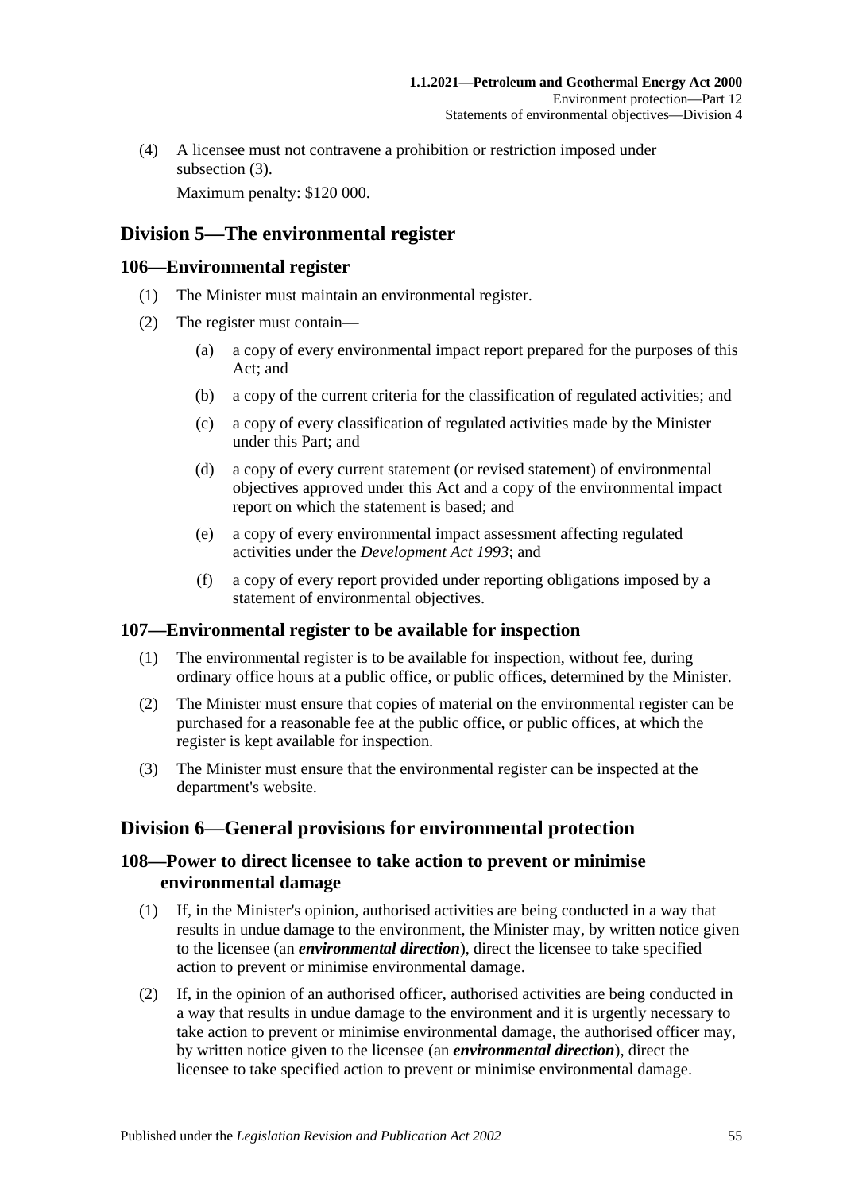(4) A licensee must not contravene a prohibition or restriction imposed under subsection (3).

Maximum penalty: $120 000.

## Division 5—The environmental register

### 106—Environmental register

(1) The Minister must maintain an environmental register.

(2) The register must contain—

(a) a copy of every environmental impact report prepared for the purposes of this Act; and

(b) a copy of the current criteria for the classification of regulated activities; and

(c) a copy of every classification of regulated activities made by the Minister under this Part; and

(d) a copy of every current statement (or revised statement) of environmental objectives approved under this Act and a copy of the environmental impact report on which the statement is based; and

(e) a copy of every environmental impact assessment affecting regulated activities under the *Development Act 1993*; and

(f) a copy of every report provided under reporting obligations imposed by a statement of environmental objectives.

### 107—Environmental register to be available for inspection

(1) The environmental register is to be available for inspection, without fee, during ordinary office hours at a public office, or public offices, determined by the Minister.

(2) The Minister must ensure that copies of material on the environmental register can be purchased for a reasonable fee at the public office, or public offices, at which the register is kept available for inspection.

(3) The Minister must ensure that the environmental register can be inspected at the department's website.

## Division 6—General provisions for environmental protection

### 108—Power to direct licensee to take action to prevent or minimise environmental damage

(1) If, in the Minister's opinion, authorised activities are being conducted in a way that results in undue damage to the environment, the Minister may, by written notice given to the licensee (an ***environmental direction***), direct the licensee to take specified action to prevent or minimise environmental damage.

(2) If, in the opinion of an authorised officer, authorised activities are being conducted in a way that results in undue damage to the environment and it is urgently necessary to take action to prevent or minimise environmental damage, the authorised officer may, by written notice given to the licensee (an ***environmental direction***), direct the licensee to take specified action to prevent or minimise environmental damage.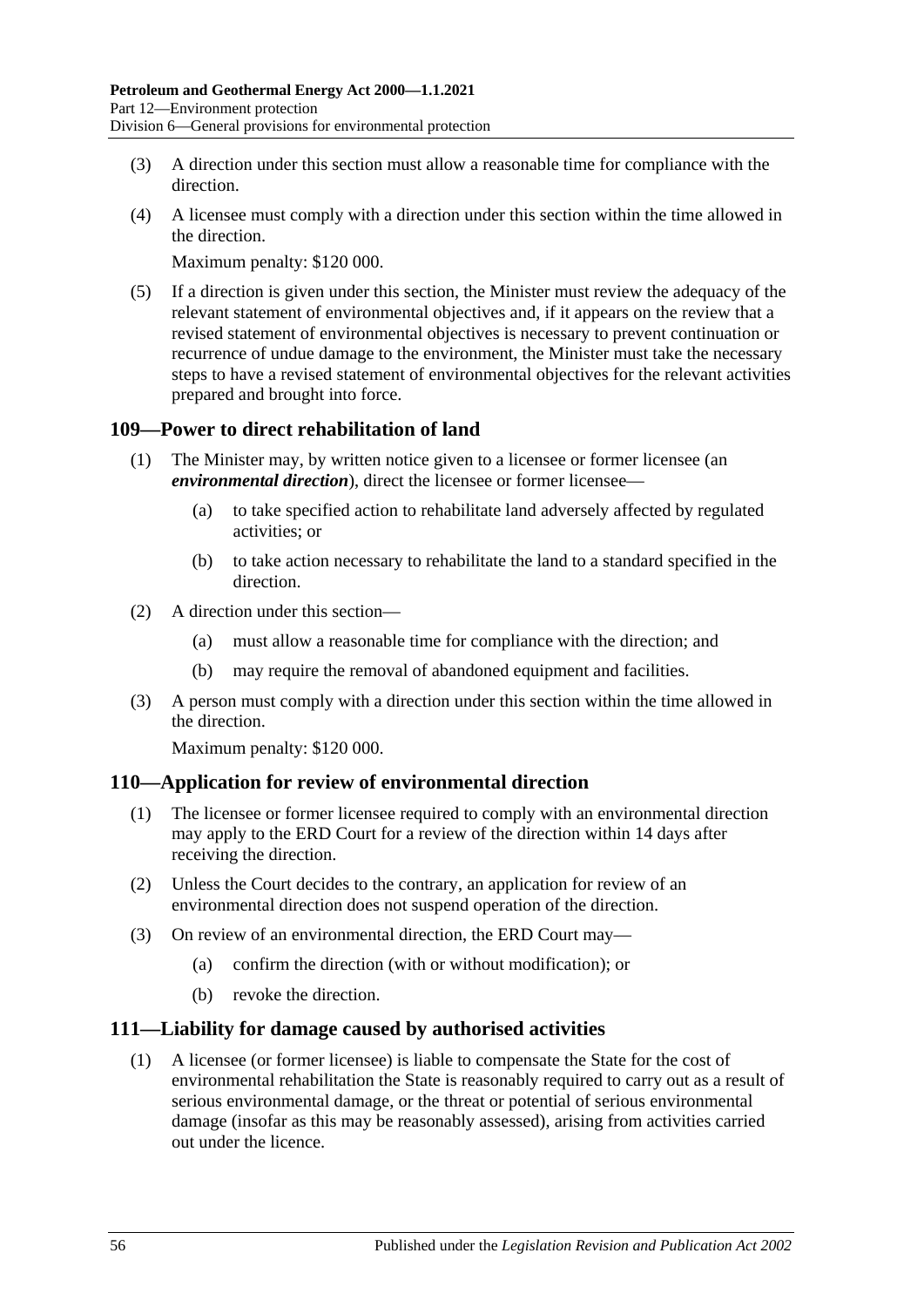(3) A direction under this section must allow a reasonable time for compliance with the direction.

(4) A licensee must comply with a direction under this section within the time allowed in the direction.

Maximum penalty: $120 000.

(5) If a direction is given under this section, the Minister must review the adequacy of the relevant statement of environmental objectives and, if it appears on the review that a revised statement of environmental objectives is necessary to prevent continuation or recurrence of undue damage to the environment, the Minister must take the necessary steps to have a revised statement of environmental objectives for the relevant activities prepared and brought into force.

## 109—Power to direct rehabilitation of land

(1) The Minister may, by written notice given to a licensee or former licensee (an ***environmental direction***), direct the licensee or former licensee—

(a) to take specified action to rehabilitate land adversely affected by regulated activities; or

(b) to take action necessary to rehabilitate the land to a standard specified in the direction.

(2) A direction under this section—

(a) must allow a reasonable time for compliance with the direction; and

(b) may require the removal of abandoned equipment and facilities.

(3) A person must comply with a direction under this section within the time allowed in the direction.

Maximum penalty: $120 000.

## 110—Application for review of environmental direction

(1) The licensee or former licensee required to comply with an environmental direction may apply to the ERD Court for a review of the direction within 14 days after receiving the direction.

(2) Unless the Court decides to the contrary, an application for review of an environmental direction does not suspend operation of the direction.

(3) On review of an environmental direction, the ERD Court may—

(a) confirm the direction (with or without modification); or

(b) revoke the direction.

## 111—Liability for damage caused by authorised activities

(1) A licensee (or former licensee) is liable to compensate the State for the cost of environmental rehabilitation the State is reasonably required to carry out as a result of serious environmental damage, or the threat or potential of serious environmental damage (insofar as this may be reasonably assessed), arising from activities carried out under the licence.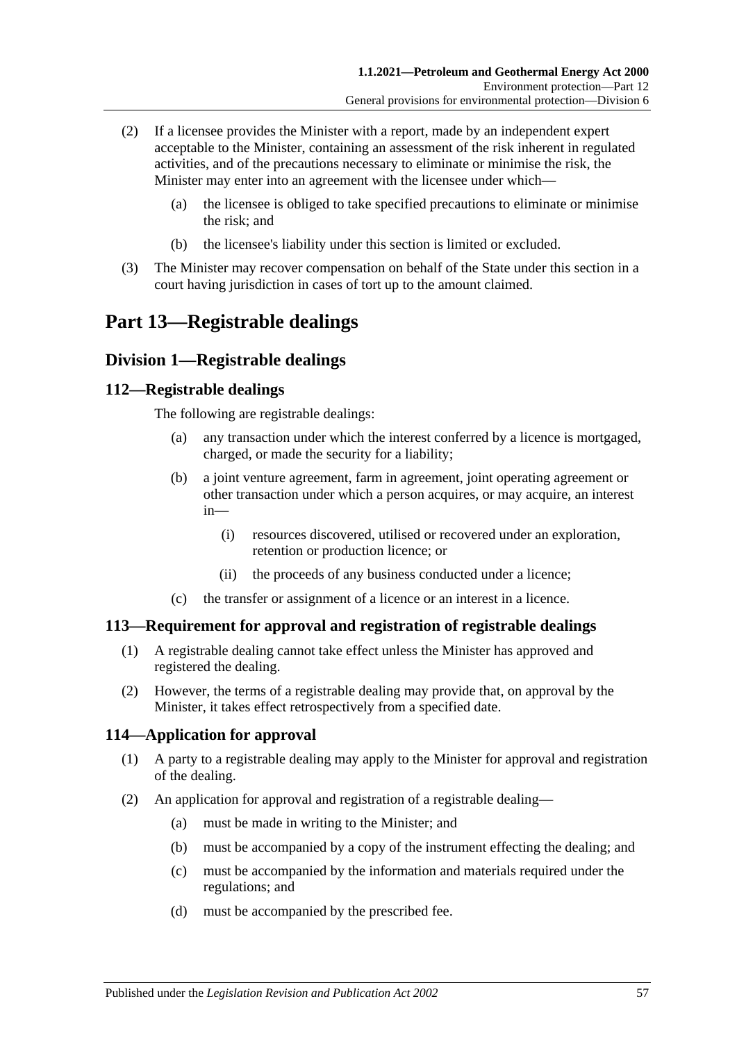(2) If a licensee provides the Minister with a report, made by an independent expert acceptable to the Minister, containing an assessment of the risk inherent in regulated activities, and of the precautions necessary to eliminate or minimise the risk, the Minister may enter into an agreement with the licensee under which—

(a) the licensee is obliged to take specified precautions to eliminate or minimise the risk; and

(b) the licensee's liability under this section is limited or excluded.

(3) The Minister may recover compensation on behalf of the State under this section in a court having jurisdiction in cases of tort up to the amount claimed.

# Part 13—Registrable dealings

## Division 1—Registrable dealings

### 112—Registrable dealings

The following are registrable dealings:

(a) any transaction under which the interest conferred by a licence is mortgaged, charged, or made the security for a liability;

(b) a joint venture agreement, farm in agreement, joint operating agreement or other transaction under which a person acquires, or may acquire, an interest in—

(i) resources discovered, utilised or recovered under an exploration, retention or production licence; or

(ii) the proceeds of any business conducted under a licence;

(c) the transfer or assignment of a licence or an interest in a licence.

### 113—Requirement for approval and registration of registrable dealings

(1) A registrable dealing cannot take effect unless the Minister has approved and registered the dealing.

(2) However, the terms of a registrable dealing may provide that, on approval by the Minister, it takes effect retrospectively from a specified date.

### 114—Application for approval

(1) A party to a registrable dealing may apply to the Minister for approval and registration of the dealing.

(2) An application for approval and registration of a registrable dealing—

(a) must be made in writing to the Minister; and

(b) must be accompanied by a copy of the instrument effecting the dealing; and

(c) must be accompanied by the information and materials required under the regulations; and

(d) must be accompanied by the prescribed fee.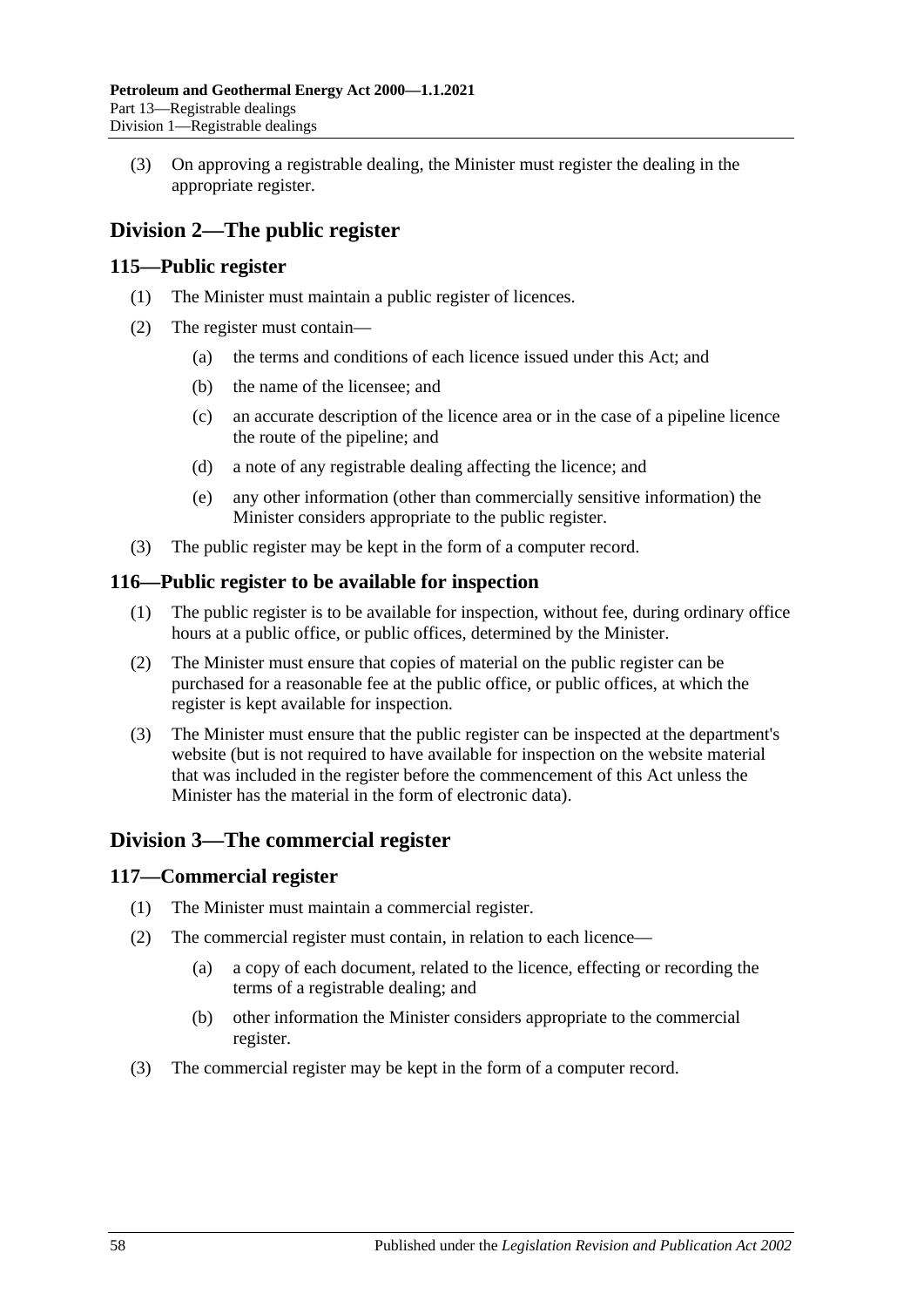(3) On approving a registrable dealing, the Minister must register the dealing in the appropriate register.

## Division 2—The public register

### 115—Public register

(1) The Minister must maintain a public register of licences.

(2) The register must contain—

- (a) the terms and conditions of each licence issued under this Act; and
- (b) the name of the licensee; and
- (c) an accurate description of the licence area or in the case of a pipeline licence the route of the pipeline; and
- (d) a note of any registrable dealing affecting the licence; and
- (e) any other information (other than commercially sensitive information) the Minister considers appropriate to the public register.

(3) The public register may be kept in the form of a computer record.

### 116—Public register to be available for inspection

(1) The public register is to be available for inspection, without fee, during ordinary office hours at a public office, or public offices, determined by the Minister.

(2) The Minister must ensure that copies of material on the public register can be purchased for a reasonable fee at the public office, or public offices, at which the register is kept available for inspection.

(3) The Minister must ensure that the public register can be inspected at the department's website (but is not required to have available for inspection on the website material that was included in the register before the commencement of this Act unless the Minister has the material in the form of electronic data).

## Division 3—The commercial register

### 117—Commercial register

(1) The Minister must maintain a commercial register.

(2) The commercial register must contain, in relation to each licence—

- (a) a copy of each document, related to the licence, effecting or recording the terms of a registrable dealing; and
- (b) other information the Minister considers appropriate to the commercial register.

(3) The commercial register may be kept in the form of a computer record.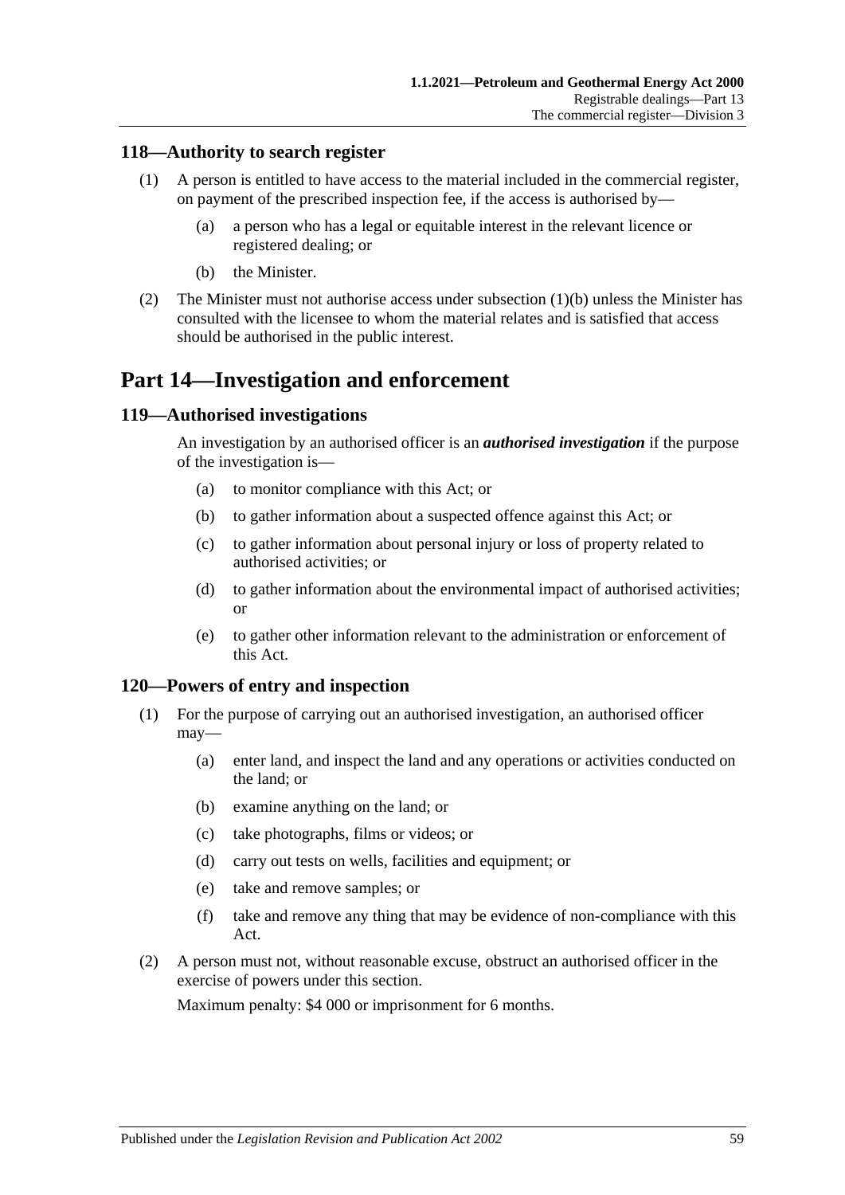### 118—Authority to search register

(1) A person is entitled to have access to the material included in the commercial register, on payment of the prescribed inspection fee, if the access is authorised by—

(a) a person who has a legal or equitable interest in the relevant licence or registered dealing; or

(b) the Minister.

(2) The Minister must not authorise access under subsection (1)(b) unless the Minister has consulted with the licensee to whom the material relates and is satisfied that access should be authorised in the public interest.

# Part 14—Investigation and enforcement

### 119—Authorised investigations

An investigation by an authorised officer is an ***authorised investigation*** if the purpose of the investigation is—

(a) to monitor compliance with this Act; or

(b) to gather information about a suspected offence against this Act; or

(c) to gather information about personal injury or loss of property related to authorised activities; or

(d) to gather information about the environmental impact of authorised activities; or

(e) to gather other information relevant to the administration or enforcement of this Act.

### 120—Powers of entry and inspection

(1) For the purpose of carrying out an authorised investigation, an authorised officer may—

(a) enter land, and inspect the land and any operations or activities conducted on the land; or

(b) examine anything on the land; or

(c) take photographs, films or videos; or

(d) carry out tests on wells, facilities and equipment; or

(e) take and remove samples; or

(f) take and remove any thing that may be evidence of non-compliance with this Act.

(2) A person must not, without reasonable excuse, obstruct an authorised officer in the exercise of powers under this section.

Maximum penalty: $4 000 or imprisonment for 6 months.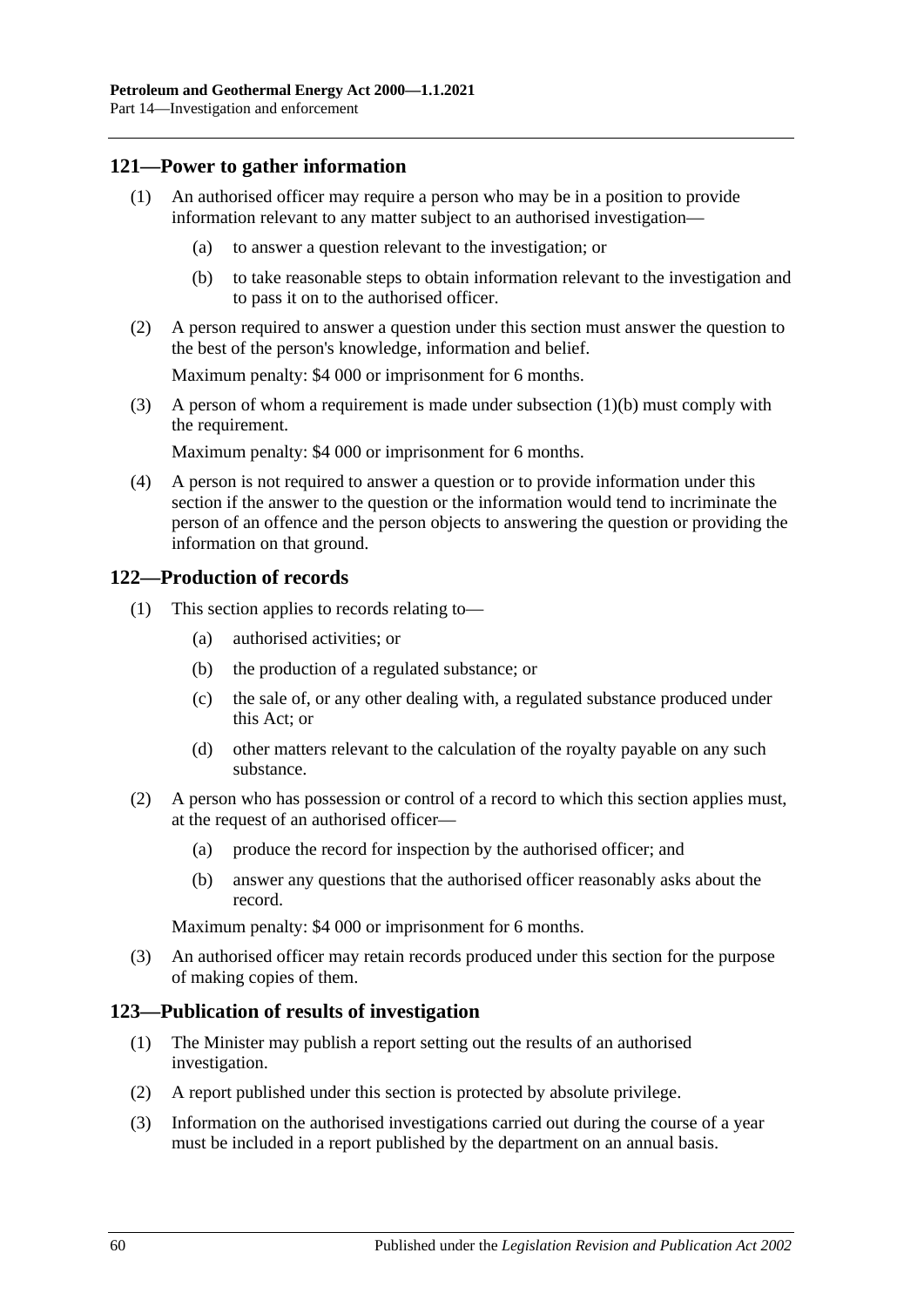## 121—Power to gather information

(1) An authorised officer may require a person who may be in a position to provide information relevant to any matter subject to an authorised investigation—

(a) to answer a question relevant to the investigation; or

(b) to take reasonable steps to obtain information relevant to the investigation and to pass it on to the authorised officer.

(2) A person required to answer a question under this section must answer the question to the best of the person's knowledge, information and belief.

Maximum penalty: $4 000 or imprisonment for 6 months.

(3) A person of whom a requirement is made under subsection (1)(b) must comply with the requirement.

Maximum penalty: $4 000 or imprisonment for 6 months.

(4) A person is not required to answer a question or to provide information under this section if the answer to the question or the information would tend to incriminate the person of an offence and the person objects to answering the question or providing the information on that ground.

## 122—Production of records

(1) This section applies to records relating to—

(a) authorised activities; or

(b) the production of a regulated substance; or

(c) the sale of, or any other dealing with, a regulated substance produced under this Act; or

(d) other matters relevant to the calculation of the royalty payable on any such substance.

(2) A person who has possession or control of a record to which this section applies must, at the request of an authorised officer—

(a) produce the record for inspection by the authorised officer; and

(b) answer any questions that the authorised officer reasonably asks about the record.

Maximum penalty: $4 000 or imprisonment for 6 months.

(3) An authorised officer may retain records produced under this section for the purpose of making copies of them.

## 123—Publication of results of investigation

(1) The Minister may publish a report setting out the results of an authorised investigation.

(2) A report published under this section is protected by absolute privilege.

(3) Information on the authorised investigations carried out during the course of a year must be included in a report published by the department on an annual basis.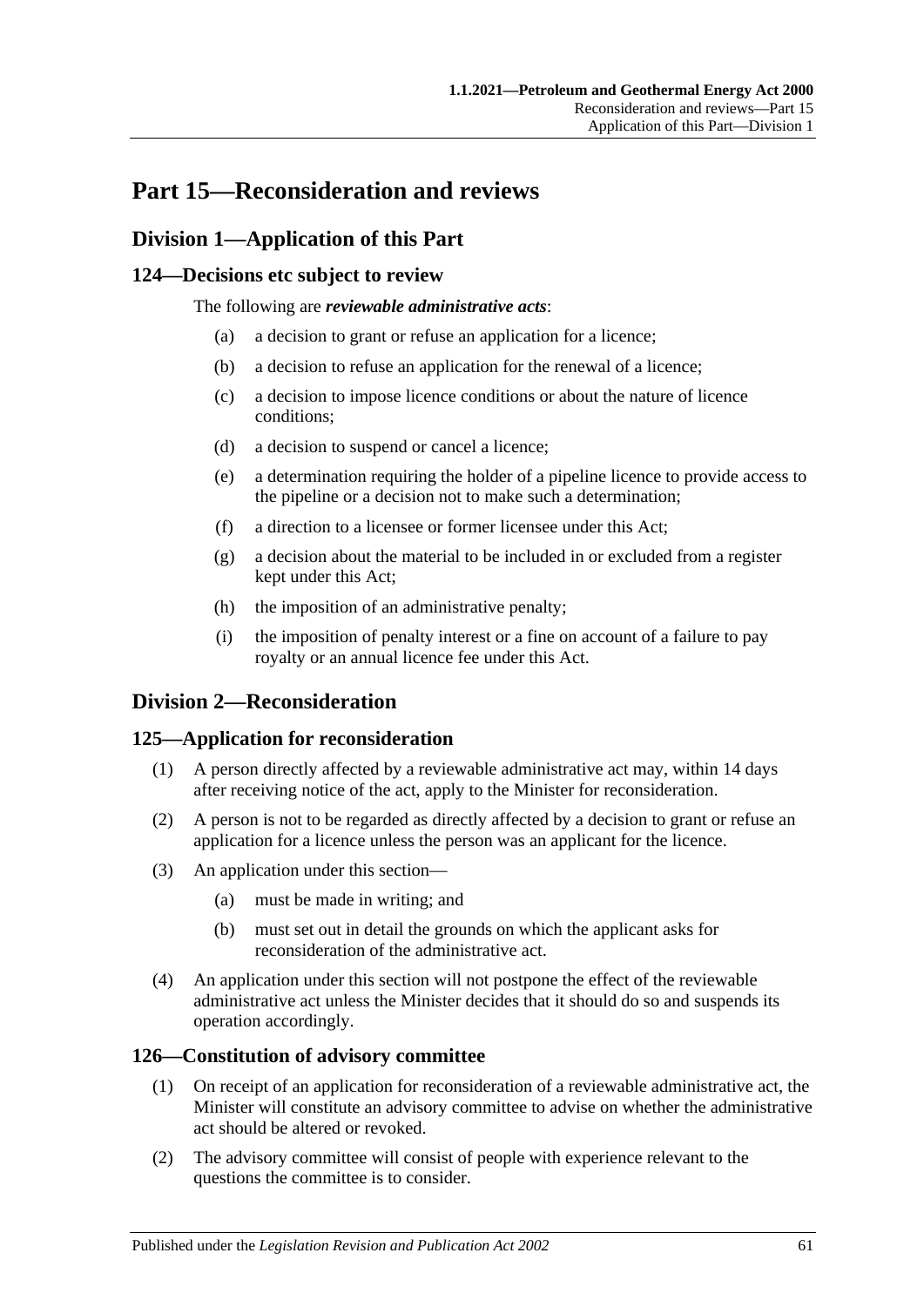# Part 15—Reconsideration and reviews

## Division 1—Application of this Part

### 124—Decisions etc subject to review

The following are ***reviewable administrative acts***:

- (a) a decision to grant or refuse an application for a licence;
- (b) a decision to refuse an application for the renewal of a licence;
- (c) a decision to impose licence conditions or about the nature of licence conditions;
- (d) a decision to suspend or cancel a licence;
- (e) a determination requiring the holder of a pipeline licence to provide access to the pipeline or a decision not to make such a determination;
- (f) a direction to a licensee or former licensee under this Act;
- (g) a decision about the material to be included in or excluded from a register kept under this Act;
- (h) the imposition of an administrative penalty;
- (i) the imposition of penalty interest or a fine on account of a failure to pay royalty or an annual licence fee under this Act.

## Division 2—Reconsideration

### 125—Application for reconsideration

(1) A person directly affected by a reviewable administrative act may, within 14 days after receiving notice of the act, apply to the Minister for reconsideration.

(2) A person is not to be regarded as directly affected by a decision to grant or refuse an application for a licence unless the person was an applicant for the licence.

(3) An application under this section—

- (a) must be made in writing; and
- (b) must set out in detail the grounds on which the applicant asks for reconsideration of the administrative act.

(4) An application under this section will not postpone the effect of the reviewable administrative act unless the Minister decides that it should do so and suspends its operation accordingly.

### 126—Constitution of advisory committee

(1) On receipt of an application for reconsideration of a reviewable administrative act, the Minister will constitute an advisory committee to advise on whether the administrative act should be altered or revoked.

(2) The advisory committee will consist of people with experience relevant to the questions the committee is to consider.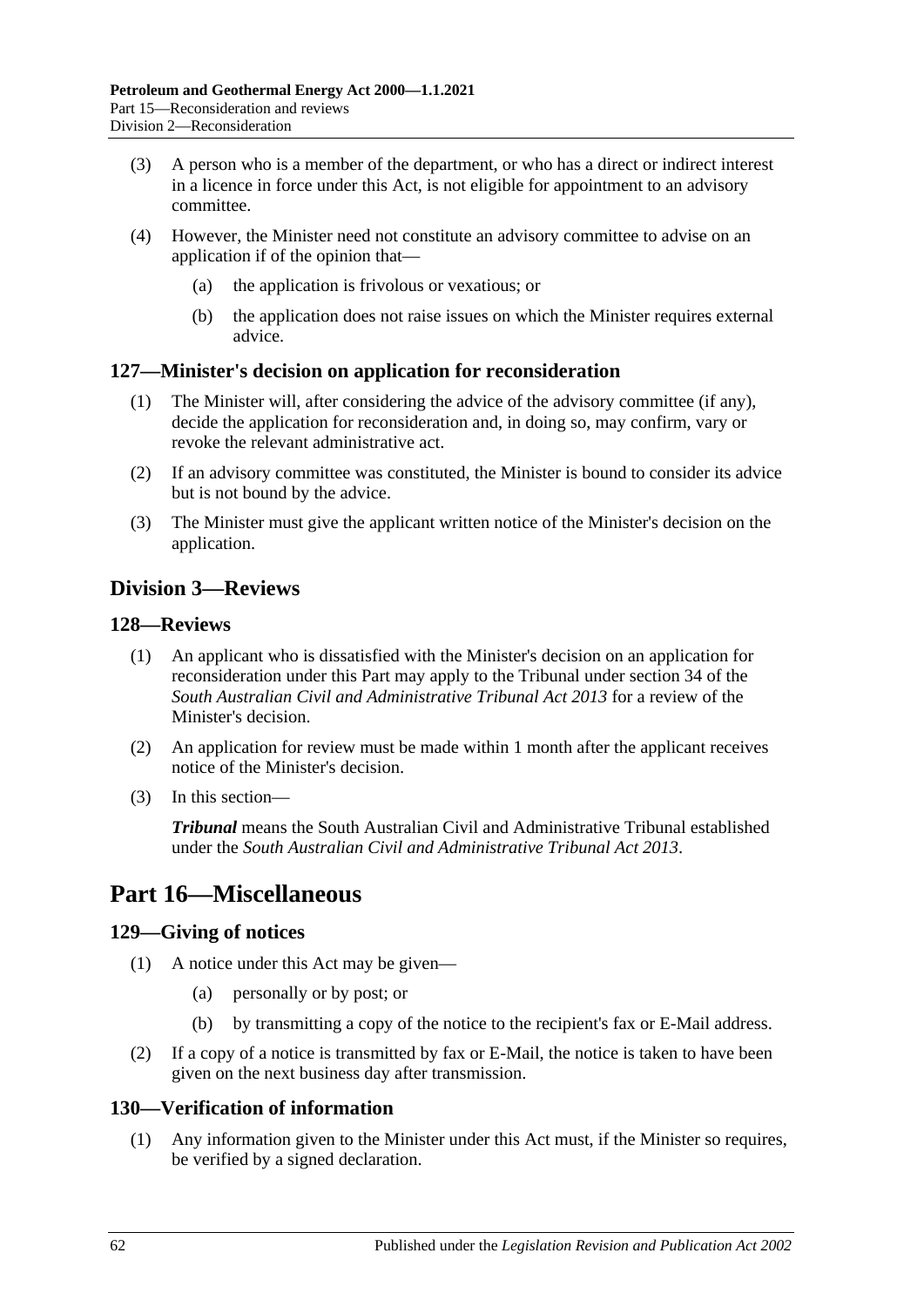(3) A person who is a member of the department, or who has a direct or indirect interest in a licence in force under this Act, is not eligible for appointment to an advisory committee.

(4) However, the Minister need not constitute an advisory committee to advise on an application if of the opinion that—

(a) the application is frivolous or vexatious; or

(b) the application does not raise issues on which the Minister requires external advice.

### 127—Minister's decision on application for reconsideration

(1) The Minister will, after considering the advice of the advisory committee (if any), decide the application for reconsideration and, in doing so, may confirm, vary or revoke the relevant administrative act.

(2) If an advisory committee was constituted, the Minister is bound to consider its advice but is not bound by the advice.

(3) The Minister must give the applicant written notice of the Minister's decision on the application.

## Division 3—Reviews

### 128—Reviews

(1) An applicant who is dissatisfied with the Minister's decision on an application for reconsideration under this Part may apply to the Tribunal under section 34 of the *South Australian Civil and Administrative Tribunal Act 2013* for a review of the Minister's decision.

(2) An application for review must be made within 1 month after the applicant receives notice of the Minister's decision.

(3) In this section—

***Tribunal*** means the South Australian Civil and Administrative Tribunal established under the *South Australian Civil and Administrative Tribunal Act 2013*.

# Part 16—Miscellaneous

### 129—Giving of notices

(1) A notice under this Act may be given—

(a) personally or by post; or

(b) by transmitting a copy of the notice to the recipient's fax or E-Mail address.

(2) If a copy of a notice is transmitted by fax or E-Mail, the notice is taken to have been given on the next business day after transmission.

### 130—Verification of information

(1) Any information given to the Minister under this Act must, if the Minister so requires, be verified by a signed declaration.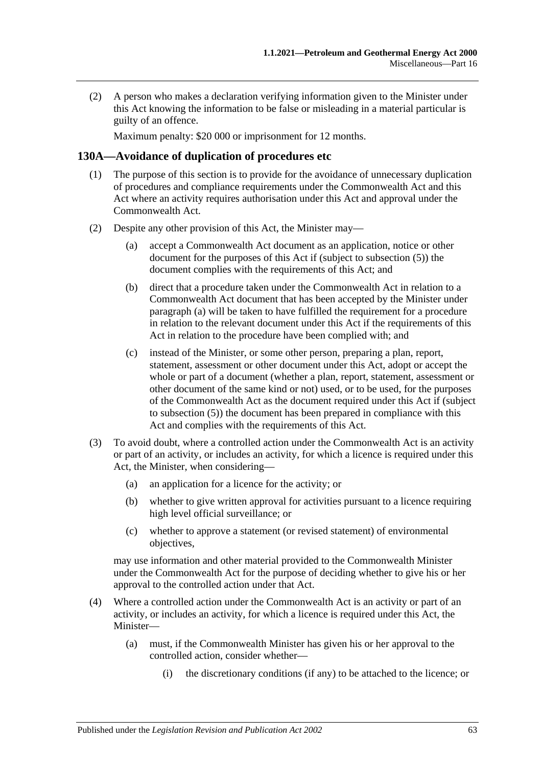(2) A person who makes a declaration verifying information given to the Minister under this Act knowing the information to be false or misleading in a material particular is guilty of an offence.

Maximum penalty: $20 000 or imprisonment for 12 months.

## 130A—Avoidance of duplication of procedures etc

(1) The purpose of this section is to provide for the avoidance of unnecessary duplication of procedures and compliance requirements under the Commonwealth Act and this Act where an activity requires authorisation under this Act and approval under the Commonwealth Act.

(2) Despite any other provision of this Act, the Minister may—

(a) accept a Commonwealth Act document as an application, notice or other document for the purposes of this Act if (subject to subsection (5)) the document complies with the requirements of this Act; and

(b) direct that a procedure taken under the Commonwealth Act in relation to a Commonwealth Act document that has been accepted by the Minister under paragraph (a) will be taken to have fulfilled the requirement for a procedure in relation to the relevant document under this Act if the requirements of this Act in relation to the procedure have been complied with; and

(c) instead of the Minister, or some other person, preparing a plan, report, statement, assessment or other document under this Act, adopt or accept the whole or part of a document (whether a plan, report, statement, assessment or other document of the same kind or not) used, or to be used, for the purposes of the Commonwealth Act as the document required under this Act if (subject to subsection (5)) the document has been prepared in compliance with this Act and complies with the requirements of this Act.

(3) To avoid doubt, where a controlled action under the Commonwealth Act is an activity or part of an activity, or includes an activity, for which a licence is required under this Act, the Minister, when considering—

(a) an application for a licence for the activity; or

(b) whether to give written approval for activities pursuant to a licence requiring high level official surveillance; or

(c) whether to approve a statement (or revised statement) of environmental objectives,

may use information and other material provided to the Commonwealth Minister under the Commonwealth Act for the purpose of deciding whether to give his or her approval to the controlled action under that Act.

(4) Where a controlled action under the Commonwealth Act is an activity or part of an activity, or includes an activity, for which a licence is required under this Act, the Minister—

(a) must, if the Commonwealth Minister has given his or her approval to the controlled action, consider whether—

(i) the discretionary conditions (if any) to be attached to the licence; or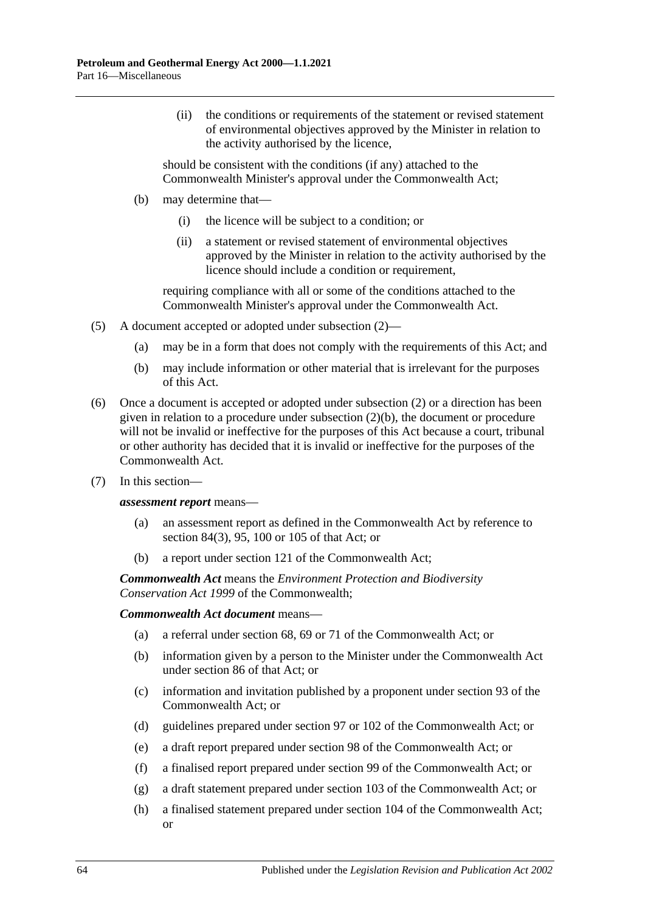(ii) the conditions or requirements of the statement or revised statement of environmental objectives approved by the Minister in relation to the activity authorised by the licence,

should be consistent with the conditions (if any) attached to the Commonwealth Minister's approval under the Commonwealth Act;

(b) may determine that—

(i) the licence will be subject to a condition; or

(ii) a statement or revised statement of environmental objectives approved by the Minister in relation to the activity authorised by the licence should include a condition or requirement,

requiring compliance with all or some of the conditions attached to the Commonwealth Minister's approval under the Commonwealth Act.

(5) A document accepted or adopted under subsection (2)—

(a) may be in a form that does not comply with the requirements of this Act; and

(b) may include information or other material that is irrelevant for the purposes of this Act.

(6) Once a document is accepted or adopted under subsection (2) or a direction has been given in relation to a procedure under subsection (2)(b), the document or procedure will not be invalid or ineffective for the purposes of this Act because a court, tribunal or other authority has decided that it is invalid or ineffective for the purposes of the Commonwealth Act.

(7) In this section—

***assessment report*** means—

(a) an assessment report as defined in the Commonwealth Act by reference to section 84(3), 95, 100 or 105 of that Act; or

(b) a report under section 121 of the Commonwealth Act;

***Commonwealth Act*** means the *Environment Protection and Biodiversity Conservation Act 1999* of the Commonwealth;

***Commonwealth Act document*** means—

(a) a referral under section 68, 69 or 71 of the Commonwealth Act; or

(b) information given by a person to the Minister under the Commonwealth Act under section 86 of that Act; or

(c) information and invitation published by a proponent under section 93 of the Commonwealth Act; or

(d) guidelines prepared under section 97 or 102 of the Commonwealth Act; or

(e) a draft report prepared under section 98 of the Commonwealth Act; or

(f) a finalised report prepared under section 99 of the Commonwealth Act; or

(g) a draft statement prepared under section 103 of the Commonwealth Act; or

(h) a finalised statement prepared under section 104 of the Commonwealth Act; or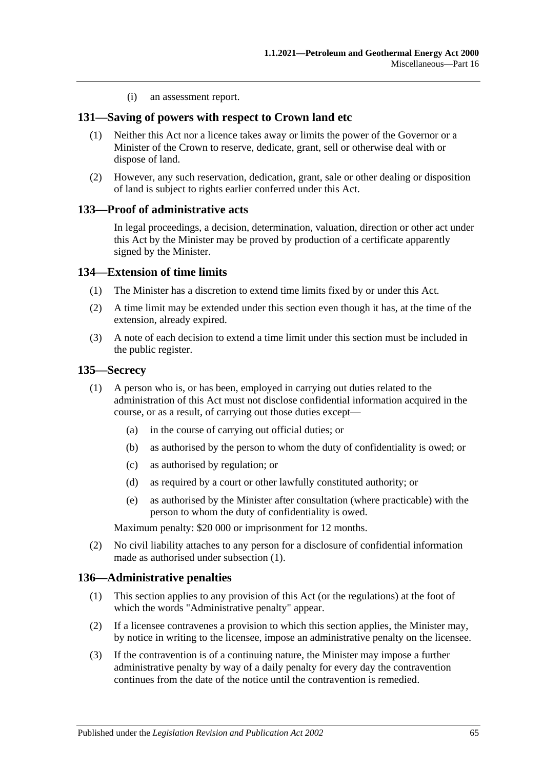(i) an assessment report.

## 131—Saving of powers with respect to Crown land etc

(1) Neither this Act nor a licence takes away or limits the power of the Governor or a Minister of the Crown to reserve, dedicate, grant, sell or otherwise deal with or dispose of land.

(2) However, any such reservation, dedication, grant, sale or other dealing or disposition of land is subject to rights earlier conferred under this Act.

## 133—Proof of administrative acts

In legal proceedings, a decision, determination, valuation, direction or other act under this Act by the Minister may be proved by production of a certificate apparently signed by the Minister.

## 134—Extension of time limits

(1) The Minister has a discretion to extend time limits fixed by or under this Act.

(2) A time limit may be extended under this section even though it has, at the time of the extension, already expired.

(3) A note of each decision to extend a time limit under this section must be included in the public register.

## 135—Secrecy

(1) A person who is, or has been, employed in carrying out duties related to the administration of this Act must not disclose confidential information acquired in the course, or as a result, of carrying out those duties except—

(a) in the course of carrying out official duties; or

(b) as authorised by the person to whom the duty of confidentiality is owed; or

(c) as authorised by regulation; or

(d) as required by a court or other lawfully constituted authority; or

(e) as authorised by the Minister after consultation (where practicable) with the person to whom the duty of confidentiality is owed.

Maximum penalty: $20 000 or imprisonment for 12 months.

(2) No civil liability attaches to any person for a disclosure of confidential information made as authorised under subsection (1).

## 136—Administrative penalties

(1) This section applies to any provision of this Act (or the regulations) at the foot of which the words "Administrative penalty" appear.

(2) If a licensee contravenes a provision to which this section applies, the Minister may, by notice in writing to the licensee, impose an administrative penalty on the licensee.

(3) If the contravention is of a continuing nature, the Minister may impose a further administrative penalty by way of a daily penalty for every day the contravention continues from the date of the notice until the contravention is remedied.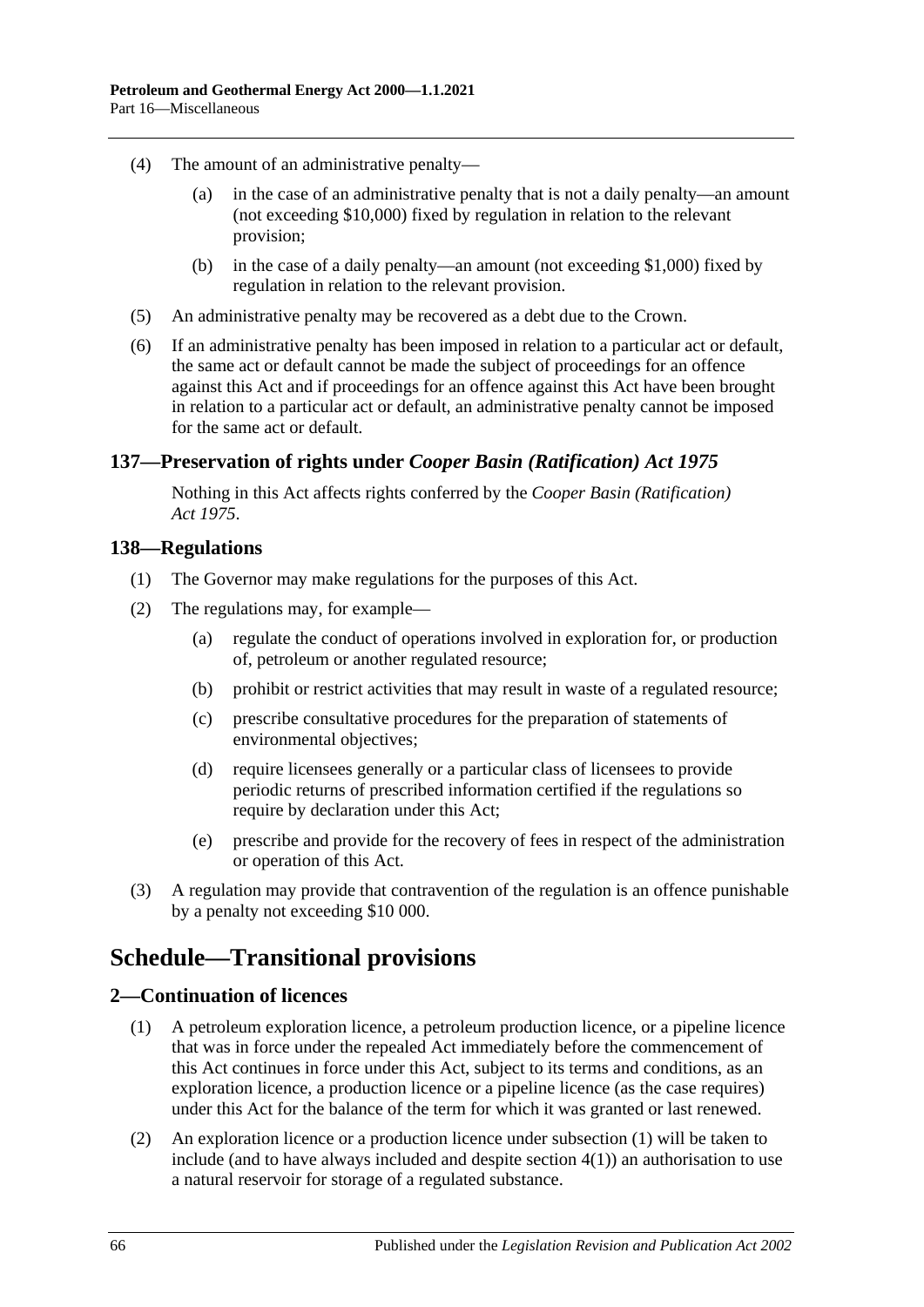(4) The amount of an administrative penalty—

(a) in the case of an administrative penalty that is not a daily penalty—an amount (not exceeding $10,000) fixed by regulation in relation to the relevant provision;

(b) in the case of a daily penalty—an amount (not exceeding $1,000) fixed by regulation in relation to the relevant provision.

(5) An administrative penalty may be recovered as a debt due to the Crown.

(6) If an administrative penalty has been imposed in relation to a particular act or default, the same act or default cannot be made the subject of proceedings for an offence against this Act and if proceedings for an offence against this Act have been brought in relation to a particular act or default, an administrative penalty cannot be imposed for the same act or default.

### 137—Preservation of rights under *Cooper Basin (Ratification) Act 1975*

Nothing in this Act affects rights conferred by the *Cooper Basin (Ratification) Act 1975*.

### 138—Regulations

(1) The Governor may make regulations for the purposes of this Act.

(2) The regulations may, for example—

(a) regulate the conduct of operations involved in exploration for, or production of, petroleum or another regulated resource;

(b) prohibit or restrict activities that may result in waste of a regulated resource;

(c) prescribe consultative procedures for the preparation of statements of environmental objectives;

(d) require licensees generally or a particular class of licensees to provide periodic returns of prescribed information certified if the regulations so require by declaration under this Act;

(e) prescribe and provide for the recovery of fees in respect of the administration or operation of this Act.

(3) A regulation may provide that contravention of the regulation is an offence punishable by a penalty not exceeding $10 000.

## Schedule—Transitional provisions

### 2—Continuation of licences

(1) A petroleum exploration licence, a petroleum production licence, or a pipeline licence that was in force under the repealed Act immediately before the commencement of this Act continues in force under this Act, subject to its terms and conditions, as an exploration licence, a production licence or a pipeline licence (as the case requires) under this Act for the balance of the term for which it was granted or last renewed.

(2) An exploration licence or a production licence under subsection (1) will be taken to include (and to have always included and despite section 4(1)) an authorisation to use a natural reservoir for storage of a regulated substance.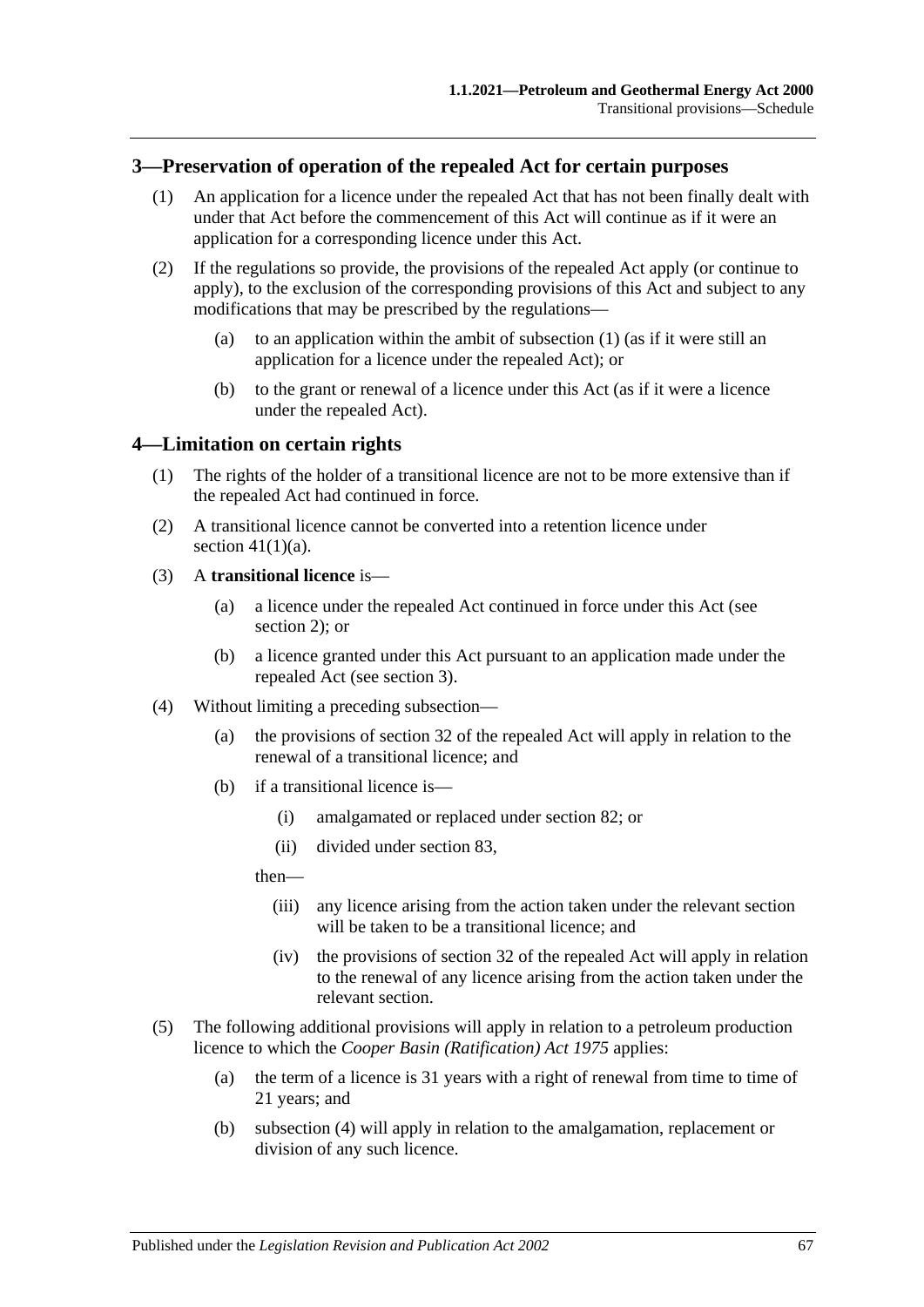## 3—Preservation of operation of the repealed Act for certain purposes

(1) An application for a licence under the repealed Act that has not been finally dealt with under that Act before the commencement of this Act will continue as if it were an application for a corresponding licence under this Act.

(2) If the regulations so provide, the provisions of the repealed Act apply (or continue to apply), to the exclusion of the corresponding provisions of this Act and subject to any modifications that may be prescribed by the regulations—

- (a) to an application within the ambit of subsection (1) (as if it were still an application for a licence under the repealed Act); or
- (b) to the grant or renewal of a licence under this Act (as if it were a licence under the repealed Act).

## 4—Limitation on certain rights

(1) The rights of the holder of a transitional licence are not to be more extensive than if the repealed Act had continued in force.

(2) A transitional licence cannot be converted into a retention licence under section 41(1)(a).

(3) A **transitional licence** is—

- (a) a licence under the repealed Act continued in force under this Act (see section 2); or
- (b) a licence granted under this Act pursuant to an application made under the repealed Act (see section 3).

(4) Without limiting a preceding subsection—

- (a) the provisions of section 32 of the repealed Act will apply in relation to the renewal of a transitional licence; and
- (b) if a transitional licence is—
  - (i) amalgamated or replaced under section 82; or
  - (ii) divided under section 83,

  then—

  - (iii) any licence arising from the action taken under the relevant section will be taken to be a transitional licence; and
  - (iv) the provisions of section 32 of the repealed Act will apply in relation to the renewal of any licence arising from the action taken under the relevant section.

(5) The following additional provisions will apply in relation to a petroleum production licence to which the *Cooper Basin (Ratification) Act 1975* applies:

- (a) the term of a licence is 31 years with a right of renewal from time to time of 21 years; and
- (b) subsection (4) will apply in relation to the amalgamation, replacement or division of any such licence.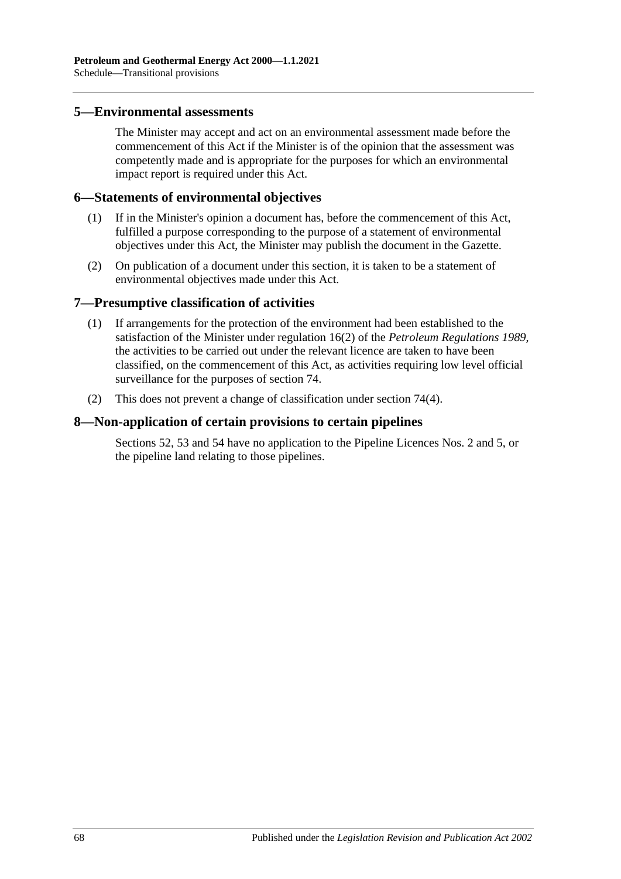## 5—Environmental assessments

The Minister may accept and act on an environmental assessment made before the commencement of this Act if the Minister is of the opinion that the assessment was competently made and is appropriate for the purposes for which an environmental impact report is required under this Act.

## 6—Statements of environmental objectives

(1) If in the Minister's opinion a document has, before the commencement of this Act, fulfilled a purpose corresponding to the purpose of a statement of environmental objectives under this Act, the Minister may publish the document in the Gazette.

(2) On publication of a document under this section, it is taken to be a statement of environmental objectives made under this Act.

## 7—Presumptive classification of activities

(1) If arrangements for the protection of the environment had been established to the satisfaction of the Minister under regulation 16(2) of the *Petroleum Regulations 1989*, the activities to be carried out under the relevant licence are taken to have been classified, on the commencement of this Act, as activities requiring low level official surveillance for the purposes of section 74.

(2) This does not prevent a change of classification under section 74(4).

## 8—Non-application of certain provisions to certain pipelines

Sections 52, 53 and 54 have no application to the Pipeline Licences Nos. 2 and 5, or the pipeline land relating to those pipelines.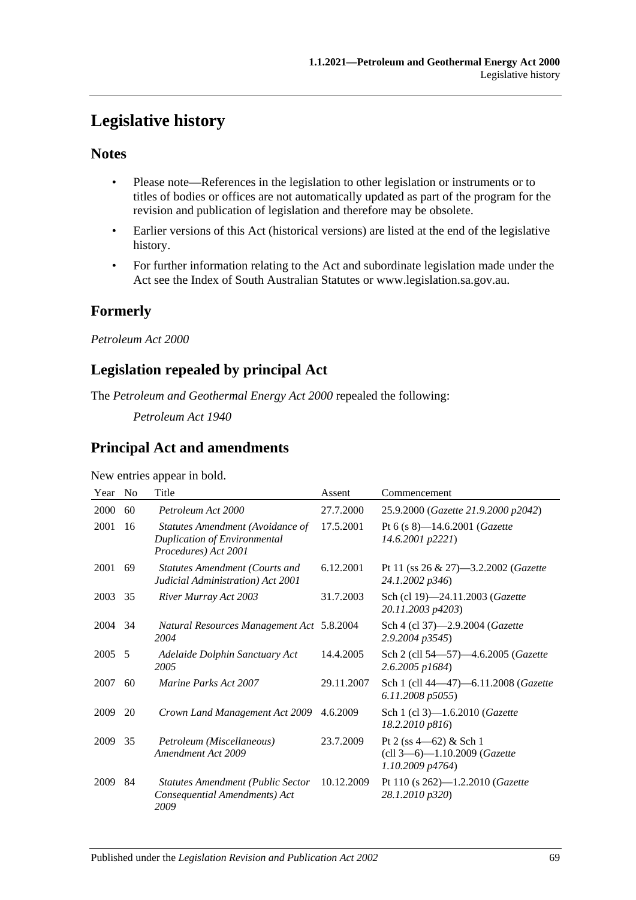# Legislative history

## Notes

- Please note—References in the legislation to other legislation or instruments or to titles of bodies or offices are not automatically updated as part of the program for the revision and publication of legislation and therefore may be obsolete.
- Earlier versions of this Act (historical versions) are listed at the end of the legislative history.
- For further information relating to the Act and subordinate legislation made under the Act see the Index of South Australian Statutes or www.legislation.sa.gov.au.

## Formerly

*Petroleum Act 2000*

## Legislation repealed by principal Act

The *Petroleum and Geothermal Energy Act 2000* repealed the following:

*Petroleum Act 1940*

## Principal Act and amendments

New entries appear in bold.

| Year | No | Title | Assent | Commencement |
|---|---|---|---|---|
| 2000 | 60 | *Petroleum Act 2000* | 27.7.2000 | 25.9.2000 (*Gazette 21.9.2000 p2042*) |
| 2001 | 16 | *Statutes Amendment (Avoidance of Duplication of Environmental Procedures) Act 2001* | 17.5.2001 | Pt 6 (s 8)—14.6.2001 (*Gazette 14.6.2001 p2221*) |
| 2001 | 69 | *Statutes Amendment (Courts and Judicial Administration) Act 2001* | 6.12.2001 | Pt 11 (ss 26 & 27)—3.2.2002 (*Gazette 24.1.2002 p346*) |
| 2003 | 35 | *River Murray Act 2003* | 31.7.2003 | Sch (cl 19)—24.11.2003 (*Gazette 20.11.2003 p4203*) |
| 2004 | 34 | *Natural Resources Management Act 2004* | 5.8.2004 | Sch 4 (cl 37)—2.9.2004 (*Gazette 2.9.2004 p3545*) |
| 2005 | 5 | *Adelaide Dolphin Sanctuary Act 2005* | 14.4.2005 | Sch 2 (cll 54—57)—4.6.2005 (*Gazette 2.6.2005 p1684*) |
| 2007 | 60 | *Marine Parks Act 2007* | 29.11.2007 | Sch 1 (cll 44—47)—6.11.2008 (*Gazette 6.11.2008 p5055*) |
| 2009 | 20 | *Crown Land Management Act 2009* | 4.6.2009 | Sch 1 (cl 3)—1.6.2010 (*Gazette 18.2.2010 p816*) |
| 2009 | 35 | *Petroleum (Miscellaneous) Amendment Act 2009* | 23.7.2009 | Pt 2 (ss 4—62) & Sch 1 (cll 3—6)—1.10.2009 (*Gazette 1.10.2009 p4764*) |
| 2009 | 84 | *Statutes Amendment (Public Sector Consequential Amendments) Act 2009* | 10.12.2009 | Pt 110 (s 262)—1.2.2010 (*Gazette 28.1.2010 p320*) |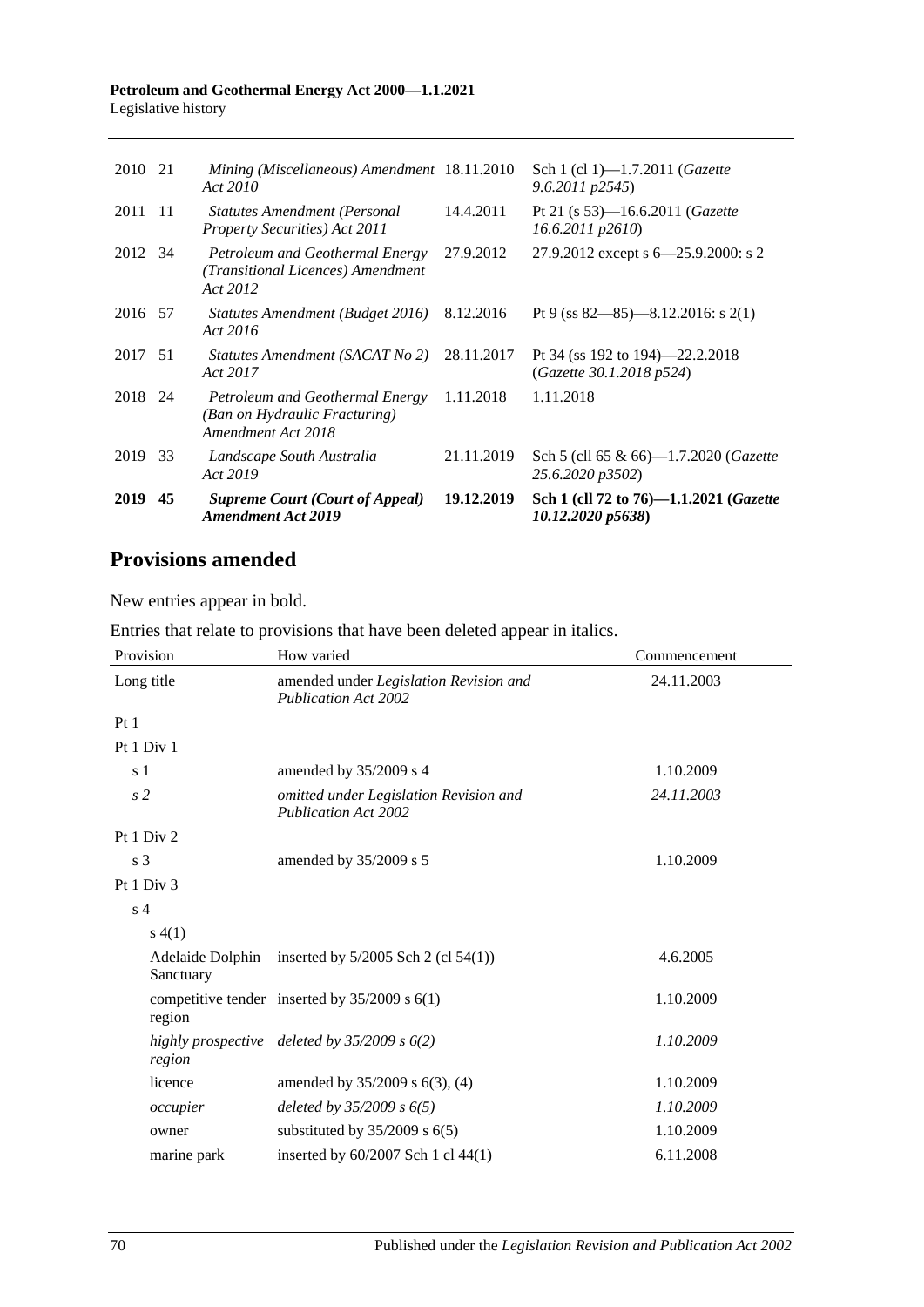| | | | | |
|---|---|---|---|---|
| 2010 | 21 | *Mining (Miscellaneous) Amendment Act 2010* | 18.11.2010 | Sch 1 (cl 1)—1.7.2011 (*Gazette 9.6.2011 p2545*) |
| 2011 | 11 | *Statutes Amendment (Personal Property Securities) Act 2011* | 14.4.2011 | Pt 21 (s 53)—16.6.2011 (*Gazette 16.6.2011 p2610*) |
| 2012 | 34 | *Petroleum and Geothermal Energy (Transitional Licences) Amendment Act 2012* | 27.9.2012 | 27.9.2012 except s 6—25.9.2000: s 2 |
| 2016 | 57 | *Statutes Amendment (Budget 2016) Act 2016* | 8.12.2016 | Pt 9 (ss 82—85)—8.12.2016: s 2(1) |
| 2017 | 51 | *Statutes Amendment (SACAT No 2) Act 2017* | 28.11.2017 | Pt 34 (ss 192 to 194)—22.2.2018 (*Gazette 30.1.2018 p524*) |
| 2018 | 24 | *Petroleum and Geothermal Energy (Ban on Hydraulic Fracturing) Amendment Act 2018* | 1.11.2018 | 1.11.2018 |
| 2019 | 33 | *Landscape South Australia Act 2019* | 21.11.2019 | Sch 5 (cll 65 & 66)—1.7.2020 (*Gazette 25.6.2020 p3502*) |
| **2019** | **45** | ***Supreme Court (Court of Appeal) Amendment Act 2019*** | **19.12.2019** | **Sch 1 (cll 72 to 76)—1.1.2021 (*Gazette 10.12.2020 p5638*)** |

## Provisions amended

New entries appear in bold.

Entries that relate to provisions that have been deleted appear in italics.

| Provision | How varied | Commencement |
|---|---|---|
| Long title | amended under *Legislation Revision and Publication Act 2002* | 24.11.2003 |
| Pt 1 | | |
| Pt 1 Div 1 | | |
| s 1 | amended by 35/2009 s 4 | 1.10.2009 |
| *s 2* | *omitted under Legislation Revision and Publication Act 2002* | *24.11.2003* |
| Pt 1 Div 2 | | |
| s 3 | amended by 35/2009 s 5 | 1.10.2009 |
| Pt 1 Div 3 | | |
| s 4 | | |
| s 4(1) | | |
| Adelaide Dolphin Sanctuary | inserted by 5/2005 Sch 2 (cl 54(1)) | 4.6.2005 |
| competitive tender region | inserted by 35/2009 s 6(1) | 1.10.2009 |
| *highly prospective region* | *deleted by 35/2009 s 6(2)* | *1.10.2009* |
| licence | amended by 35/2009 s 6(3), (4) | 1.10.2009 |
| *occupier* | *deleted by 35/2009 s 6(5)* | *1.10.2009* |
| owner | substituted by 35/2009 s 6(5) | 1.10.2009 |
| marine park | inserted by 60/2007 Sch 1 cl 44(1) | 6.11.2008 |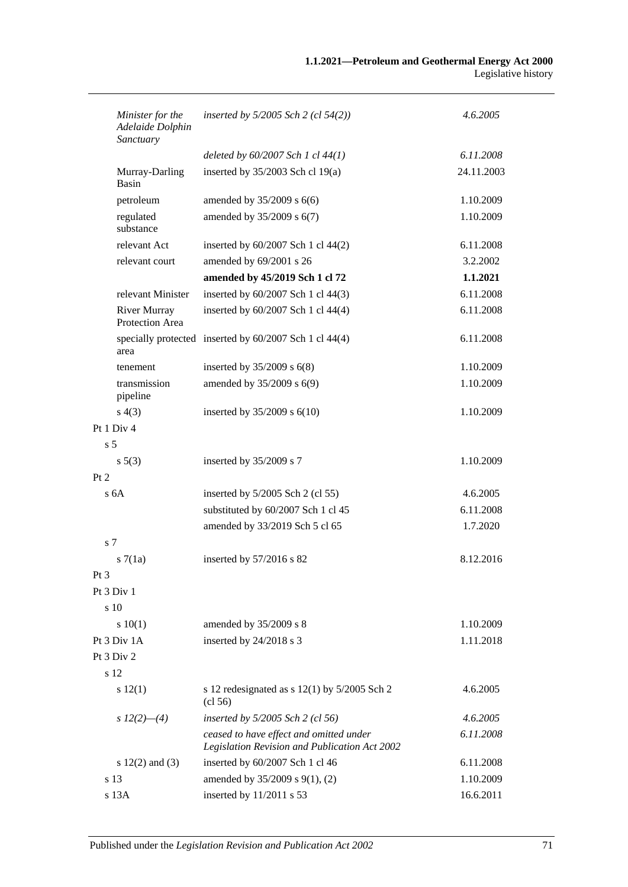| | | |
|---|---|---|
| *Minister for the Adelaide Dolphin Sanctuary* | *inserted by 5/2005 Sch 2 (cl 54(2))* | *4.6.2005* |
| | *deleted by 60/2007 Sch 1 cl 44(1)* | *6.11.2008* |
| Murray-Darling Basin | inserted by 35/2003 Sch cl 19(a) | 24.11.2003 |
| petroleum | amended by 35/2009 s 6(6) | 1.10.2009 |
| regulated substance | amended by 35/2009 s 6(7) | 1.10.2009 |
| relevant Act | inserted by 60/2007 Sch 1 cl 44(2) | 6.11.2008 |
| relevant court | amended by 69/2001 s 26 | 3.2.2002 |
| | **amended by 45/2019 Sch 1 cl 72** | **1.1.2021** |
| relevant Minister | inserted by 60/2007 Sch 1 cl 44(3) | 6.11.2008 |
| River Murray Protection Area | inserted by 60/2007 Sch 1 cl 44(4) | 6.11.2008 |
| specially protected area | inserted by 60/2007 Sch 1 cl 44(4) | 6.11.2008 |
| tenement | inserted by 35/2009 s 6(8) | 1.10.2009 |
| transmission pipeline | amended by 35/2009 s 6(9) | 1.10.2009 |
| s 4(3) | inserted by 35/2009 s 6(10) | 1.10.2009 |
| Pt 1 Div 4 | | |
| s 5 | | |
| s 5(3) | inserted by 35/2009 s 7 | 1.10.2009 |
| Pt 2 | | |
| s 6A | inserted by 5/2005 Sch 2 (cl 55) | 4.6.2005 |
| | substituted by 60/2007 Sch 1 cl 45 | 6.11.2008 |
| | amended by 33/2019 Sch 5 cl 65 | 1.7.2020 |
| s 7 | | |
| s 7(1a) | inserted by 57/2016 s 82 | 8.12.2016 |
| Pt 3 | | |
| Pt 3 Div 1 | | |
| s 10 | | |
| s 10(1) | amended by 35/2009 s 8 | 1.10.2009 |
| Pt 3 Div 1A | inserted by 24/2018 s 3 | 1.11.2018 |
| Pt 3 Div 2 | | |
| s 12 | | |
| s 12(1) | s 12 redesignated as s 12(1) by 5/2005 Sch 2 (cl 56) | 4.6.2005 |
| *s 12(2)—(4)* | *inserted by 5/2005 Sch 2 (cl 56)* | *4.6.2005* |
| | *ceased to have effect and omitted under Legislation Revision and Publication Act 2002* | *6.11.2008* |
| s 12(2) and (3) | inserted by 60/2007 Sch 1 cl 46 | 6.11.2008 |
| s 13 | amended by 35/2009 s 9(1), (2) | 1.10.2009 |
| s 13A | inserted by 11/2011 s 53 | 16.6.2011 |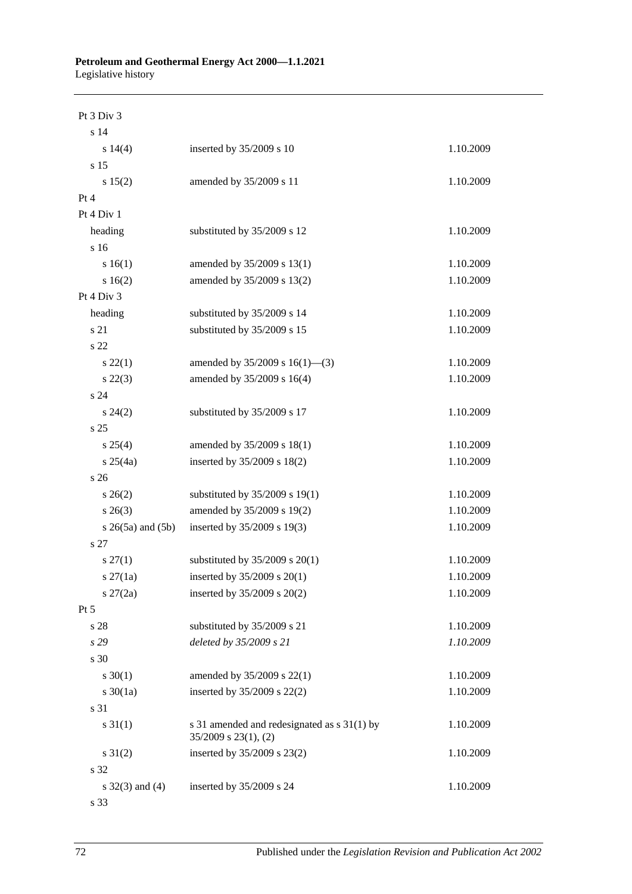| | | |
|---|---|---|
| Pt 3 Div 3 | | |
| s 14 | | |
| s 14(4) | inserted by 35/2009 s 10 | 1.10.2009 |
| s 15 | | |
| s 15(2) | amended by 35/2009 s 11 | 1.10.2009 |
| Pt 4 | | |
| Pt 4 Div 1 | | |
| heading | substituted by 35/2009 s 12 | 1.10.2009 |
| s 16 | | |
| s 16(1) | amended by 35/2009 s 13(1) | 1.10.2009 |
| s 16(2) | amended by 35/2009 s 13(2) | 1.10.2009 |
| Pt 4 Div 3 | | |
| heading | substituted by 35/2009 s 14 | 1.10.2009 |
| s 21 | substituted by 35/2009 s 15 | 1.10.2009 |
| s 22 | | |
| s 22(1) | amended by 35/2009 s 16(1)—(3) | 1.10.2009 |
| s 22(3) | amended by 35/2009 s 16(4) | 1.10.2009 |
| s 24 | | |
| s 24(2) | substituted by 35/2009 s 17 | 1.10.2009 |
| s 25 | | |
| s 25(4) | amended by 35/2009 s 18(1) | 1.10.2009 |
| s 25(4a) | inserted by 35/2009 s 18(2) | 1.10.2009 |
| s 26 | | |
| s 26(2) | substituted by 35/2009 s 19(1) | 1.10.2009 |
| s 26(3) | amended by 35/2009 s 19(2) | 1.10.2009 |
| s 26(5a) and (5b) | inserted by 35/2009 s 19(3) | 1.10.2009 |
| s 27 | | |
| s 27(1) | substituted by 35/2009 s 20(1) | 1.10.2009 |
| s 27(1a) | inserted by 35/2009 s 20(1) | 1.10.2009 |
| s 27(2a) | inserted by 35/2009 s 20(2) | 1.10.2009 |
| Pt 5 | | |
| s 28 | substituted by 35/2009 s 21 | 1.10.2009 |
| *s 29* | *deleted by 35/2009 s 21* | *1.10.2009* |
| s 30 | | |
| s 30(1) | amended by 35/2009 s 22(1) | 1.10.2009 |
| s 30(1a) | inserted by 35/2009 s 22(2) | 1.10.2009 |
| s 31 | | |
| s 31(1) | s 31 amended and redesignated as s 31(1) by 35/2009 s 23(1), (2) | 1.10.2009 |
| s 31(2) | inserted by 35/2009 s 23(2) | 1.10.2009 |
| s 32 | | |
| s 32(3) and (4) | inserted by 35/2009 s 24 | 1.10.2009 |
| s 33 | | |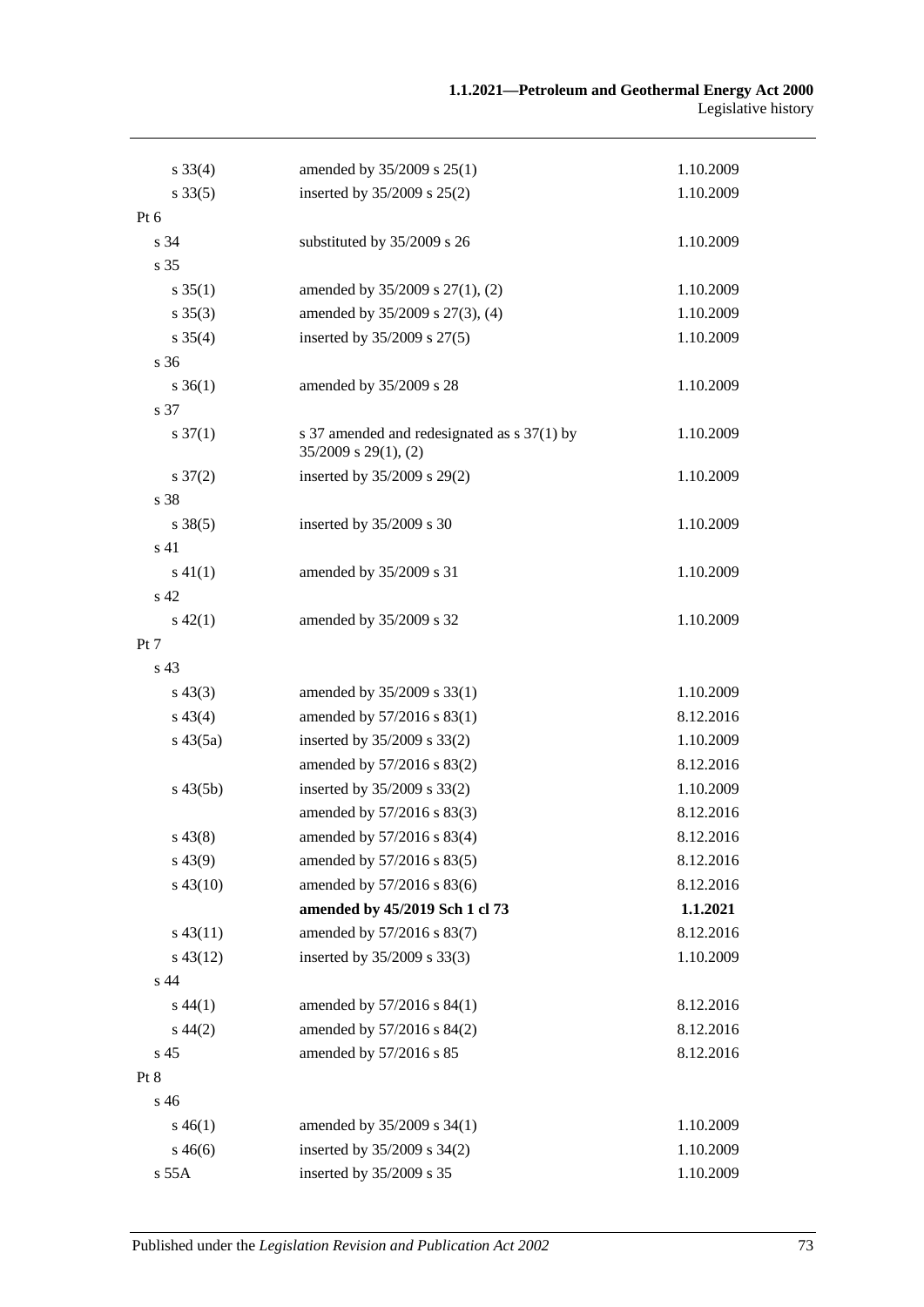| | | |
|---|---|---|
| s 33(4) | amended by 35/2009 s 25(1) | 1.10.2009 |
| s 33(5) | inserted by 35/2009 s 25(2) | 1.10.2009 |
| Pt 6 | | |
| s 34 | substituted by 35/2009 s 26 | 1.10.2009 |
| s 35 | | |
| s 35(1) | amended by 35/2009 s 27(1), (2) | 1.10.2009 |
| s 35(3) | amended by 35/2009 s 27(3), (4) | 1.10.2009 |
| s 35(4) | inserted by 35/2009 s 27(5) | 1.10.2009 |
| s 36 | | |
| s 36(1) | amended by 35/2009 s 28 | 1.10.2009 |
| s 37 | | |
| s 37(1) | s 37 amended and redesignated as s 37(1) by 35/2009 s 29(1), (2) | 1.10.2009 |
| s 37(2) | inserted by 35/2009 s 29(2) | 1.10.2009 |
| s 38 | | |
| s 38(5) | inserted by 35/2009 s 30 | 1.10.2009 |
| s 41 | | |
| s 41(1) | amended by 35/2009 s 31 | 1.10.2009 |
| s 42 | | |
| s 42(1) | amended by 35/2009 s 32 | 1.10.2009 |
| Pt 7 | | |
| s 43 | | |
| s 43(3) | amended by 35/2009 s 33(1) | 1.10.2009 |
| s 43(4) | amended by 57/2016 s 83(1) | 8.12.2016 |
| s 43(5a) | inserted by 35/2009 s 33(2) | 1.10.2009 |
| | amended by 57/2016 s 83(2) | 8.12.2016 |
| s 43(5b) | inserted by 35/2009 s 33(2) | 1.10.2009 |
| | amended by 57/2016 s 83(3) | 8.12.2016 |
| s 43(8) | amended by 57/2016 s 83(4) | 8.12.2016 |
| s 43(9) | amended by 57/2016 s 83(5) | 8.12.2016 |
| s 43(10) | amended by 57/2016 s 83(6) | 8.12.2016 |
| | **amended by 45/2019 Sch 1 cl 73** | **1.1.2021** |
| s 43(11) | amended by 57/2016 s 83(7) | 8.12.2016 |
| s 43(12) | inserted by 35/2009 s 33(3) | 1.10.2009 |
| s 44 | | |
| s 44(1) | amended by 57/2016 s 84(1) | 8.12.2016 |
| s 44(2) | amended by 57/2016 s 84(2) | 8.12.2016 |
| s 45 | amended by 57/2016 s 85 | 8.12.2016 |
| Pt 8 | | |
| s 46 | | |
| s 46(1) | amended by 35/2009 s 34(1) | 1.10.2009 |
| s 46(6) | inserted by 35/2009 s 34(2) | 1.10.2009 |
| s 55A | inserted by 35/2009 s 35 | 1.10.2009 |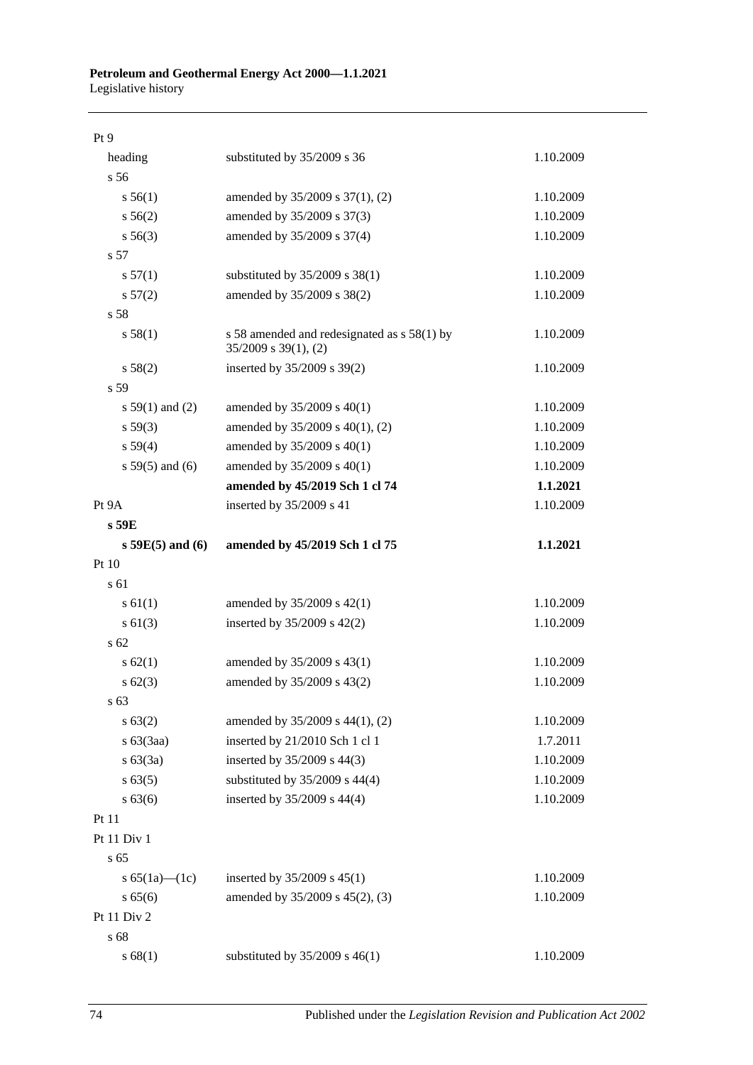| | | |
|---|---|---|
| Pt 9 | | |
| heading | substituted by 35/2009 s 36 | 1.10.2009 |
| s 56 | | |
| s 56(1) | amended by 35/2009 s 37(1), (2) | 1.10.2009 |
| s 56(2) | amended by 35/2009 s 37(3) | 1.10.2009 |
| s 56(3) | amended by 35/2009 s 37(4) | 1.10.2009 |
| s 57 | | |
| s 57(1) | substituted by 35/2009 s 38(1) | 1.10.2009 |
| s 57(2) | amended by 35/2009 s 38(2) | 1.10.2009 |
| s 58 | | |
| s 58(1) | s 58 amended and redesignated as s 58(1) by 35/2009 s 39(1), (2) | 1.10.2009 |
| s 58(2) | inserted by 35/2009 s 39(2) | 1.10.2009 |
| s 59 | | |
| s 59(1) and (2) | amended by 35/2009 s 40(1) | 1.10.2009 |
| s 59(3) | amended by 35/2009 s 40(1), (2) | 1.10.2009 |
| s 59(4) | amended by 35/2009 s 40(1) | 1.10.2009 |
| s 59(5) and (6) | amended by 35/2009 s 40(1) | 1.10.2009 |
| | **amended by 45/2019 Sch 1 cl 74** | **1.1.2021** |
| Pt 9A | inserted by 35/2009 s 41 | 1.10.2009 |
| **s 59E** | | |
| **s 59E(5) and (6)** | **amended by 45/2019 Sch 1 cl 75** | **1.1.2021** |
| Pt 10 | | |
| s 61 | | |
| s 61(1) | amended by 35/2009 s 42(1) | 1.10.2009 |
| s 61(3) | inserted by 35/2009 s 42(2) | 1.10.2009 |
| s 62 | | |
| s 62(1) | amended by 35/2009 s 43(1) | 1.10.2009 |
| s 62(3) | amended by 35/2009 s 43(2) | 1.10.2009 |
| s 63 | | |
| s 63(2) | amended by 35/2009 s 44(1), (2) | 1.10.2009 |
| s 63(3aa) | inserted by 21/2010 Sch 1 cl 1 | 1.7.2011 |
| s 63(3a) | inserted by 35/2009 s 44(3) | 1.10.2009 |
| s 63(5) | substituted by 35/2009 s 44(4) | 1.10.2009 |
| s 63(6) | inserted by 35/2009 s 44(4) | 1.10.2009 |
| Pt 11 | | |
| Pt 11 Div 1 | | |
| s 65 | | |
| s 65(1a)—(1c) | inserted by 35/2009 s 45(1) | 1.10.2009 |
| s 65(6) | amended by 35/2009 s 45(2), (3) | 1.10.2009 |
| Pt 11 Div 2 | | |
| s 68 | | |
| s 68(1) | substituted by 35/2009 s 46(1) | 1.10.2009 |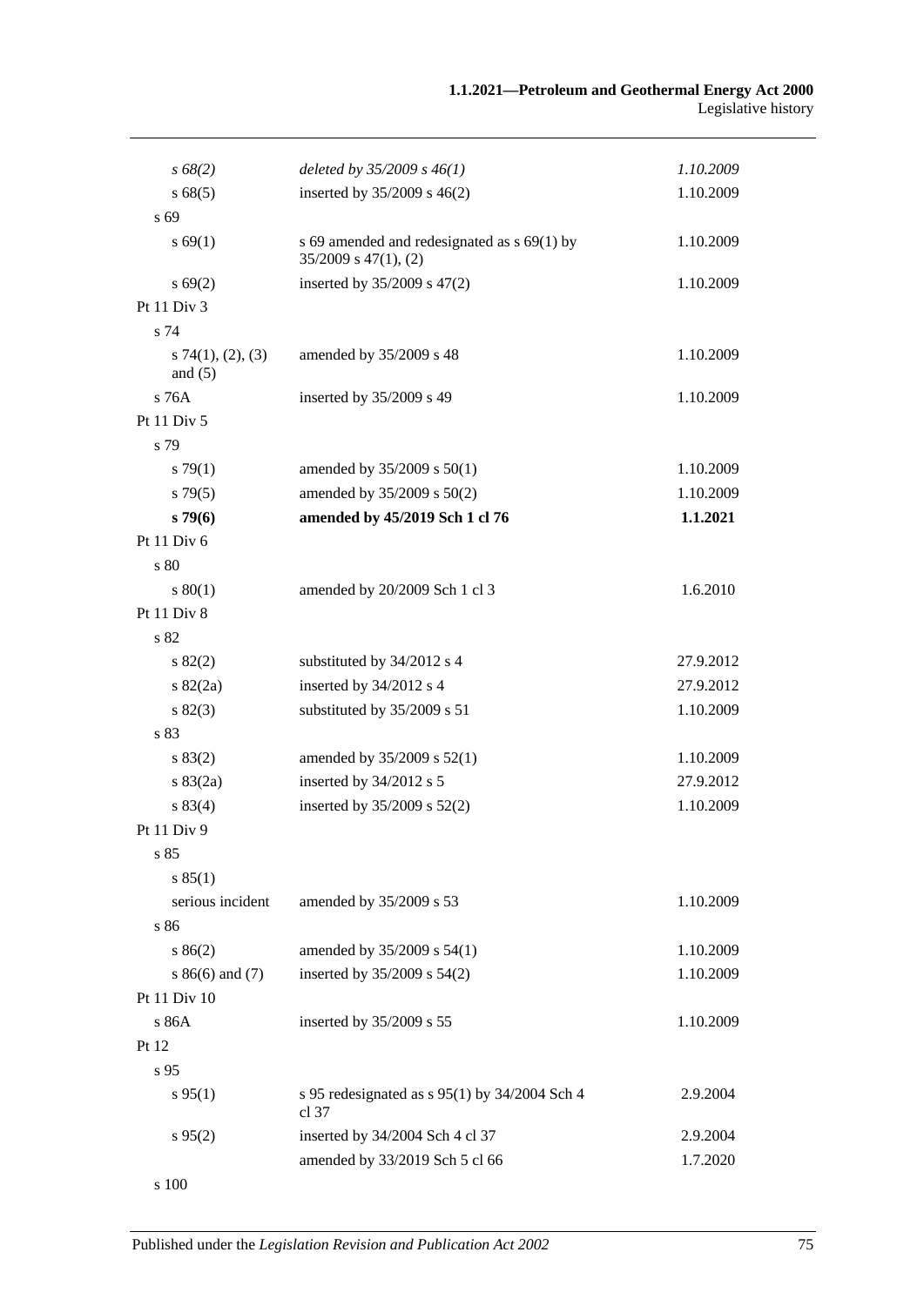| | | |
|---|---|---|
| *s 68(2)* | *deleted by 35/2009 s 46(1)* | *1.10.2009* |
| s 68(5) | inserted by 35/2009 s 46(2) | 1.10.2009 |
| s 69 | | |
| s 69(1) | s 69 amended and redesignated as s 69(1) by 35/2009 s 47(1), (2) | 1.10.2009 |
| s 69(2) | inserted by 35/2009 s 47(2) | 1.10.2009 |
| Pt 11 Div 3 | | |
| s 74 | | |
| s 74(1), (2), (3) and (5) | amended by 35/2009 s 48 | 1.10.2009 |
| s 76A | inserted by 35/2009 s 49 | 1.10.2009 |
| Pt 11 Div 5 | | |
| s 79 | | |
| s 79(1) | amended by 35/2009 s 50(1) | 1.10.2009 |
| s 79(5) | amended by 35/2009 s 50(2) | 1.10.2009 |
| **s 79(6)** | **amended by 45/2019 Sch 1 cl 76** | **1.1.2021** |
| Pt 11 Div 6 | | |
| s 80 | | |
| s 80(1) | amended by 20/2009 Sch 1 cl 3 | 1.6.2010 |
| Pt 11 Div 8 | | |
| s 82 | | |
| s 82(2) | substituted by 34/2012 s 4 | 27.9.2012 |
| s 82(2a) | inserted by 34/2012 s 4 | 27.9.2012 |
| s 82(3) | substituted by 35/2009 s 51 | 1.10.2009 |
| s 83 | | |
| s 83(2) | amended by 35/2009 s 52(1) | 1.10.2009 |
| s 83(2a) | inserted by 34/2012 s 5 | 27.9.2012 |
| s 83(4) | inserted by 35/2009 s 52(2) | 1.10.2009 |
| Pt 11 Div 9 | | |
| s 85 | | |
| s 85(1) | | |
| serious incident | amended by 35/2009 s 53 | 1.10.2009 |
| s 86 | | |
| s 86(2) | amended by 35/2009 s 54(1) | 1.10.2009 |
| s 86(6) and (7) | inserted by 35/2009 s 54(2) | 1.10.2009 |
| Pt 11 Div 10 | | |
| s 86A | inserted by 35/2009 s 55 | 1.10.2009 |
| Pt 12 | | |
| s 95 | | |
| s 95(1) | s 95 redesignated as s 95(1) by 34/2004 Sch 4 cl 37 | 2.9.2004 |
| s 95(2) | inserted by 34/2004 Sch 4 cl 37 | 2.9.2004 |
| | amended by 33/2019 Sch 5 cl 66 | 1.7.2020 |
| s 100 | | |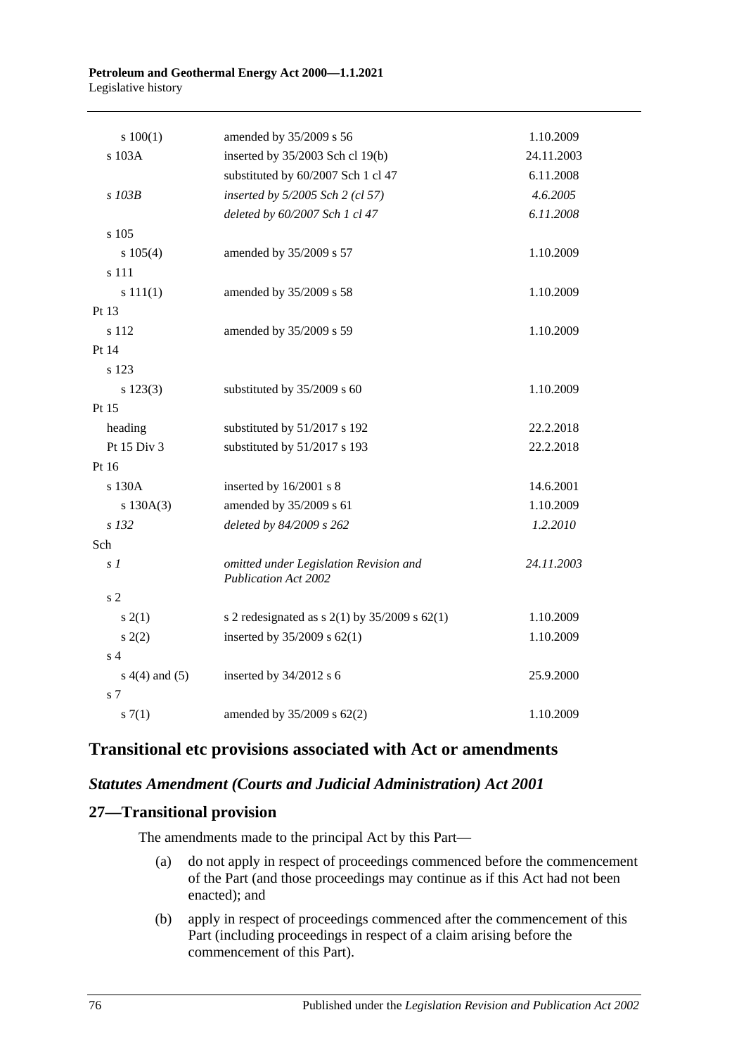| | | |
|---|---|---|
| s 100(1) | amended by 35/2009 s 56 | 1.10.2009 |
| s 103A | inserted by 35/2003 Sch cl 19(b) | 24.11.2003 |
| | substituted by 60/2007 Sch 1 cl 47 | 6.11.2008 |
| *s 103B* | *inserted by 5/2005 Sch 2 (cl 57)* | *4.6.2005* |
| | *deleted by 60/2007 Sch 1 cl 47* | *6.11.2008* |
| s 105 | | |
| s 105(4) | amended by 35/2009 s 57 | 1.10.2009 |
| s 111 | | |
| s 111(1) | amended by 35/2009 s 58 | 1.10.2009 |
| Pt 13 | | |
| s 112 | amended by 35/2009 s 59 | 1.10.2009 |
| Pt 14 | | |
| s 123 | | |
| s 123(3) | substituted by 35/2009 s 60 | 1.10.2009 |
| Pt 15 | | |
| heading | substituted by 51/2017 s 192 | 22.2.2018 |
| Pt 15 Div 3 | substituted by 51/2017 s 193 | 22.2.2018 |
| Pt 16 | | |
| s 130A | inserted by 16/2001 s 8 | 14.6.2001 |
| s 130A(3) | amended by 35/2009 s 61 | 1.10.2009 |
| *s 132* | *deleted by 84/2009 s 262* | *1.2.2010* |
| Sch | | |
| *s 1* | *omitted under Legislation Revision and Publication Act 2002* | *24.11.2003* |
| s 2 | | |
| s 2(1) | s 2 redesignated as s 2(1) by 35/2009 s 62(1) | 1.10.2009 |
| s 2(2) | inserted by 35/2009 s 62(1) | 1.10.2009 |
| s 4 | | |
| s 4(4) and (5) | inserted by 34/2012 s 6 | 25.9.2000 |
| s 7 | | |
| s 7(1) | amended by 35/2009 s 62(2) | 1.10.2009 |

## Transitional etc provisions associated with Act or amendments

### *Statutes Amendment (Courts and Judicial Administration) Act 2001*

### 27—Transitional provision

The amendments made to the principal Act by this Part—

(a) do not apply in respect of proceedings commenced before the commencement of the Part (and those proceedings may continue as if this Act had not been enacted); and

(b) apply in respect of proceedings commenced after the commencement of this Part (including proceedings in respect of a claim arising before the commencement of this Part).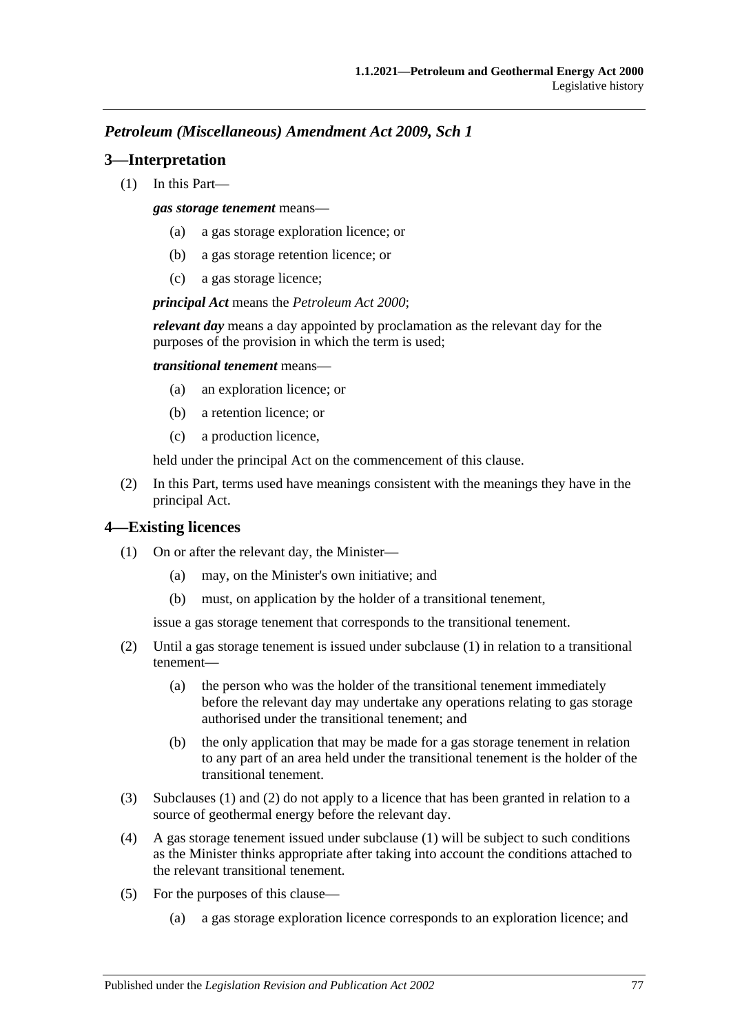### *Petroleum (Miscellaneous) Amendment Act 2009, Sch 1*

## 3—Interpretation

(1) In this Part—

***gas storage tenement*** means—

(a) a gas storage exploration licence; or

(b) a gas storage retention licence; or

(c) a gas storage licence;

***principal Act*** means the *Petroleum Act 2000*;

***relevant day*** means a day appointed by proclamation as the relevant day for the purposes of the provision in which the term is used;

***transitional tenement*** means—

(a) an exploration licence; or

(b) a retention licence; or

(c) a production licence,

held under the principal Act on the commencement of this clause.

(2) In this Part, terms used have meanings consistent with the meanings they have in the principal Act.

## 4—Existing licences

(1) On or after the relevant day, the Minister—

(a) may, on the Minister's own initiative; and

(b) must, on application by the holder of a transitional tenement,

issue a gas storage tenement that corresponds to the transitional tenement.

(2) Until a gas storage tenement is issued under subclause (1) in relation to a transitional tenement—

(a) the person who was the holder of the transitional tenement immediately before the relevant day may undertake any operations relating to gas storage authorised under the transitional tenement; and

(b) the only application that may be made for a gas storage tenement in relation to any part of an area held under the transitional tenement is the holder of the transitional tenement.

(3) Subclauses (1) and (2) do not apply to a licence that has been granted in relation to a source of geothermal energy before the relevant day.

(4) A gas storage tenement issued under subclause (1) will be subject to such conditions as the Minister thinks appropriate after taking into account the conditions attached to the relevant transitional tenement.

(5) For the purposes of this clause—

(a) a gas storage exploration licence corresponds to an exploration licence; and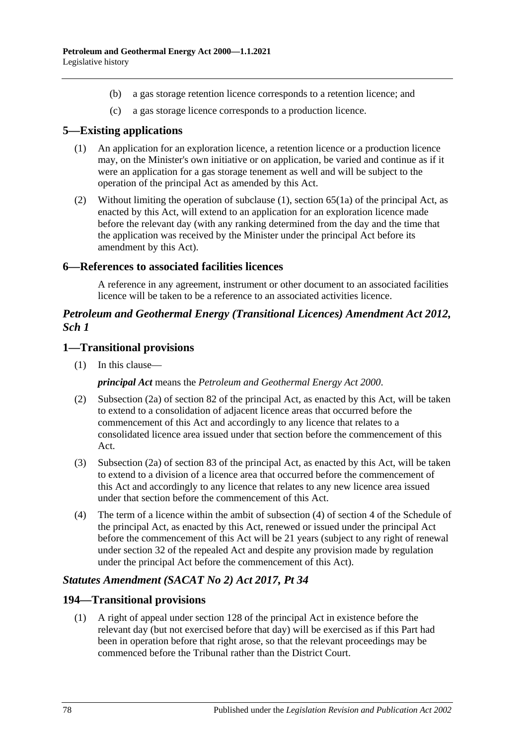(b) a gas storage retention licence corresponds to a retention licence; and

(c) a gas storage licence corresponds to a production licence.

## 5—Existing applications

(1) An application for an exploration licence, a retention licence or a production licence may, on the Minister's own initiative or on application, be varied and continue as if it were an application for a gas storage tenement as well and will be subject to the operation of the principal Act as amended by this Act.

(2) Without limiting the operation of subclause (1), section 65(1a) of the principal Act, as enacted by this Act, will extend to an application for an exploration licence made before the relevant day (with any ranking determined from the day and the time that the application was received by the Minister under the principal Act before its amendment by this Act).

## 6—References to associated facilities licences

A reference in any agreement, instrument or other document to an associated facilities licence will be taken to be a reference to an associated activities licence.

### *Petroleum and Geothermal Energy (Transitional Licences) Amendment Act 2012, Sch 1*

## 1—Transitional provisions

(1) In this clause—

***principal Act*** means the *Petroleum and Geothermal Energy Act 2000*.

(2) Subsection (2a) of section 82 of the principal Act, as enacted by this Act, will be taken to extend to a consolidation of adjacent licence areas that occurred before the commencement of this Act and accordingly to any licence that relates to a consolidated licence area issued under that section before the commencement of this Act.

(3) Subsection (2a) of section 83 of the principal Act, as enacted by this Act, will be taken to extend to a division of a licence area that occurred before the commencement of this Act and accordingly to any licence that relates to any new licence area issued under that section before the commencement of this Act.

(4) The term of a licence within the ambit of subsection (4) of section 4 of the Schedule of the principal Act, as enacted by this Act, renewed or issued under the principal Act before the commencement of this Act will be 21 years (subject to any right of renewal under section 32 of the repealed Act and despite any provision made by regulation under the principal Act before the commencement of this Act).

### *Statutes Amendment (SACAT No 2) Act 2017, Pt 34*

## 194—Transitional provisions

(1) A right of appeal under section 128 of the principal Act in existence before the relevant day (but not exercised before that day) will be exercised as if this Part had been in operation before that right arose, so that the relevant proceedings may be commenced before the Tribunal rather than the District Court.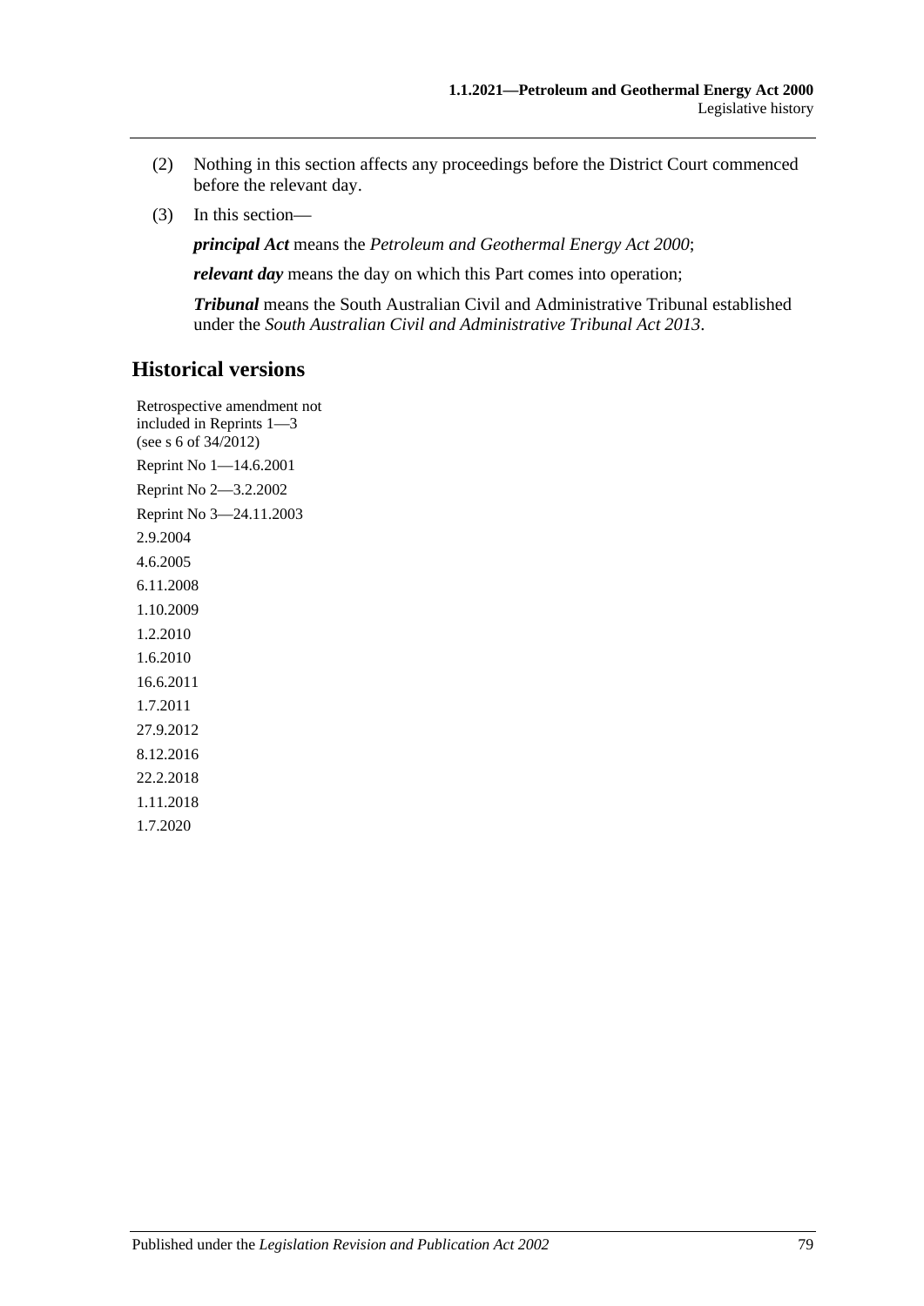(2) Nothing in this section affects any proceedings before the District Court commenced before the relevant day.

(3) In this section—

***principal Act*** means the *Petroleum and Geothermal Energy Act 2000*;

***relevant day*** means the day on which this Part comes into operation;

***Tribunal*** means the South Australian Civil and Administrative Tribunal established under the *South Australian Civil and Administrative Tribunal Act 2013*.

## Historical versions

Retrospective amendment not included in Reprints 1—3 (see s 6 of 34/2012)

Reprint No 1—14.6.2001

Reprint No 2—3.2.2002

Reprint No 3—24.11.2003

2.9.2004

4.6.2005

6.11.2008

1.10.2009

1.2.2010

1.6.2010

16.6.2011

1.7.2011

27.9.2012

8.12.2016

22.2.2018

1.11.2018

1.7.2020